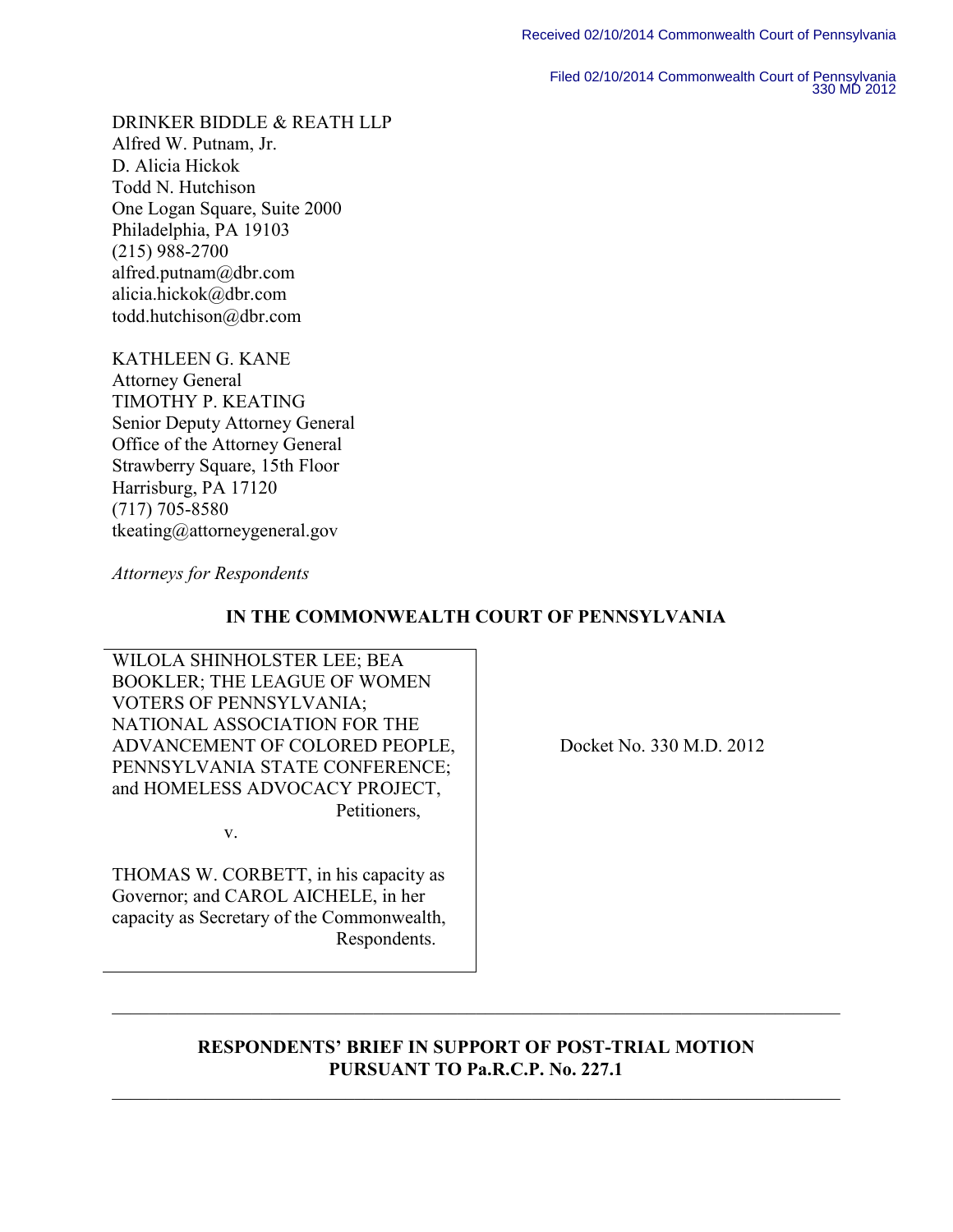Received 02/10/2014 Commonwealth Court of Pennsylvania

Filed 02/10/2014 Commonwealth Court of Pennsylvania
330 MD 2012

DRINKER BIDDLE & REATH LLP
Alfred W. Putnam, Jr.
D. Alicia Hickok
Todd N. Hutchison
One Logan Square, Suite 2000
Philadelphia, PA 19103
(215) 988-2700
alfred.putnam@dbr.com
alicia.hickok@dbr.com
todd.hutchison@dbr.com

KATHLEEN G. KANE
Attorney General
TIMOTHY P. KEATING
Senior Deputy Attorney General
Office of the Attorney General
Strawberry Square, 15th Floor
Harrisburg, PA 17120
(717) 705-8580
tkeating@attorneygeneral.gov

*Attorneys for Respondents*

**IN THE COMMONWEALTH COURT OF PENNSYLVANIA**

WILOLA SHINHOLSTER LEE; BEA BOOKLER; THE LEAGUE OF WOMEN VOTERS OF PENNSYLVANIA; NATIONAL ASSOCIATION FOR THE ADVANCEMENT OF COLORED PEOPLE, PENNSYLVANIA STATE CONFERENCE; and HOMELESS ADVOCACY PROJECT,
Petitioners,

v.

THOMAS W. CORBETT, in his capacity as Governor; and CAROL AICHELE, in her capacity as Secretary of the Commonwealth,
Respondents.

Docket No. 330 M.D. 2012

---

**RESPONDENTS' BRIEF IN SUPPORT OF POST-TRIAL MOTION PURSUANT TO Pa.R.C.P. No. 227.1**

---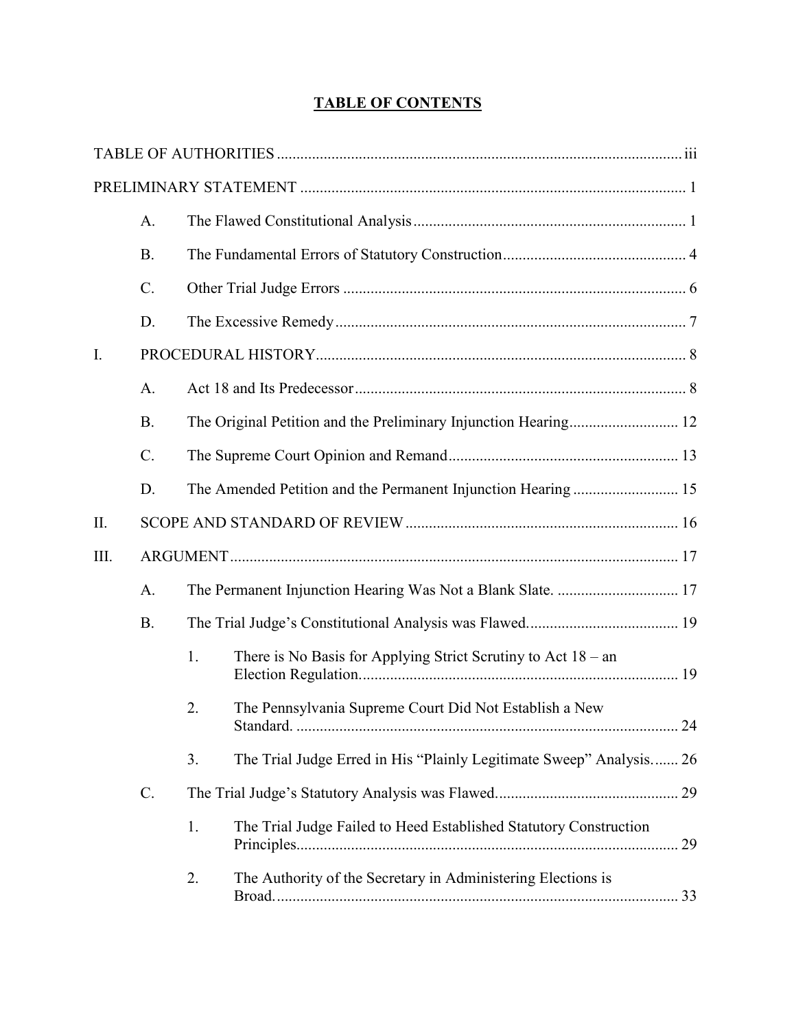# TABLE OF CONTENTS

TABLE OF AUTHORITIES ........ iii

PRELIMINARY STATEMENT ........ 1

- A. The Flawed Constitutional Analysis ........ 1
- B. The Fundamental Errors of Statutory Construction ........ 4
- C. Other Trial Judge Errors ........ 6
- D. The Excessive Remedy ........ 7

I. PROCEDURAL HISTORY ........ 8

- A. Act 18 and Its Predecessor ........ 8
- B. The Original Petition and the Preliminary Injunction Hearing ........ 12
- C. The Supreme Court Opinion and Remand ........ 13
- D. The Amended Petition and the Permanent Injunction Hearing ........ 15

II. SCOPE AND STANDARD OF REVIEW ........ 16

III. ARGUMENT ........ 17

- A. The Permanent Injunction Hearing Was Not a Blank Slate. ........ 17
- B. The Trial Judge's Constitutional Analysis was Flawed. ........ 19
  - 1. There is No Basis for Applying Strict Scrutiny to Act 18 – an Election Regulation. ........ 19
  - 2. The Pennsylvania Supreme Court Did Not Establish a New Standard. ........ 24
  - 3. The Trial Judge Erred in His "Plainly Legitimate Sweep" Analysis. ........ 26
- C. The Trial Judge's Statutory Analysis was Flawed. ........ 29
  - 1. The Trial Judge Failed to Heed Established Statutory Construction Principles. ........ 29
  - 2. The Authority of the Secretary in Administering Elections is Broad. ........ 33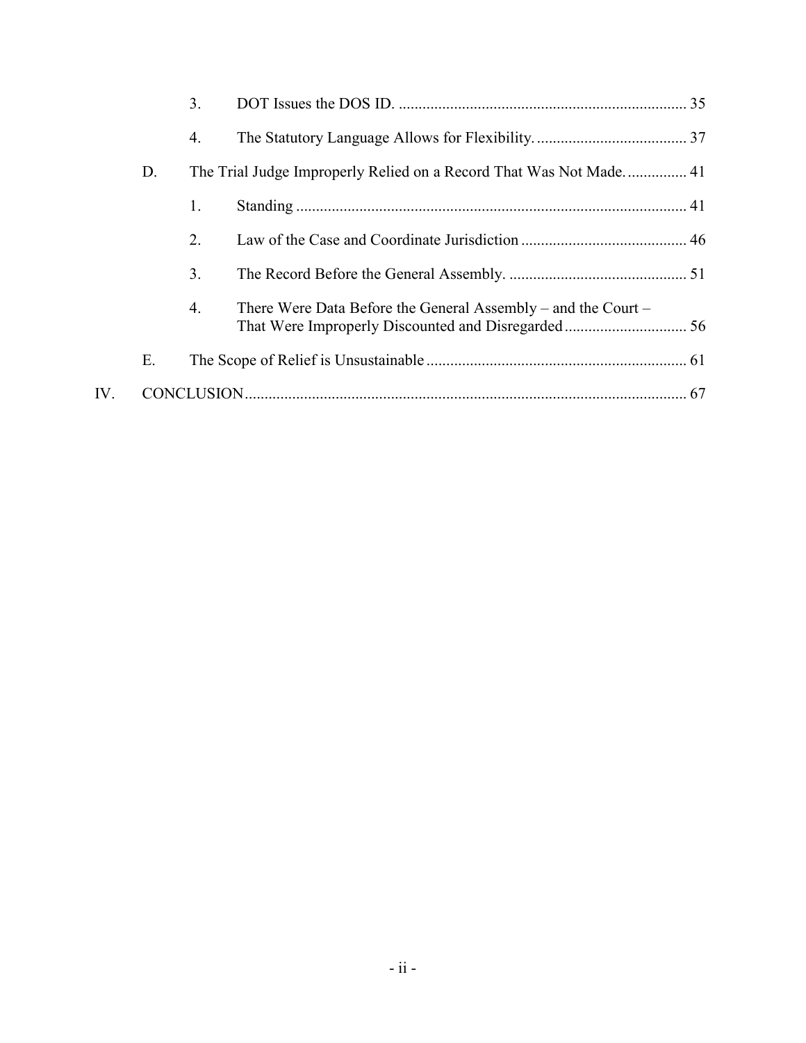3. DOT Issues the DOS ID. .......................................................................... 35

4. The Statutory Language Allows for Flexibility. ...................................... 37

D. The Trial Judge Improperly Relied on a Record That Was Not Made. ............... 41

1. Standing ................................................................................................. 41

2. Law of the Case and Coordinate Jurisdiction .......................................... 46

3. The Record Before the General Assembly. ............................................. 51

4. There Were Data Before the General Assembly – and the Court – That Were Improperly Discounted and Disregarded ............................... 56

E. The Scope of Relief is Unsustainable .................................................................. 61

IV. CONCLUSION ................................................................................................................ 67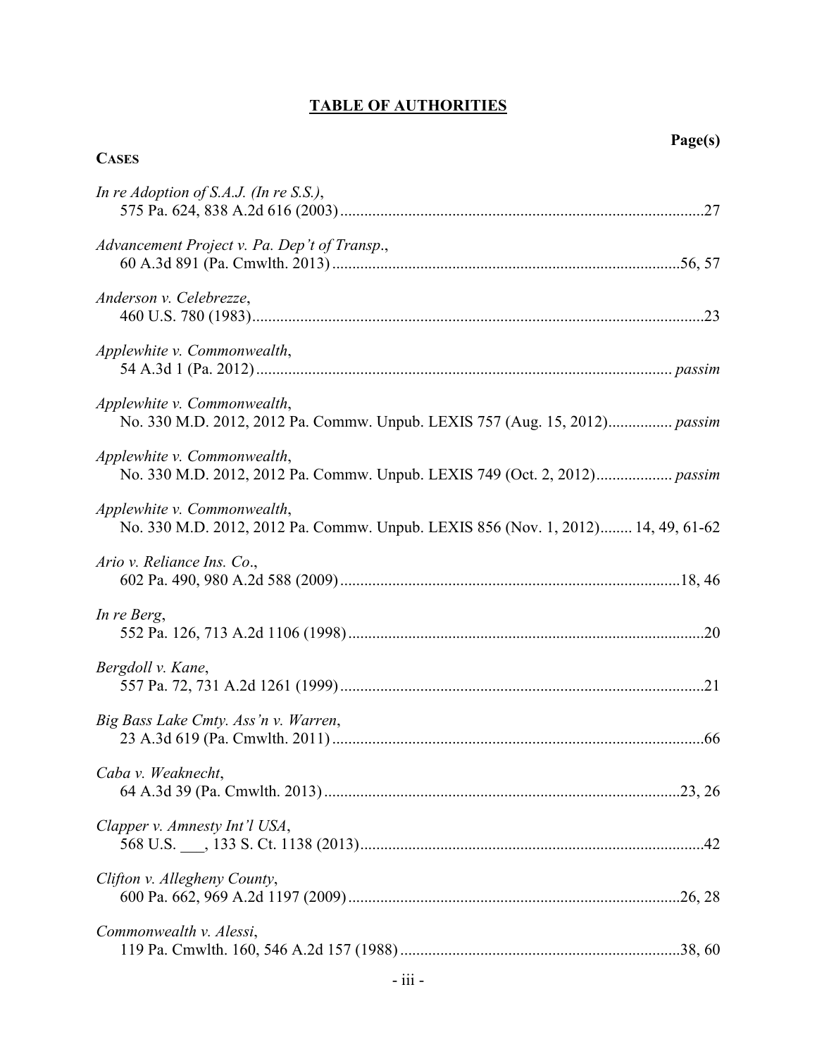# TABLE OF AUTHORITIES

**CASES** — **Page(s)**

*In re Adoption of S.A.J. (In re S.S.)*,
575 Pa. 624, 838 A.2d 616 (2003) .......... 27

*Advancement Project v. Pa. Dep't of Transp.*,
60 A.3d 891 (Pa. Cmwlth. 2013) .......... 56, 57

*Anderson v. Celebrezze*,
460 U.S. 780 (1983) .......... 23

*Applewhite v. Commonwealth*,
54 A.3d 1 (Pa. 2012) .......... *passim*

*Applewhite v. Commonwealth*,
No. 330 M.D. 2012, 2012 Pa. Commw. Unpub. LEXIS 757 (Aug. 15, 2012) .......... *passim*

*Applewhite v. Commonwealth*,
No. 330 M.D. 2012, 2012 Pa. Commw. Unpub. LEXIS 749 (Oct. 2, 2012) .......... *passim*

*Applewhite v. Commonwealth*,
No. 330 M.D. 2012, 2012 Pa. Commw. Unpub. LEXIS 856 (Nov. 1, 2012) .......... 14, 49, 61-62

*Ario v. Reliance Ins. Co.*,
602 Pa. 490, 980 A.2d 588 (2009) .......... 18, 46

*In re Berg*,
552 Pa. 126, 713 A.2d 1106 (1998) .......... 20

*Bergdoll v. Kane*,
557 Pa. 72, 731 A.2d 1261 (1999) .......... 21

*Big Bass Lake Cmty. Ass'n v. Warren*,
23 A.3d 619 (Pa. Cmwlth. 2011) .......... 66

*Caba v. Weaknecht*,
64 A.3d 39 (Pa. Cmwlth. 2013) .......... 23, 26

*Clapper v. Amnesty Int'l USA*,
568 U.S. ___, 133 S. Ct. 1138 (2013) .......... 42

*Clifton v. Allegheny County*,
600 Pa. 662, 969 A.2d 1197 (2009) .......... 26, 28

*Commonwealth v. Alessi*,
119 Pa. Cmwlth. 160, 546 A.2d 157 (1988) .......... 38, 60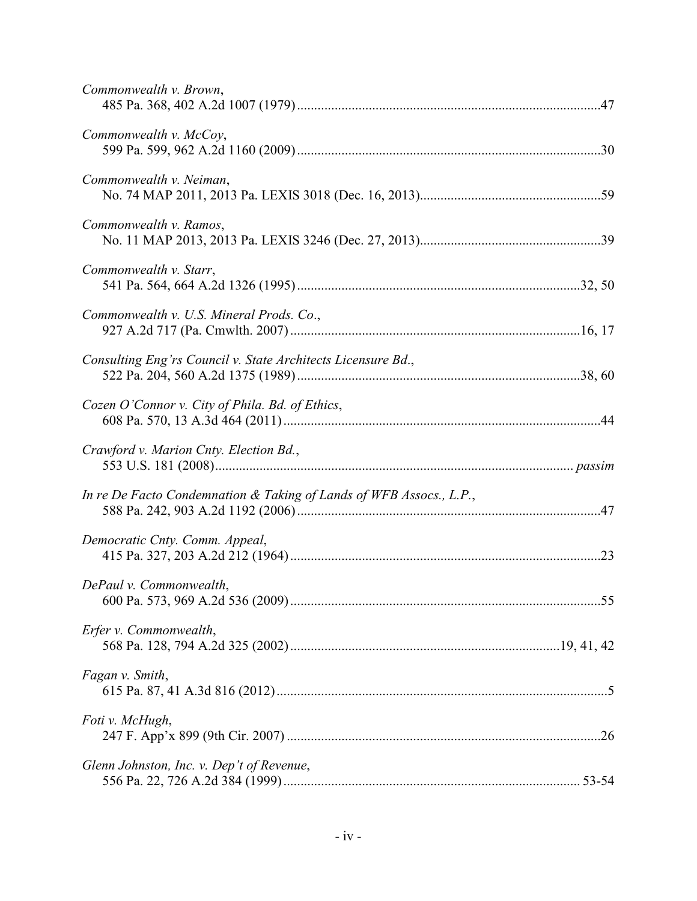*Commonwealth v. Brown*,
485 Pa. 368, 402 A.2d 1007 (1979) ........................................................................................47

*Commonwealth v. McCoy*,
599 Pa. 599, 962 A.2d 1160 (2009) ........................................................................................30

*Commonwealth v. Neiman*,
No. 74 MAP 2011, 2013 Pa. LEXIS 3018 (Dec. 16, 2013).....................................................59

*Commonwealth v. Ramos*,
No. 11 MAP 2013, 2013 Pa. LEXIS 3246 (Dec. 27, 2013).....................................................39

*Commonwealth v. Starr*,
541 Pa. 564, 664 A.2d 1326 (1995) ..................................................................................32, 50

*Commonwealth v. U.S. Mineral Prods. Co*.,
927 A.2d 717 (Pa. Cmwlth. 2007) .....................................................................................16, 17

*Consulting Eng'rs Council v. State Architects Licensure Bd*.,
522 Pa. 204, 560 A.2d 1375 (1989) ..................................................................................38, 60

*Cozen O'Connor v. City of Phila. Bd. of Ethics*,
608 Pa. 570, 13 A.3d 464 (2011) ............................................................................................44

*Crawford v. Marion Cnty. Election Bd.*,
553 U.S. 181 (2008)........................................................................................................ *passim*

*In re De Facto Condemnation & Taking of Lands of WFB Assocs., L.P.*,
588 Pa. 242, 903 A.2d 1192 (2006) ........................................................................................47

*Democratic Cnty. Comm. Appeal*,
415 Pa. 327, 203 A.2d 212 (1964) ...........................................................................................23

*DePaul v. Commonwealth*,
600 Pa. 573, 969 A.2d 536 (2009) ...........................................................................................55

*Erfer v. Commonwealth*,
568 Pa. 128, 794 A.2d 325 (2002) ..............................................................................19, 41, 42

*Fagan v. Smith*,
615 Pa. 87, 41 A.3d 816 (2012) .................................................................................................5

*Foti v. McHugh*,
247 F. App'x 899 (9th Cir. 2007) ............................................................................................26

*Glenn Johnston, Inc. v. Dep't of Revenue*,
556 Pa. 22, 726 A.2d 384 (1999) ....................................................................................... 53-54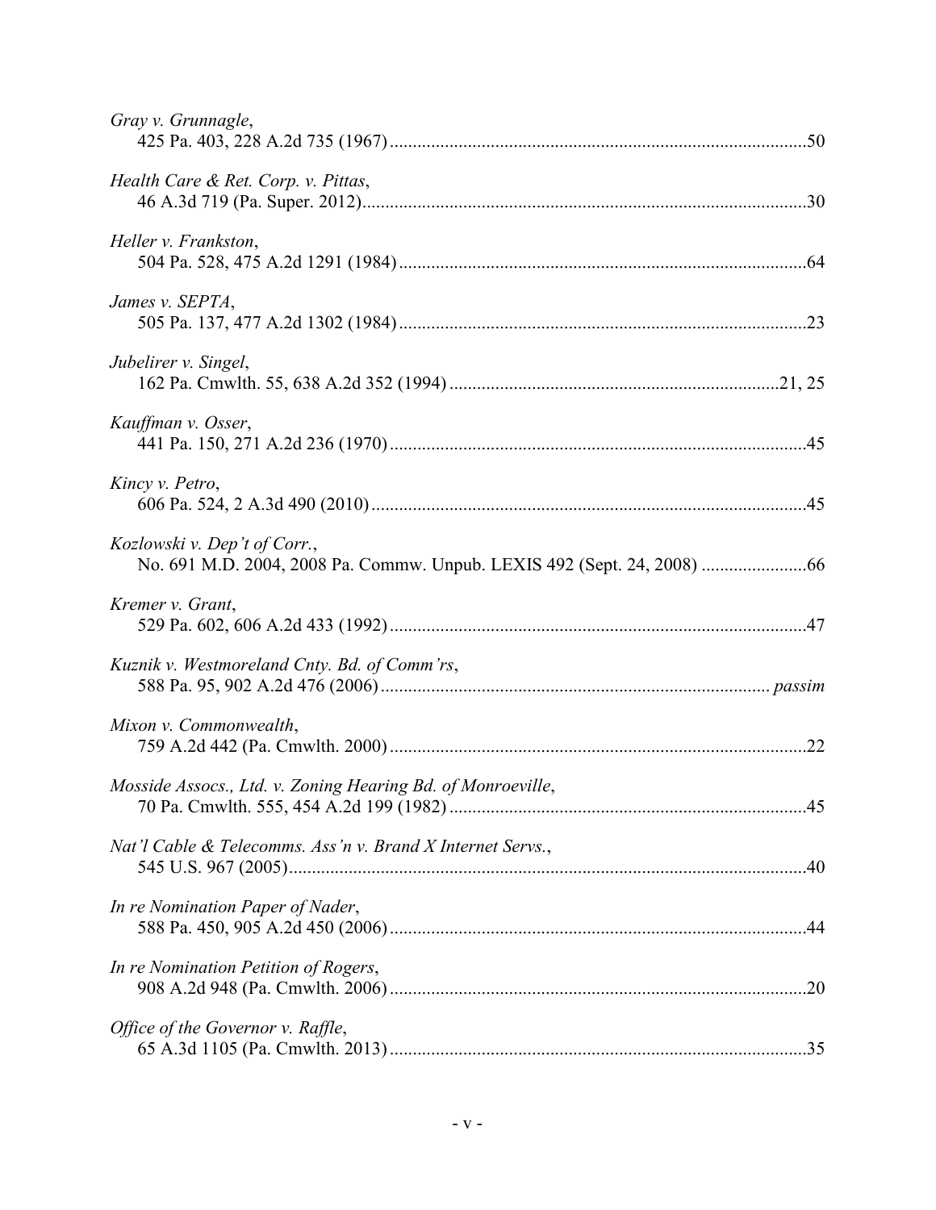*Gray v. Grunnagle*,
425 Pa. 403, 228 A.2d 735 (1967) .......... 50

*Health Care & Ret. Corp. v. Pittas*,
46 A.3d 719 (Pa. Super. 2012) .......... 30

*Heller v. Frankston*,
504 Pa. 528, 475 A.2d 1291 (1984) .......... 64

*James v. SEPTA*,
505 Pa. 137, 477 A.2d 1302 (1984) .......... 23

*Jubelirer v. Singel*,
162 Pa. Cmwlth. 55, 638 A.2d 352 (1994) .......... 21, 25

*Kauffman v. Osser*,
441 Pa. 150, 271 A.2d 236 (1970) .......... 45

*Kincy v. Petro*,
606 Pa. 524, 2 A.3d 490 (2010) .......... 45

*Kozlowski v. Dep't of Corr.*,
No. 691 M.D. 2004, 2008 Pa. Commw. Unpub. LEXIS 492 (Sept. 24, 2008) .......... 66

*Kremer v. Grant*,
529 Pa. 602, 606 A.2d 433 (1992) .......... 47

*Kuznik v. Westmoreland Cnty. Bd. of Comm'rs*,
588 Pa. 95, 902 A.2d 476 (2006) .......... *passim*

*Mixon v. Commonwealth*,
759 A.2d 442 (Pa. Cmwlth. 2000) .......... 22

*Mosside Assocs., Ltd. v. Zoning Hearing Bd. of Monroeville*,
70 Pa. Cmwlth. 555, 454 A.2d 199 (1982) .......... 45

*Nat'l Cable & Telecomms. Ass'n v. Brand X Internet Servs.*,
545 U.S. 967 (2005) .......... 40

*In re Nomination Paper of Nader*,
588 Pa. 450, 905 A.2d 450 (2006) .......... 44

*In re Nomination Petition of Rogers*,
908 A.2d 948 (Pa. Cmwlth. 2006) .......... 20

*Office of the Governor v. Raffle*,
65 A.3d 1105 (Pa. Cmwlth. 2013) .......... 35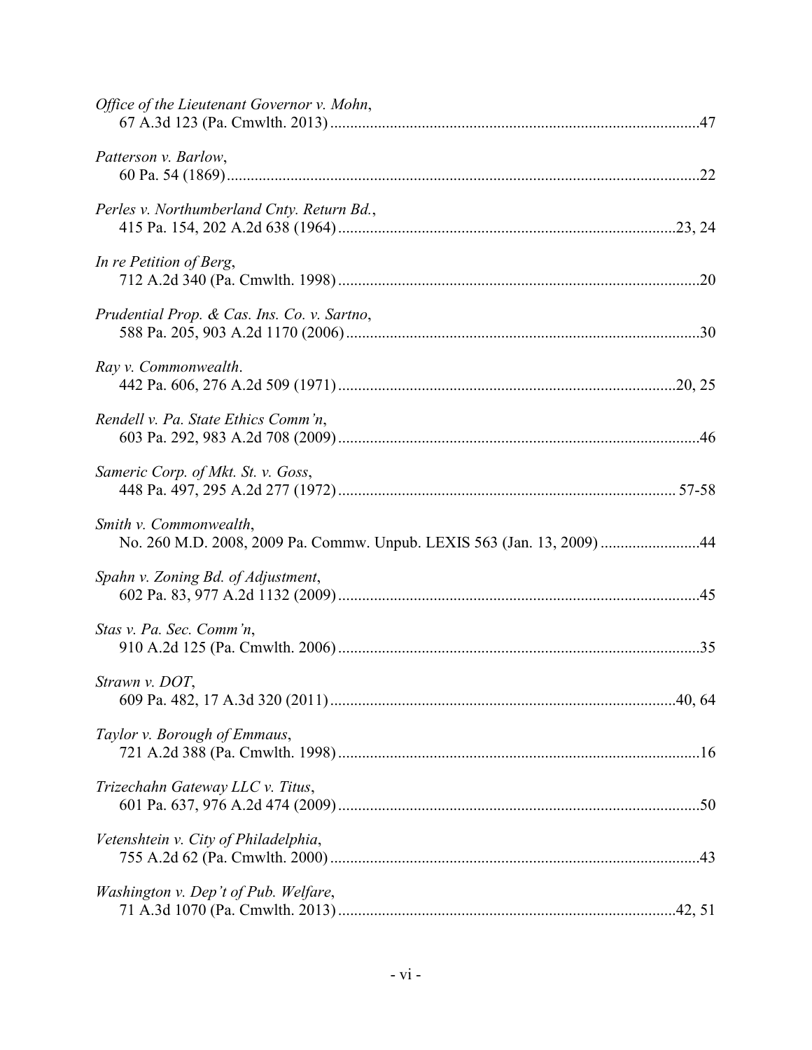*Office of the Lieutenant Governor v. Mohn*,
67 A.3d 123 (Pa. Cmwlth. 2013) ............................................................................................47

*Patterson v. Barlow*,
60 Pa. 54 (1869).......................................................................................................................22

*Perles v. Northumberland Cnty. Return Bd.*,
415 Pa. 154, 202 A.2d 638 (1964) .....................................................................................23, 24

*In re Petition of Berg*,
712 A.2d 340 (Pa. Cmwlth. 1998) ...........................................................................................20

*Prudential Prop. & Cas. Ins. Co. v. Sartno*,
588 Pa. 205, 903 A.2d 1170 (2006) .........................................................................................30

*Ray v. Commonwealth*.
442 Pa. 606, 276 A.2d 509 (1971) .....................................................................................20, 25

*Rendell v. Pa. State Ethics Comm'n*,
603 Pa. 292, 983 A.2d 708 (2009) ...........................................................................................46

*Sameric Corp. of Mkt. St. v. Goss*,
448 Pa. 497, 295 A.2d 277 (1972) ..................................................................................... 57-58

*Smith v. Commonwealth*,
No. 260 M.D. 2008, 2009 Pa. Commw. Unpub. LEXIS 563 (Jan. 13, 2009) .........................44

*Spahn v. Zoning Bd. of Adjustment*,
602 Pa. 83, 977 A.2d 1132 (2009) ...........................................................................................45

*Stas v. Pa. Sec. Comm'n*,
910 A.2d 125 (Pa. Cmwlth. 2006) ...........................................................................................35

*Strawn v. DOT*,
609 Pa. 482, 17 A.3d 320 (2011) .......................................................................................40, 64

*Taylor v. Borough of Emmaus*,
721 A.2d 388 (Pa. Cmwlth. 1998) ...........................................................................................16

*Trizechahn Gateway LLC v. Titus*,
601 Pa. 637, 976 A.2d 474 (2009) ...........................................................................................50

*Vetenshtein v. City of Philadelphia*,
755 A.2d 62 (Pa. Cmwlth. 2000) .............................................................................................43

*Washington v. Dep't of Pub. Welfare*,
71 A.3d 1070 (Pa. Cmwlth. 2013) .....................................................................................42, 51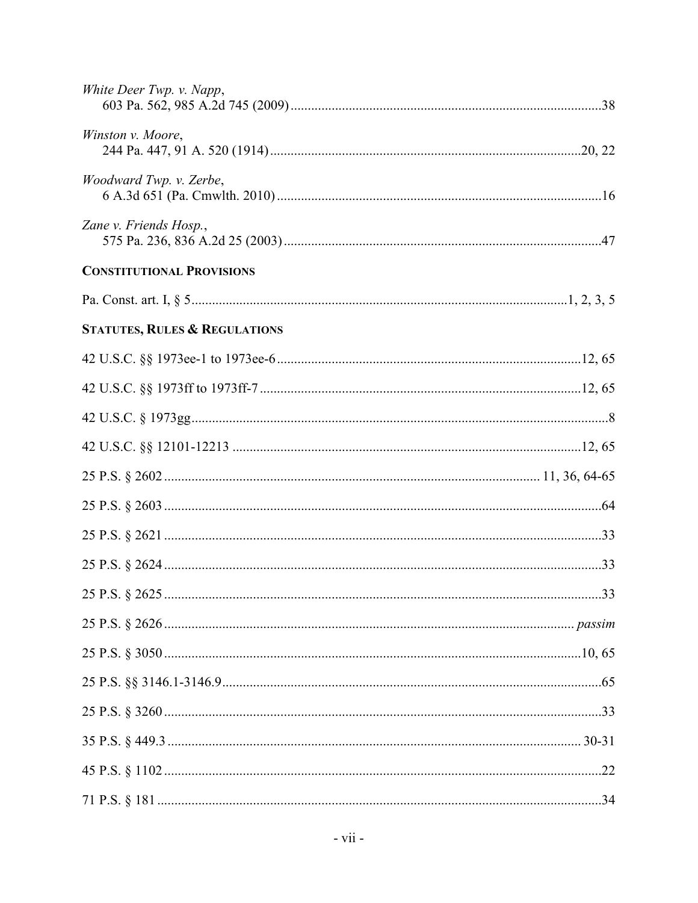*White Deer Twp. v. Napp*,
603 Pa. 562, 985 A.2d 745 (2009) ........................................................................................38

*Winston v. Moore*,
244 Pa. 447, 91 A. 520 (1914) ........................................................................................20, 22

*Woodward Twp. v. Zerbe*,
6 A.3d 651 (Pa. Cmwlth. 2010) ........................................................................................16

*Zane v. Friends Hosp.*,
575 Pa. 236, 836 A.2d 25 (2003) ........................................................................................47

**CONSTITUTIONAL PROVISIONS**

Pa. Const. art. I, § 5 ........................................................................................1, 2, 3, 5

**STATUTES, RULES & REGULATIONS**

42 U.S.C. §§ 1973ee-1 to 1973ee-6 ........................................................................................12, 65

42 U.S.C. §§ 1973ff to 1973ff-7 ........................................................................................12, 65

42 U.S.C. § 1973gg ........................................................................................8

42 U.S.C. §§ 12101-12213 ........................................................................................12, 65

25 P.S. § 2602 ........................................................................................ 11, 36, 64-65

25 P.S. § 2603 ........................................................................................64

25 P.S. § 2621 ........................................................................................33

25 P.S. § 2624 ........................................................................................33

25 P.S. § 2625 ........................................................................................33

25 P.S. § 2626 ........................................................................................ *passim*

25 P.S. § 3050 ........................................................................................10, 65

25 P.S. §§ 3146.1-3146.9 ........................................................................................65

25 P.S. § 3260 ........................................................................................33

35 P.S. § 449.3 ........................................................................................ 30-31

45 P.S. § 1102 ........................................................................................22

71 P.S. § 181 ........................................................................................34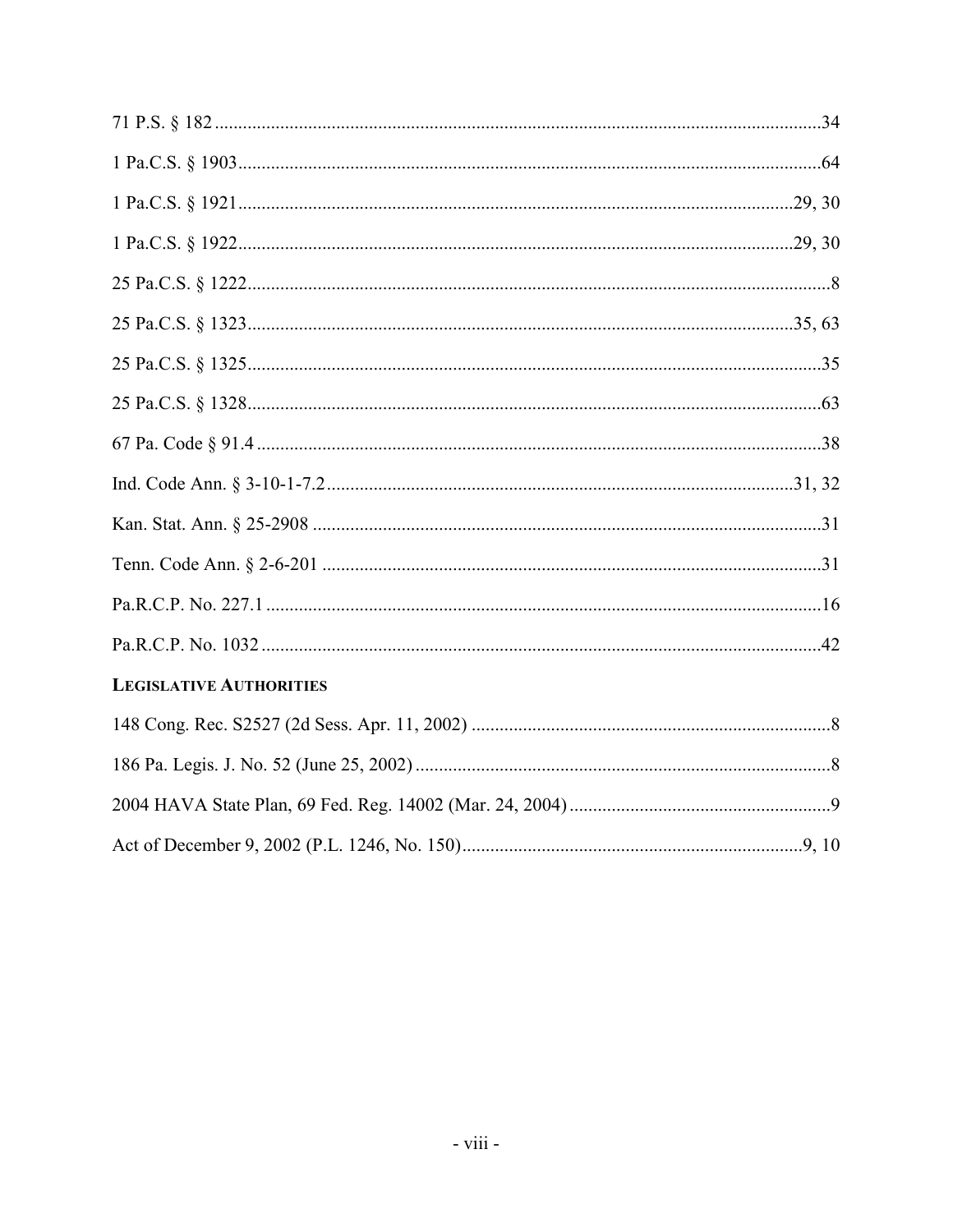71 P.S. § 182 ....................................................................................................................34

1 Pa.C.S. § 1903 ...............................................................................................................64

1 Pa.C.S. § 1921 ..........................................................................................................29, 30

1 Pa.C.S. § 1922 ..........................................................................................................29, 30

25 Pa.C.S. § 1222 ...............................................................................................................8

25 Pa.C.S. § 1323 ........................................................................................................35, 63

25 Pa.C.S. § 1325 .............................................................................................................35

25 Pa.C.S. § 1328 .............................................................................................................63

67 Pa. Code § 91.4 ............................................................................................................38

Ind. Code Ann. § 3-10-1-7.2 .......................................................................................31, 32

Kan. Stat. Ann. § 25-2908 ................................................................................................31

Tenn. Code Ann. § 2-6-201 ..............................................................................................31

Pa.R.C.P. No. 227.1 ..........................................................................................................16

Pa.R.C.P. No. 1032 ...........................................................................................................42

**LEGISLATIVE AUTHORITIES**

148 Cong. Rec. S2527 (2d Sess. Apr. 11, 2002) ................................................................8

186 Pa. Legis. J. No. 52 (June 25, 2002) .............................................................................8

2004 HAVA State Plan, 69 Fed. Reg. 14002 (Mar. 24, 2004) ............................................9

Act of December 9, 2002 (P.L. 1246, No. 150) ............................................................9, 10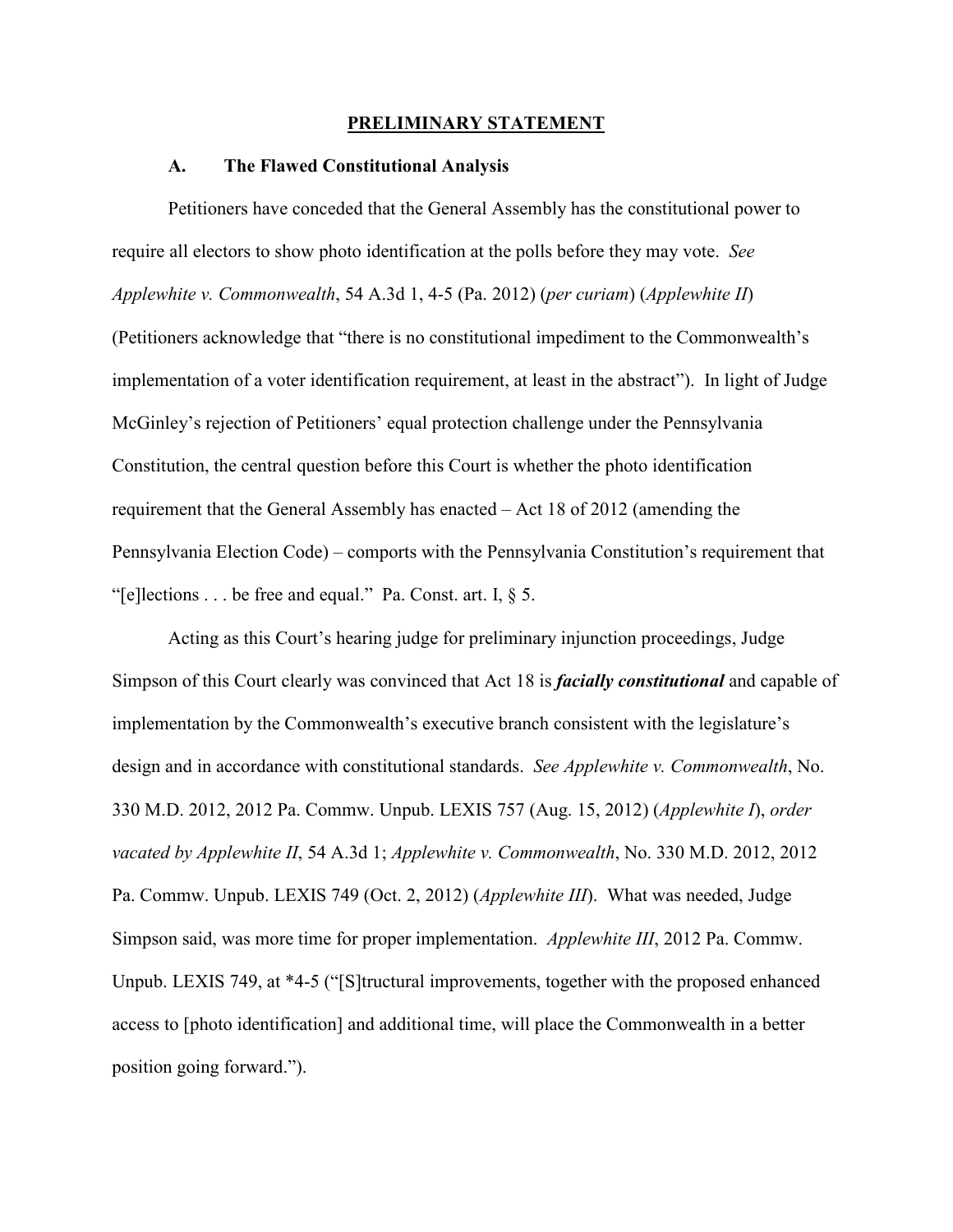## PRELIMINARY STATEMENT

### A. The Flawed Constitutional Analysis

Petitioners have conceded that the General Assembly has the constitutional power to require all electors to show photo identification at the polls before they may vote. *See Applewhite v. Commonwealth*, 54 A.3d 1, 4-5 (Pa. 2012) (*per curiam*) (*Applewhite II*) (Petitioners acknowledge that "there is no constitutional impediment to the Commonwealth's implementation of a voter identification requirement, at least in the abstract"). In light of Judge McGinley's rejection of Petitioners' equal protection challenge under the Pennsylvania Constitution, the central question before this Court is whether the photo identification requirement that the General Assembly has enacted – Act 18 of 2012 (amending the Pennsylvania Election Code) – comports with the Pennsylvania Constitution's requirement that "[e]lections . . . be free and equal." Pa. Const. art. I, § 5.

Acting as this Court's hearing judge for preliminary injunction proceedings, Judge Simpson of this Court clearly was convinced that Act 18 is ***facially constitutional*** and capable of implementation by the Commonwealth's executive branch consistent with the legislature's design and in accordance with constitutional standards. *See Applewhite v. Commonwealth*, No. 330 M.D. 2012, 2012 Pa. Commw. Unpub. LEXIS 757 (Aug. 15, 2012) (*Applewhite I*), *order vacated by Applewhite II*, 54 A.3d 1; *Applewhite v. Commonwealth*, No. 330 M.D. 2012, 2012 Pa. Commw. Unpub. LEXIS 749 (Oct. 2, 2012) (*Applewhite III*). What was needed, Judge Simpson said, was more time for proper implementation. *Applewhite III*, 2012 Pa. Commw. Unpub. LEXIS 749, at *4-5 ("[S]tructural improvements, together with the proposed enhanced access to [photo identification] and additional time, will place the Commonwealth in a better position going forward.").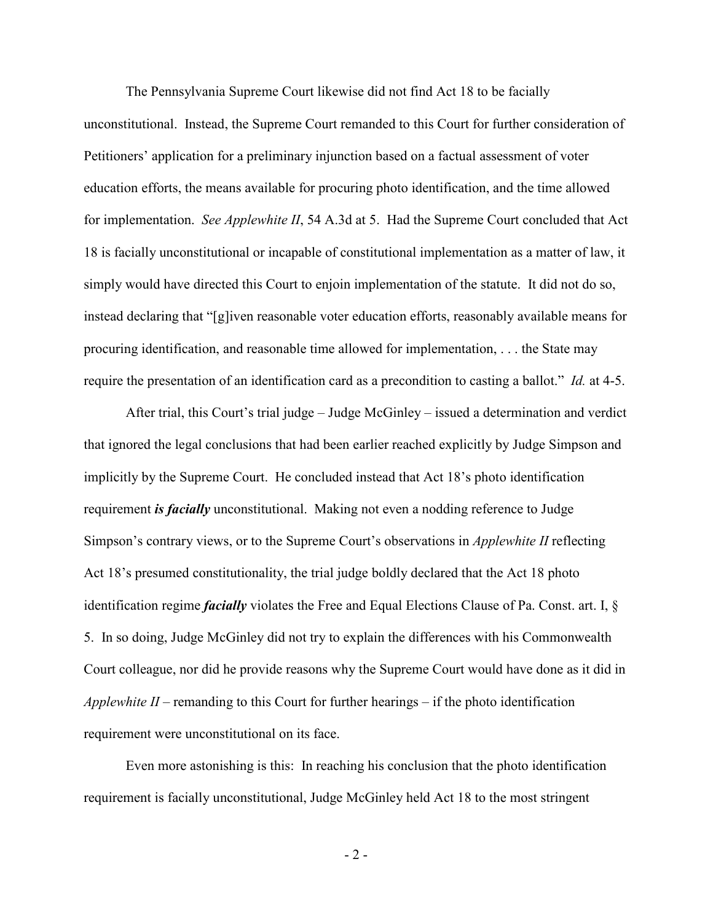The Pennsylvania Supreme Court likewise did not find Act 18 to be facially unconstitutional. Instead, the Supreme Court remanded to this Court for further consideration of Petitioners' application for a preliminary injunction based on a factual assessment of voter education efforts, the means available for procuring photo identification, and the time allowed for implementation. *See Applewhite II*, 54 A.3d at 5. Had the Supreme Court concluded that Act 18 is facially unconstitutional or incapable of constitutional implementation as a matter of law, it simply would have directed this Court to enjoin implementation of the statute. It did not do so, instead declaring that "[g]iven reasonable voter education efforts, reasonably available means for procuring identification, and reasonable time allowed for implementation, . . . the State may require the presentation of an identification card as a precondition to casting a ballot." *Id.* at 4-5.

After trial, this Court's trial judge – Judge McGinley – issued a determination and verdict that ignored the legal conclusions that had been earlier reached explicitly by Judge Simpson and implicitly by the Supreme Court. He concluded instead that Act 18's photo identification requirement ***is facially*** unconstitutional. Making not even a nodding reference to Judge Simpson's contrary views, or to the Supreme Court's observations in *Applewhite II* reflecting Act 18's presumed constitutionality, the trial judge boldly declared that the Act 18 photo identification regime ***facially*** violates the Free and Equal Elections Clause of Pa. Const. art. I, § 5. In so doing, Judge McGinley did not try to explain the differences with his Commonwealth Court colleague, nor did he provide reasons why the Supreme Court would have done as it did in *Applewhite II* – remanding to this Court for further hearings – if the photo identification requirement were unconstitutional on its face.

Even more astonishing is this: In reaching his conclusion that the photo identification requirement is facially unconstitutional, Judge McGinley held Act 18 to the most stringent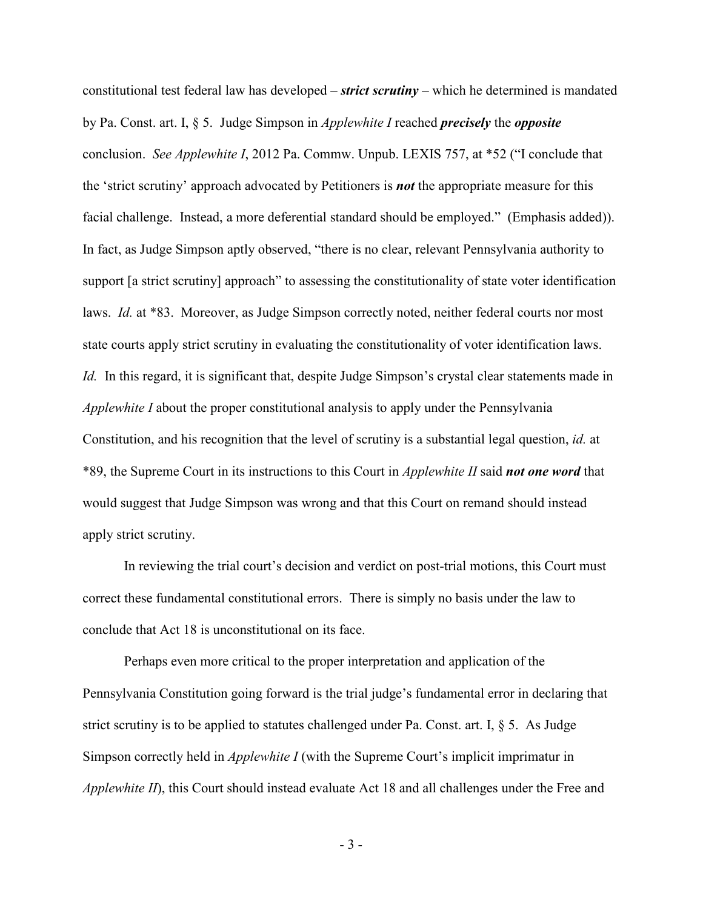constitutional test federal law has developed – ***strict scrutiny*** – which he determined is mandated by Pa. Const. art. I, § 5. Judge Simpson in *Applewhite I* reached ***precisely*** the ***opposite*** conclusion. *See Applewhite I*, 2012 Pa. Commw. Unpub. LEXIS 757, at *52 ("I conclude that the 'strict scrutiny' approach advocated by Petitioners is ***not*** the appropriate measure for this facial challenge. Instead, a more deferential standard should be employed." (Emphasis added)). In fact, as Judge Simpson aptly observed, "there is no clear, relevant Pennsylvania authority to support [a strict scrutiny] approach" to assessing the constitutionality of state voter identification laws. *Id.* at *83. Moreover, as Judge Simpson correctly noted, neither federal courts nor most state courts apply strict scrutiny in evaluating the constitutionality of voter identification laws. *Id.* In this regard, it is significant that, despite Judge Simpson's crystal clear statements made in *Applewhite I* about the proper constitutional analysis to apply under the Pennsylvania Constitution, and his recognition that the level of scrutiny is a substantial legal question, *id.* at *89, the Supreme Court in its instructions to this Court in *Applewhite II* said ***not one word*** that would suggest that Judge Simpson was wrong and that this Court on remand should instead apply strict scrutiny.

In reviewing the trial court's decision and verdict on post-trial motions, this Court must correct these fundamental constitutional errors. There is simply no basis under the law to conclude that Act 18 is unconstitutional on its face.

Perhaps even more critical to the proper interpretation and application of the Pennsylvania Constitution going forward is the trial judge's fundamental error in declaring that strict scrutiny is to be applied to statutes challenged under Pa. Const. art. I, § 5. As Judge Simpson correctly held in *Applewhite I* (with the Supreme Court's implicit imprimatur in *Applewhite II*), this Court should instead evaluate Act 18 and all challenges under the Free and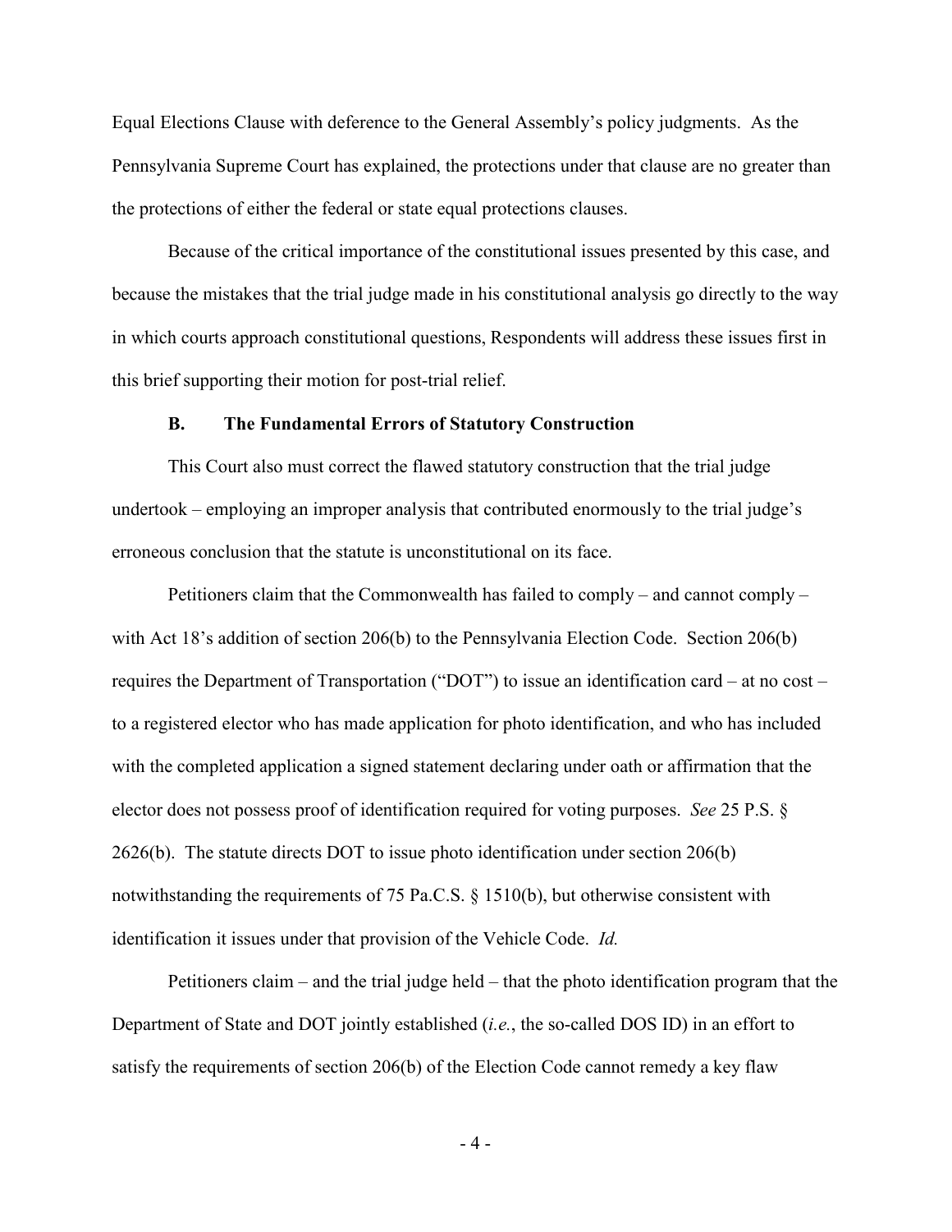Equal Elections Clause with deference to the General Assembly's policy judgments. As the Pennsylvania Supreme Court has explained, the protections under that clause are no greater than the protections of either the federal or state equal protections clauses.

Because of the critical importance of the constitutional issues presented by this case, and because the mistakes that the trial judge made in his constitutional analysis go directly to the way in which courts approach constitutional questions, Respondents will address these issues first in this brief supporting their motion for post-trial relief.

### B. The Fundamental Errors of Statutory Construction

This Court also must correct the flawed statutory construction that the trial judge undertook – employing an improper analysis that contributed enormously to the trial judge's erroneous conclusion that the statute is unconstitutional on its face.

Petitioners claim that the Commonwealth has failed to comply – and cannot comply – with Act 18's addition of section 206(b) to the Pennsylvania Election Code. Section 206(b) requires the Department of Transportation ("DOT") to issue an identification card – at no cost – to a registered elector who has made application for photo identification, and who has included with the completed application a signed statement declaring under oath or affirmation that the elector does not possess proof of identification required for voting purposes. *See* 25 P.S. § 2626(b). The statute directs DOT to issue photo identification under section 206(b) notwithstanding the requirements of 75 Pa.C.S. § 1510(b), but otherwise consistent with identification it issues under that provision of the Vehicle Code. *Id.*

Petitioners claim – and the trial judge held – that the photo identification program that the Department of State and DOT jointly established (*i.e.*, the so-called DOS ID) in an effort to satisfy the requirements of section 206(b) of the Election Code cannot remedy a key flaw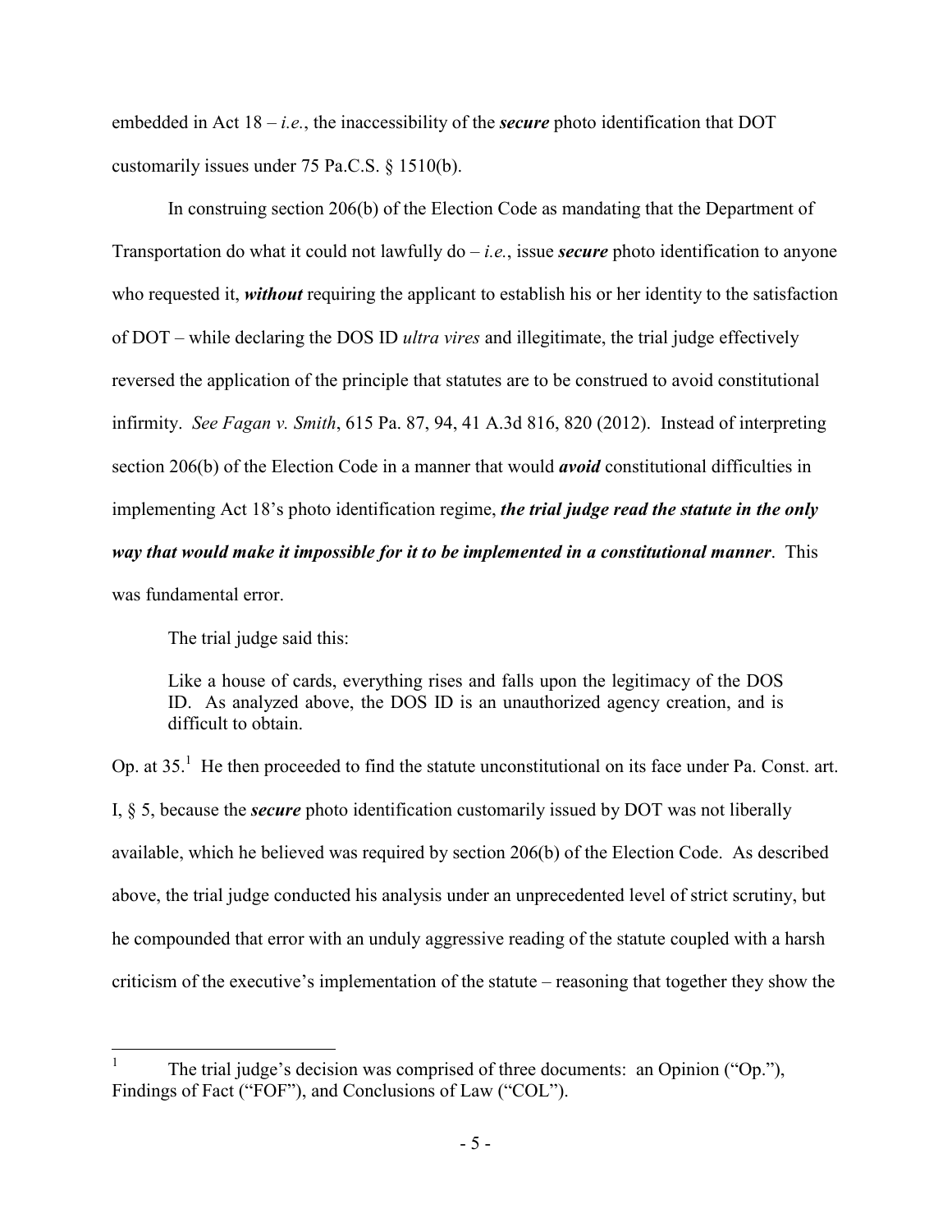embedded in Act 18 – *i.e.*, the inaccessibility of the ***secure*** photo identification that DOT customarily issues under 75 Pa.C.S. § 1510(b).

In construing section 206(b) of the Election Code as mandating that the Department of Transportation do what it could not lawfully do – *i.e.*, issue ***secure*** photo identification to anyone who requested it, ***without*** requiring the applicant to establish his or her identity to the satisfaction of DOT – while declaring the DOS ID *ultra vires* and illegitimate, the trial judge effectively reversed the application of the principle that statutes are to be construed to avoid constitutional infirmity. *See Fagan v. Smith*, 615 Pa. 87, 94, 41 A.3d 816, 820 (2012). Instead of interpreting section 206(b) of the Election Code in a manner that would ***avoid*** constitutional difficulties in implementing Act 18's photo identification regime, ***the trial judge read the statute in the only way that would make it impossible for it to be implemented in a constitutional manner***. This was fundamental error.

The trial judge said this:

> Like a house of cards, everything rises and falls upon the legitimacy of the DOS ID. As analyzed above, the DOS ID is an unauthorized agency creation, and is difficult to obtain.

Op. at 35.[1] He then proceeded to find the statute unconstitutional on its face under Pa. Const. art. I, § 5, because the ***secure*** photo identification customarily issued by DOT was not liberally available, which he believed was required by section 206(b) of the Election Code. As described above, the trial judge conducted his analysis under an unprecedented level of strict scrutiny, but he compounded that error with an unduly aggressive reading of the statute coupled with a harsh criticism of the executive's implementation of the statute – reasoning that together they show the

---

[1] The trial judge's decision was comprised of three documents: an Opinion ("Op."), Findings of Fact ("FOF"), and Conclusions of Law ("COL").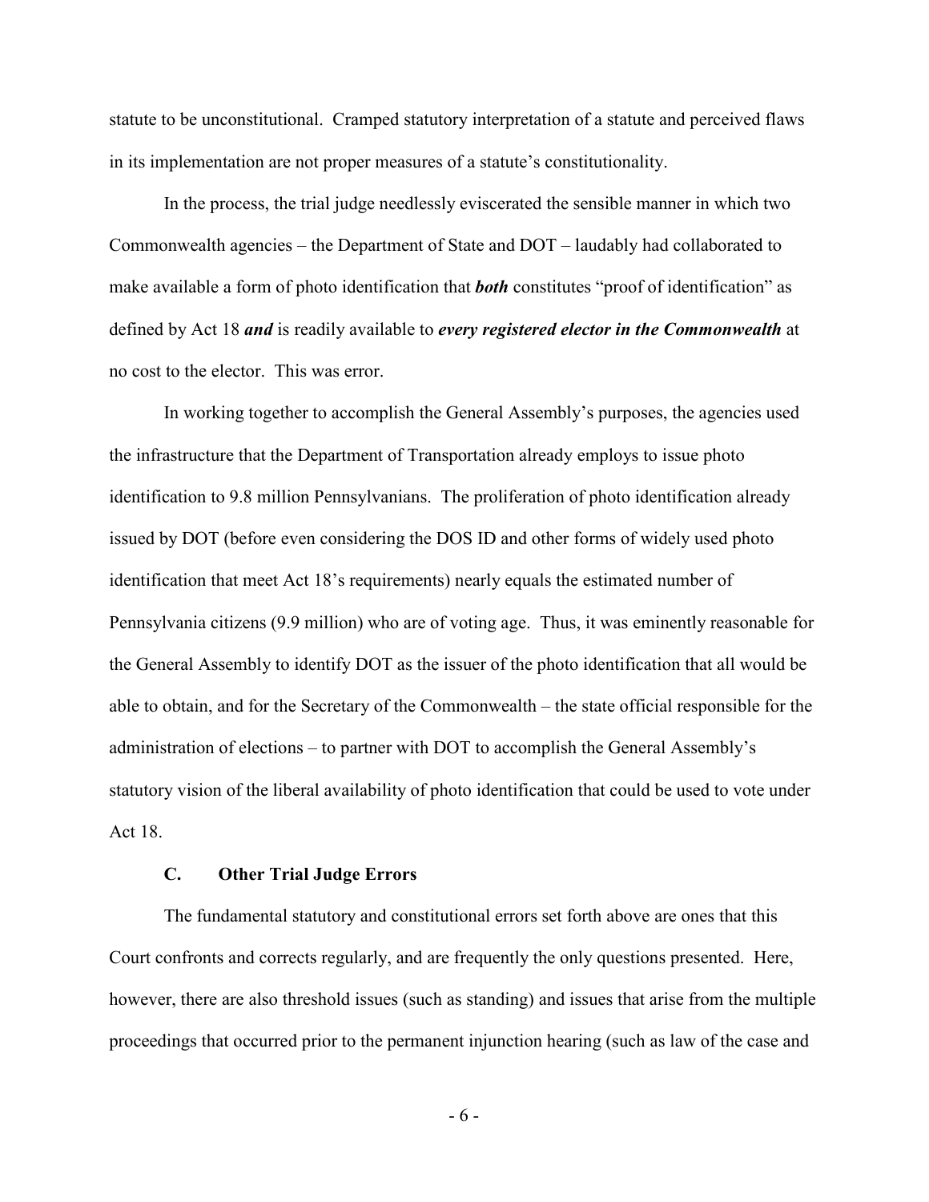statute to be unconstitutional. Cramped statutory interpretation of a statute and perceived flaws in its implementation are not proper measures of a statute's constitutionality.

In the process, the trial judge needlessly eviscerated the sensible manner in which two Commonwealth agencies – the Department of State and DOT – laudably had collaborated to make available a form of photo identification that ***both*** constitutes "proof of identification" as defined by Act 18 ***and*** is readily available to ***every registered elector in the Commonwealth*** at no cost to the elector. This was error.

In working together to accomplish the General Assembly's purposes, the agencies used the infrastructure that the Department of Transportation already employs to issue photo identification to 9.8 million Pennsylvanians. The proliferation of photo identification already issued by DOT (before even considering the DOS ID and other forms of widely used photo identification that meet Act 18's requirements) nearly equals the estimated number of Pennsylvania citizens (9.9 million) who are of voting age. Thus, it was eminently reasonable for the General Assembly to identify DOT as the issuer of the photo identification that all would be able to obtain, and for the Secretary of the Commonwealth – the state official responsible for the administration of elections – to partner with DOT to accomplish the General Assembly's statutory vision of the liberal availability of photo identification that could be used to vote under Act 18.

### C. Other Trial Judge Errors

The fundamental statutory and constitutional errors set forth above are ones that this Court confronts and corrects regularly, and are frequently the only questions presented. Here, however, there are also threshold issues (such as standing) and issues that arise from the multiple proceedings that occurred prior to the permanent injunction hearing (such as law of the case and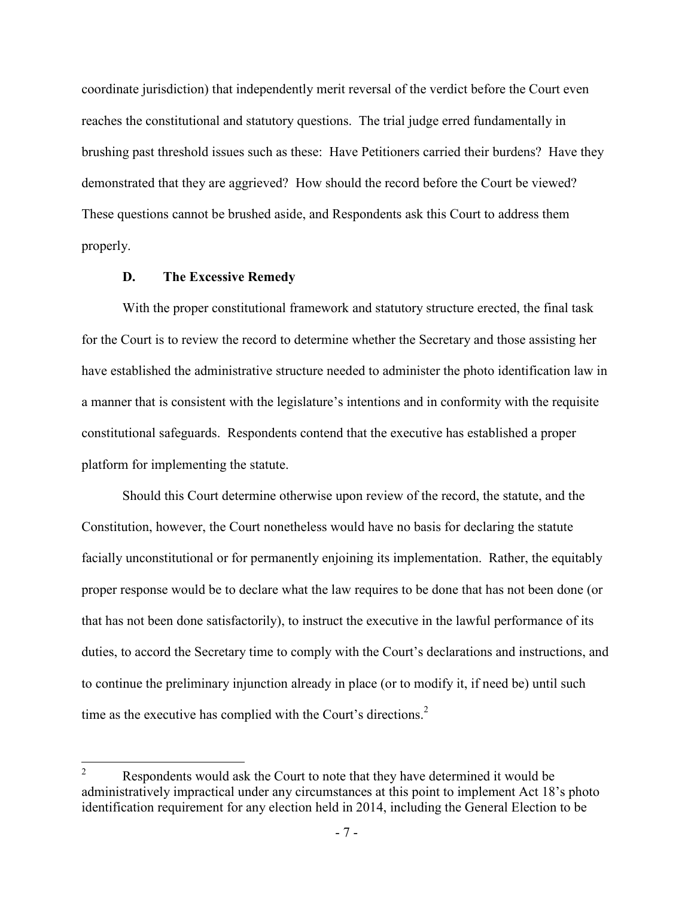coordinate jurisdiction) that independently merit reversal of the verdict before the Court even reaches the constitutional and statutory questions. The trial judge erred fundamentally in brushing past threshold issues such as these: Have Petitioners carried their burdens? Have they demonstrated that they are aggrieved? How should the record before the Court be viewed? These questions cannot be brushed aside, and Respondents ask this Court to address them properly.

### D. The Excessive Remedy

With the proper constitutional framework and statutory structure erected, the final task for the Court is to review the record to determine whether the Secretary and those assisting her have established the administrative structure needed to administer the photo identification law in a manner that is consistent with the legislature's intentions and in conformity with the requisite constitutional safeguards. Respondents contend that the executive has established a proper platform for implementing the statute.

Should this Court determine otherwise upon review of the record, the statute, and the Constitution, however, the Court nonetheless would have no basis for declaring the statute facially unconstitutional or for permanently enjoining its implementation. Rather, the equitably proper response would be to declare what the law requires to be done that has not been done (or that has not been done satisfactorily), to instruct the executive in the lawful performance of its duties, to accord the Secretary time to comply with the Court's declarations and instructions, and to continue the preliminary injunction already in place (or to modify it, if need be) until such time as the executive has complied with the Court's directions.[2]

---

[2] Respondents would ask the Court to note that they have determined it would be administratively impractical under any circumstances at this point to implement Act 18's photo identification requirement for any election held in 2014, including the General Election to be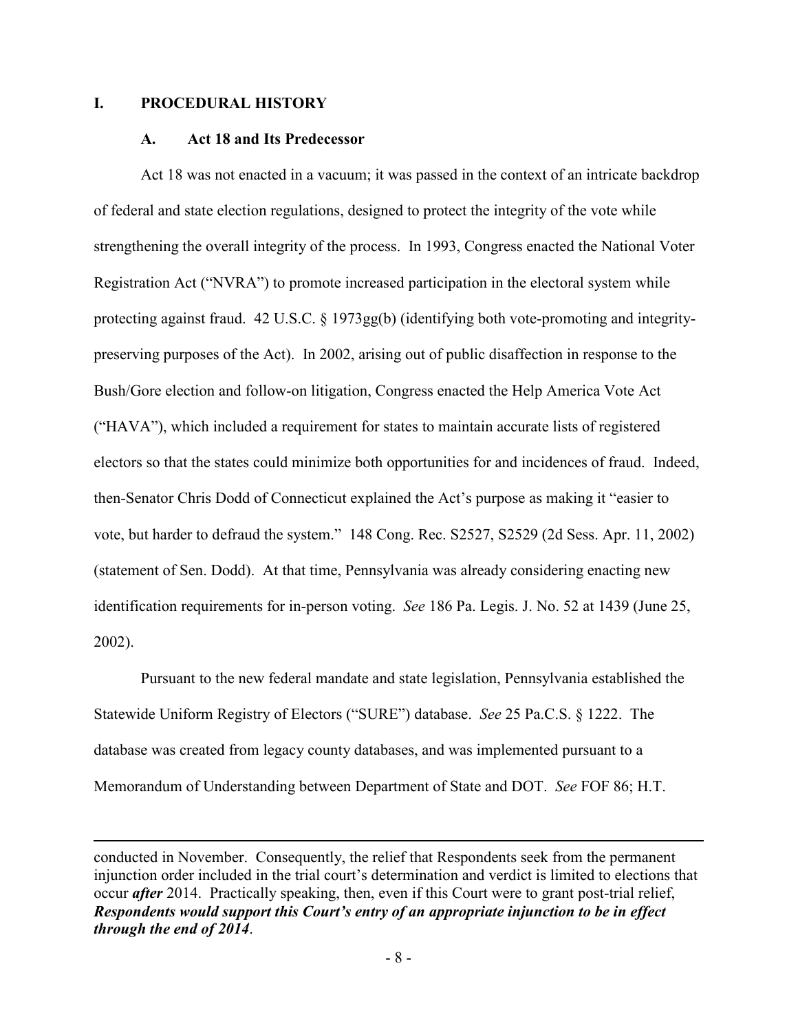## I. PROCEDURAL HISTORY

### A. Act 18 and Its Predecessor

Act 18 was not enacted in a vacuum; it was passed in the context of an intricate backdrop of federal and state election regulations, designed to protect the integrity of the vote while strengthening the overall integrity of the process. In 1993, Congress enacted the National Voter Registration Act ("NVRA") to promote increased participation in the electoral system while protecting against fraud. 42 U.S.C. § 1973gg(b) (identifying both vote-promoting and integrity-preserving purposes of the Act). In 2002, arising out of public disaffection in response to the Bush/Gore election and follow-on litigation, Congress enacted the Help America Vote Act ("HAVA"), which included a requirement for states to maintain accurate lists of registered electors so that the states could minimize both opportunities for and incidences of fraud. Indeed, then-Senator Chris Dodd of Connecticut explained the Act's purpose as making it "easier to vote, but harder to defraud the system." 148 Cong. Rec. S2527, S2529 (2d Sess. Apr. 11, 2002) (statement of Sen. Dodd). At that time, Pennsylvania was already considering enacting new identification requirements for in-person voting. *See* 186 Pa. Legis. J. No. 52 at 1439 (June 25, 2002).

Pursuant to the new federal mandate and state legislation, Pennsylvania established the Statewide Uniform Registry of Electors ("SURE") database. *See* 25 Pa.C.S. § 1222. The database was created from legacy county databases, and was implemented pursuant to a Memorandum of Understanding between Department of State and DOT. *See* FOF 86; H.T.

---

conducted in November. Consequently, the relief that Respondents seek from the permanent injunction order included in the trial court's determination and verdict is limited to elections that occur ***after*** 2014. Practically speaking, then, even if this Court were to grant post-trial relief, ***Respondents would support this Court's entry of an appropriate injunction to be in effect through the end of 2014***.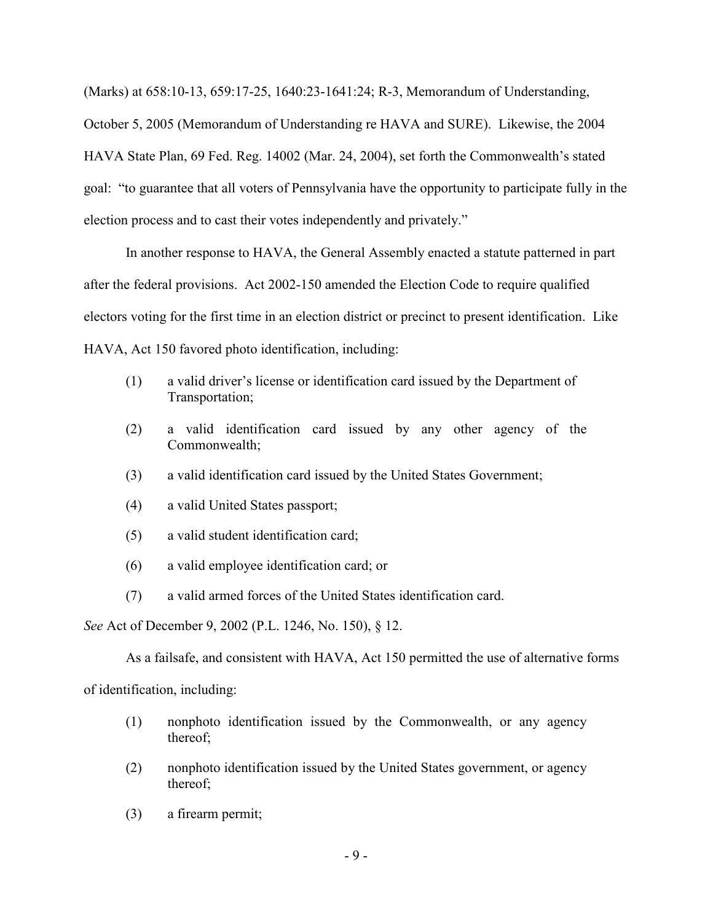(Marks) at 658:10-13, 659:17-25, 1640:23-1641:24; R-3, Memorandum of Understanding, October 5, 2005 (Memorandum of Understanding re HAVA and SURE). Likewise, the 2004 HAVA State Plan, 69 Fed. Reg. 14002 (Mar. 24, 2004), set forth the Commonwealth's stated goal: "to guarantee that all voters of Pennsylvania have the opportunity to participate fully in the election process and to cast their votes independently and privately."

In another response to HAVA, the General Assembly enacted a statute patterned in part after the federal provisions. Act 2002-150 amended the Election Code to require qualified electors voting for the first time in an election district or precinct to present identification. Like HAVA, Act 150 favored photo identification, including:

(1) a valid driver's license or identification card issued by the Department of Transportation;

(2) a valid identification card issued by any other agency of the Commonwealth;

(3) a valid identification card issued by the United States Government;

(4) a valid United States passport;

(5) a valid student identification card;

(6) a valid employee identification card; or

(7) a valid armed forces of the United States identification card.

*See* Act of December 9, 2002 (P.L. 1246, No. 150), § 12.

As a failsafe, and consistent with HAVA, Act 150 permitted the use of alternative forms of identification, including:

(1) nonphoto identification issued by the Commonwealth, or any agency thereof;

(2) nonphoto identification issued by the United States government, or agency thereof;

(3) a firearm permit;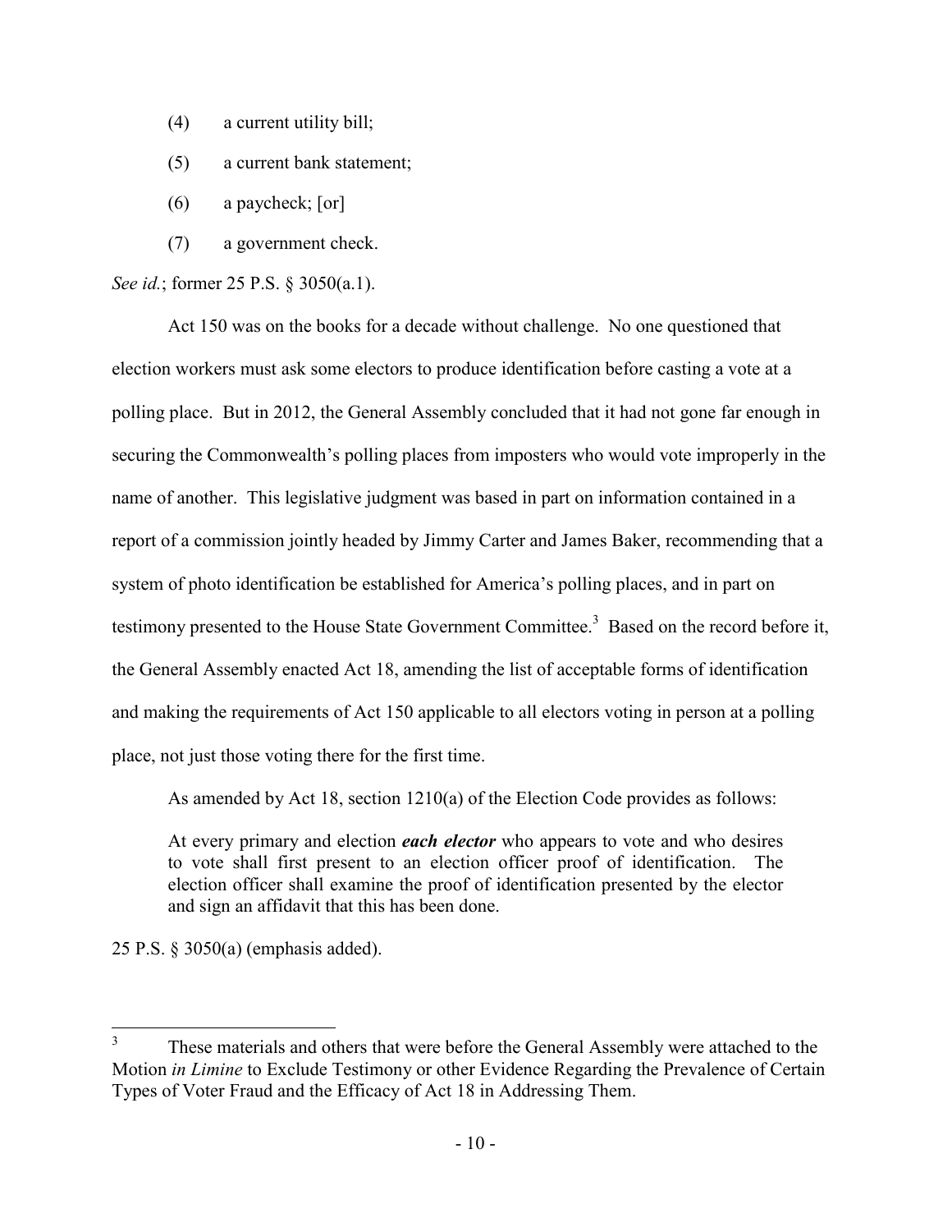(4) a current utility bill;

(5) a current bank statement;

(6) a paycheck; [or]

(7) a government check.

*See id.*; former 25 P.S. § 3050(a.1).

Act 150 was on the books for a decade without challenge. No one questioned that election workers must ask some electors to produce identification before casting a vote at a polling place. But in 2012, the General Assembly concluded that it had not gone far enough in securing the Commonwealth's polling places from imposters who would vote improperly in the name of another. This legislative judgment was based in part on information contained in a report of a commission jointly headed by Jimmy Carter and James Baker, recommending that a system of photo identification be established for America's polling places, and in part on testimony presented to the House State Government Committee.[3] Based on the record before it, the General Assembly enacted Act 18, amending the list of acceptable forms of identification and making the requirements of Act 150 applicable to all electors voting in person at a polling place, not just those voting there for the first time.

As amended by Act 18, section 1210(a) of the Election Code provides as follows:

> At every primary and election ***each elector*** who appears to vote and who desires to vote shall first present to an election officer proof of identification. The election officer shall examine the proof of identification presented by the elector and sign an affidavit that this has been done.

25 P.S. § 3050(a) (emphasis added).

[3] These materials and others that were before the General Assembly were attached to the Motion *in Limine* to Exclude Testimony or other Evidence Regarding the Prevalence of Certain Types of Voter Fraud and the Efficacy of Act 18 in Addressing Them.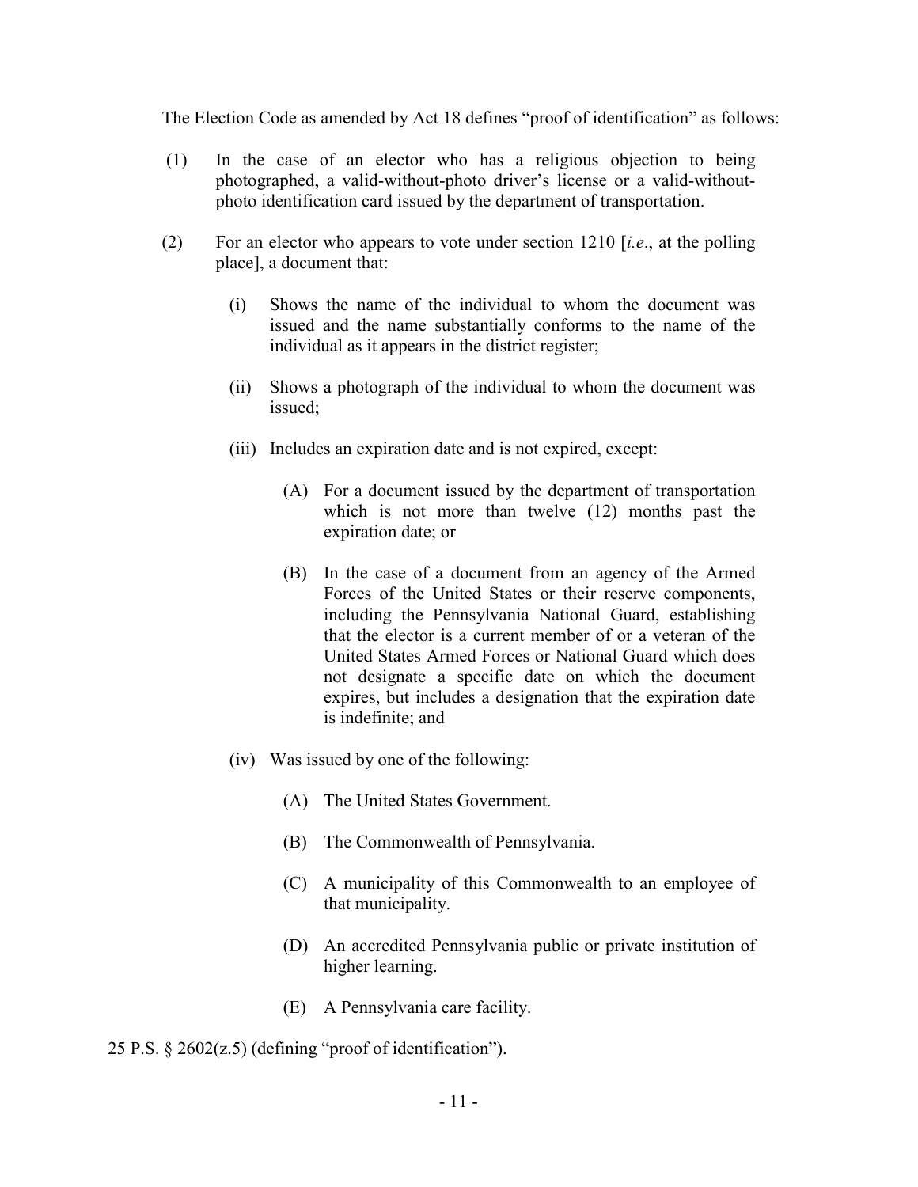The Election Code as amended by Act 18 defines "proof of identification" as follows:

(1) In the case of an elector who has a religious objection to being photographed, a valid-without-photo driver's license or a valid-without-photo identification card issued by the department of transportation.

(2) For an elector who appears to vote under section 1210 [*i.e*., at the polling place], a document that:

  (i) Shows the name of the individual to whom the document was issued and the name substantially conforms to the name of the individual as it appears in the district register;

  (ii) Shows a photograph of the individual to whom the document was issued;

  (iii) Includes an expiration date and is not expired, except:

    (A) For a document issued by the department of transportation which is not more than twelve (12) months past the expiration date; or

    (B) In the case of a document from an agency of the Armed Forces of the United States or their reserve components, including the Pennsylvania National Guard, establishing that the elector is a current member of or a veteran of the United States Armed Forces or National Guard which does not designate a specific date on which the document expires, but includes a designation that the expiration date is indefinite; and

  (iv) Was issued by one of the following:

    (A) The United States Government.

    (B) The Commonwealth of Pennsylvania.

    (C) A municipality of this Commonwealth to an employee of that municipality.

    (D) An accredited Pennsylvania public or private institution of higher learning.

    (E) A Pennsylvania care facility.

25 P.S. § 2602(z.5) (defining "proof of identification").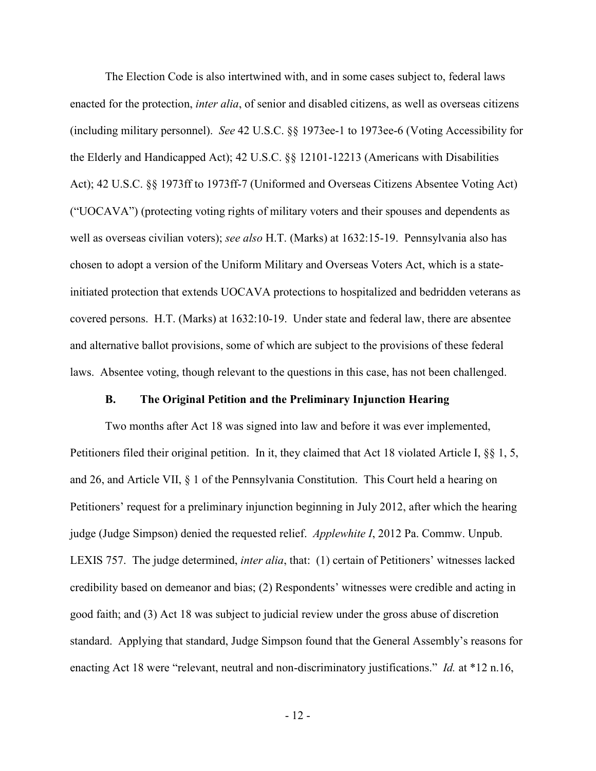The Election Code is also intertwined with, and in some cases subject to, federal laws enacted for the protection, *inter alia*, of senior and disabled citizens, as well as overseas citizens (including military personnel). *See* 42 U.S.C. §§ 1973ee-1 to 1973ee-6 (Voting Accessibility for the Elderly and Handicapped Act); 42 U.S.C. §§ 12101-12213 (Americans with Disabilities Act); 42 U.S.C. §§ 1973ff to 1973ff-7 (Uniformed and Overseas Citizens Absentee Voting Act) ("UOCAVA") (protecting voting rights of military voters and their spouses and dependents as well as overseas civilian voters); *see also* H.T. (Marks) at 1632:15-19. Pennsylvania also has chosen to adopt a version of the Uniform Military and Overseas Voters Act, which is a state-initiated protection that extends UOCAVA protections to hospitalized and bedridden veterans as covered persons. H.T. (Marks) at 1632:10-19. Under state and federal law, there are absentee and alternative ballot provisions, some of which are subject to the provisions of these federal laws. Absentee voting, though relevant to the questions in this case, has not been challenged.

### B. The Original Petition and the Preliminary Injunction Hearing

Two months after Act 18 was signed into law and before it was ever implemented, Petitioners filed their original petition. In it, they claimed that Act 18 violated Article I, §§ 1, 5, and 26, and Article VII, § 1 of the Pennsylvania Constitution. This Court held a hearing on Petitioners' request for a preliminary injunction beginning in July 2012, after which the hearing judge (Judge Simpson) denied the requested relief. *Applewhite I*, 2012 Pa. Commw. Unpub. LEXIS 757. The judge determined, *inter alia*, that: (1) certain of Petitioners' witnesses lacked credibility based on demeanor and bias; (2) Respondents' witnesses were credible and acting in good faith; and (3) Act 18 was subject to judicial review under the gross abuse of discretion standard. Applying that standard, Judge Simpson found that the General Assembly's reasons for enacting Act 18 were "relevant, neutral and non-discriminatory justifications." *Id.* at *12 n.16,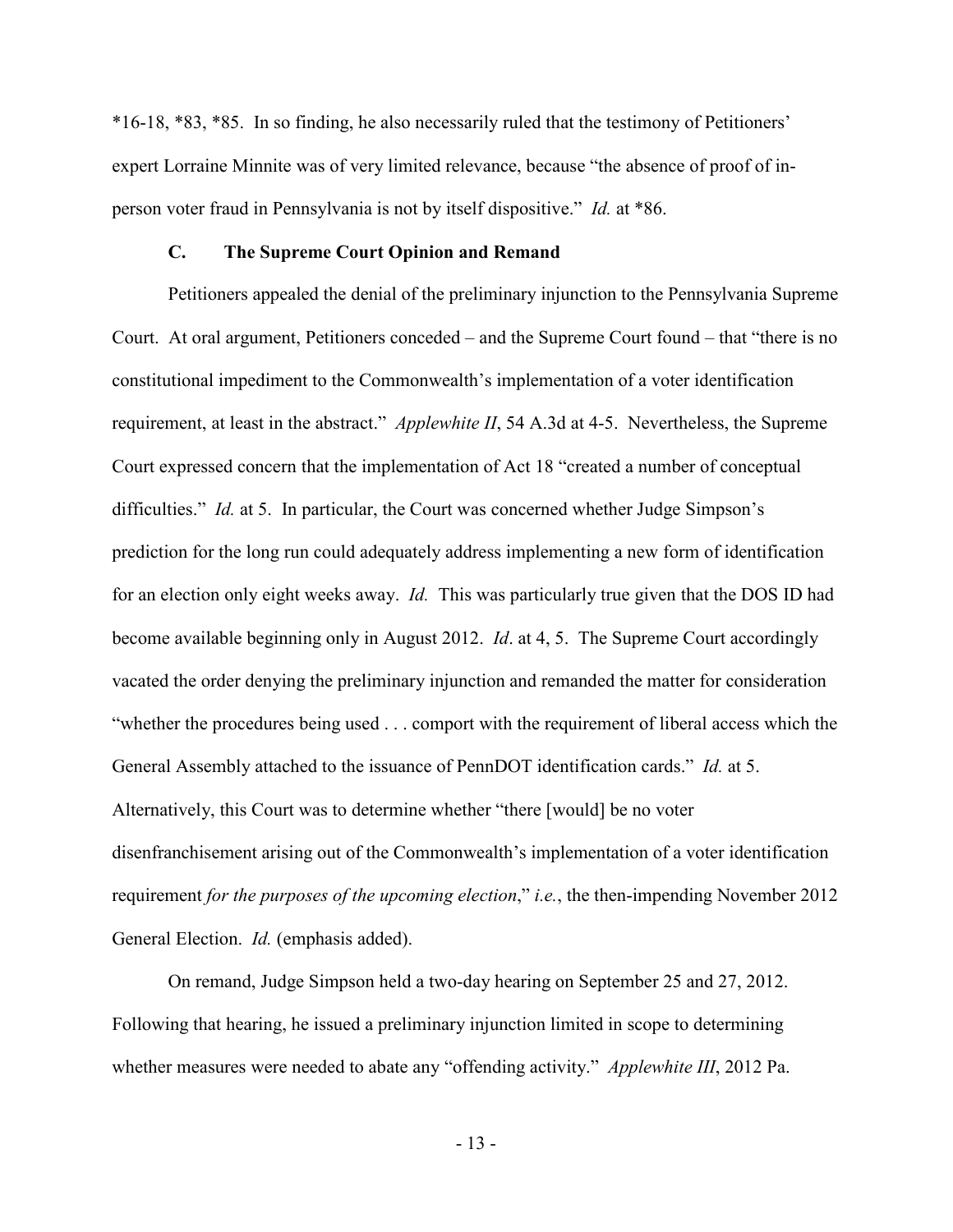*16-18, *83, *85. In so finding, he also necessarily ruled that the testimony of Petitioners' expert Lorraine Minnite was of very limited relevance, because "the absence of proof of in-person voter fraud in Pennsylvania is not by itself dispositive." *Id.* at *86.

### C. The Supreme Court Opinion and Remand

Petitioners appealed the denial of the preliminary injunction to the Pennsylvania Supreme Court. At oral argument, Petitioners conceded – and the Supreme Court found – that "there is no constitutional impediment to the Commonwealth's implementation of a voter identification requirement, at least in the abstract." *Applewhite II*, 54 A.3d at 4-5. Nevertheless, the Supreme Court expressed concern that the implementation of Act 18 "created a number of conceptual difficulties." *Id.* at 5. In particular, the Court was concerned whether Judge Simpson's prediction for the long run could adequately address implementing a new form of identification for an election only eight weeks away. *Id.* This was particularly true given that the DOS ID had become available beginning only in August 2012. *Id*. at 4, 5. The Supreme Court accordingly vacated the order denying the preliminary injunction and remanded the matter for consideration "whether the procedures being used . . . comport with the requirement of liberal access which the General Assembly attached to the issuance of PennDOT identification cards." *Id.* at 5. Alternatively, this Court was to determine whether "there [would] be no voter disenfranchisement arising out of the Commonwealth's implementation of a voter identification requirement *for the purposes of the upcoming election*," *i.e.*, the then-impending November 2012 General Election. *Id.* (emphasis added).

On remand, Judge Simpson held a two-day hearing on September 25 and 27, 2012. Following that hearing, he issued a preliminary injunction limited in scope to determining whether measures were needed to abate any "offending activity." *Applewhite III*, 2012 Pa.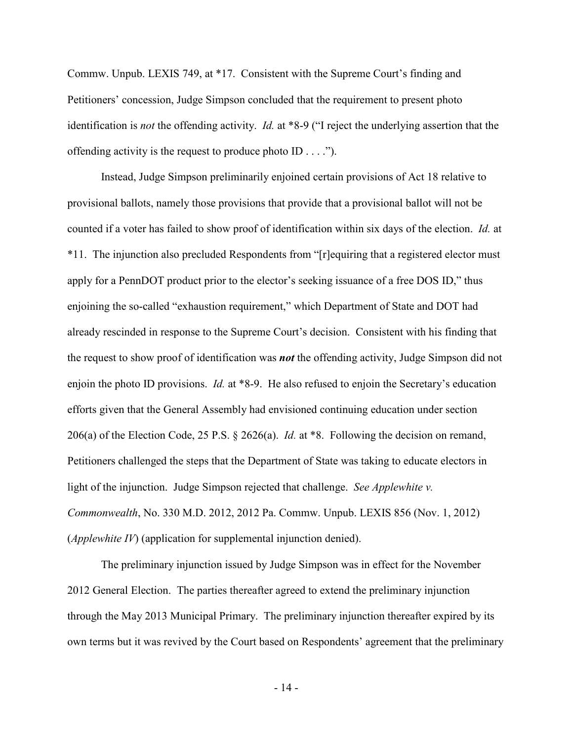Commw. Unpub. LEXIS 749, at *17. Consistent with the Supreme Court's finding and Petitioners' concession, Judge Simpson concluded that the requirement to present photo identification is *not* the offending activity. *Id.* at *8-9 ("I reject the underlying assertion that the offending activity is the request to produce photo ID . . . .").

Instead, Judge Simpson preliminarily enjoined certain provisions of Act 18 relative to provisional ballots, namely those provisions that provide that a provisional ballot will not be counted if a voter has failed to show proof of identification within six days of the election. *Id.* at *11. The injunction also precluded Respondents from "[r]equiring that a registered elector must apply for a PennDOT product prior to the elector's seeking issuance of a free DOS ID," thus enjoining the so-called "exhaustion requirement," which Department of State and DOT had already rescinded in response to the Supreme Court's decision. Consistent with his finding that the request to show proof of identification was ***not*** the offending activity, Judge Simpson did not enjoin the photo ID provisions. *Id.* at *8-9. He also refused to enjoin the Secretary's education efforts given that the General Assembly had envisioned continuing education under section 206(a) of the Election Code, 25 P.S. § 2626(a). *Id.* at *8. Following the decision on remand, Petitioners challenged the steps that the Department of State was taking to educate electors in light of the injunction. Judge Simpson rejected that challenge. *See Applewhite v. Commonwealth*, No. 330 M.D. 2012, 2012 Pa. Commw. Unpub. LEXIS 856 (Nov. 1, 2012) (*Applewhite IV*) (application for supplemental injunction denied).

The preliminary injunction issued by Judge Simpson was in effect for the November 2012 General Election. The parties thereafter agreed to extend the preliminary injunction through the May 2013 Municipal Primary. The preliminary injunction thereafter expired by its own terms but it was revived by the Court based on Respondents' agreement that the preliminary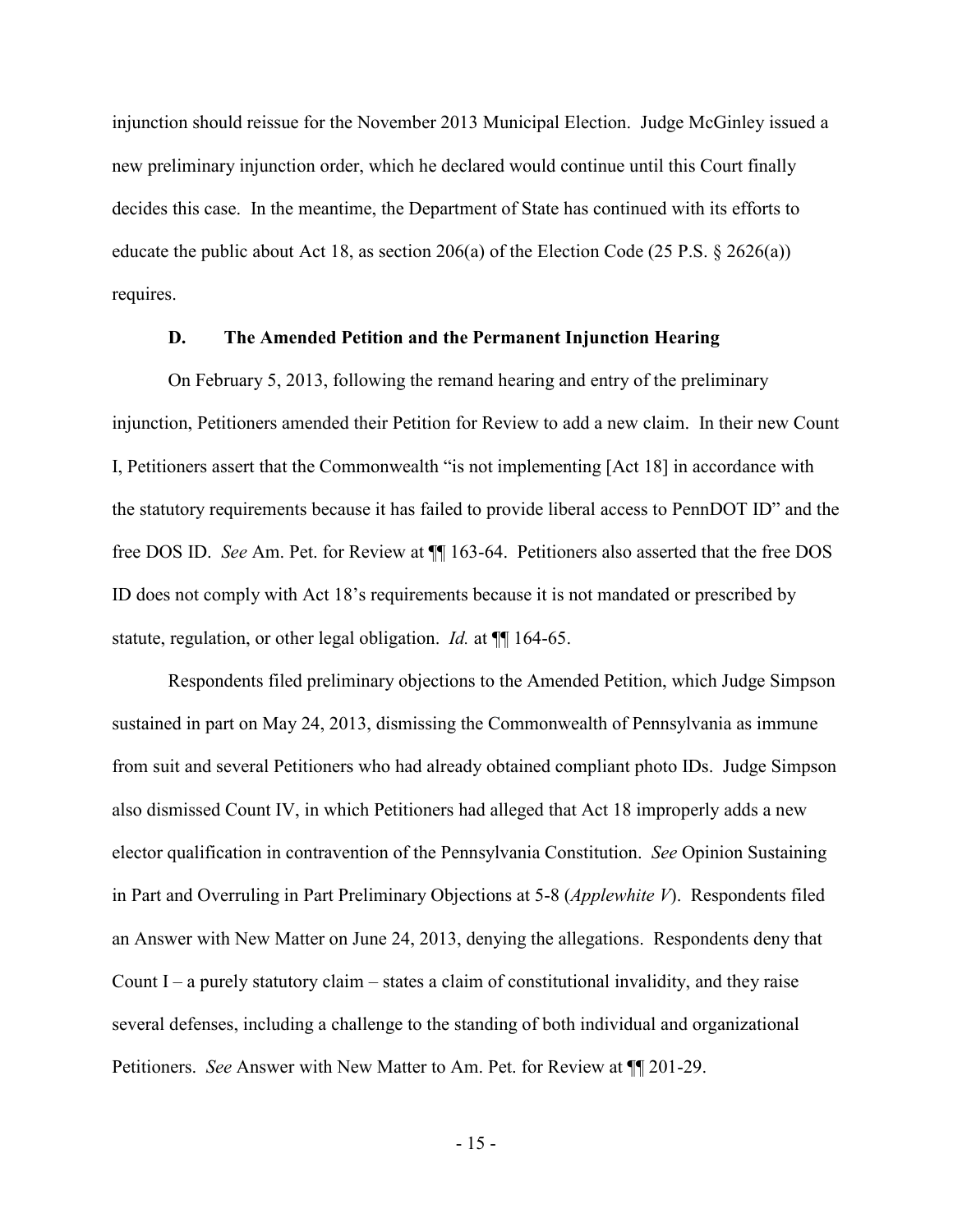injunction should reissue for the November 2013 Municipal Election. Judge McGinley issued a new preliminary injunction order, which he declared would continue until this Court finally decides this case. In the meantime, the Department of State has continued with its efforts to educate the public about Act 18, as section 206(a) of the Election Code (25 P.S. § 2626(a)) requires.

### D. The Amended Petition and the Permanent Injunction Hearing

On February 5, 2013, following the remand hearing and entry of the preliminary injunction, Petitioners amended their Petition for Review to add a new claim. In their new Count I, Petitioners assert that the Commonwealth "is not implementing [Act 18] in accordance with the statutory requirements because it has failed to provide liberal access to PennDOT ID" and the free DOS ID. *See* Am. Pet. for Review at ¶¶ 163-64. Petitioners also asserted that the free DOS ID does not comply with Act 18's requirements because it is not mandated or prescribed by statute, regulation, or other legal obligation. *Id.* at ¶¶ 164-65.

Respondents filed preliminary objections to the Amended Petition, which Judge Simpson sustained in part on May 24, 2013, dismissing the Commonwealth of Pennsylvania as immune from suit and several Petitioners who had already obtained compliant photo IDs. Judge Simpson also dismissed Count IV, in which Petitioners had alleged that Act 18 improperly adds a new elector qualification in contravention of the Pennsylvania Constitution. *See* Opinion Sustaining in Part and Overruling in Part Preliminary Objections at 5-8 (*Applewhite V*). Respondents filed an Answer with New Matter on June 24, 2013, denying the allegations. Respondents deny that Count I – a purely statutory claim – states a claim of constitutional invalidity, and they raise several defenses, including a challenge to the standing of both individual and organizational Petitioners. *See* Answer with New Matter to Am. Pet. for Review at ¶¶ 201-29.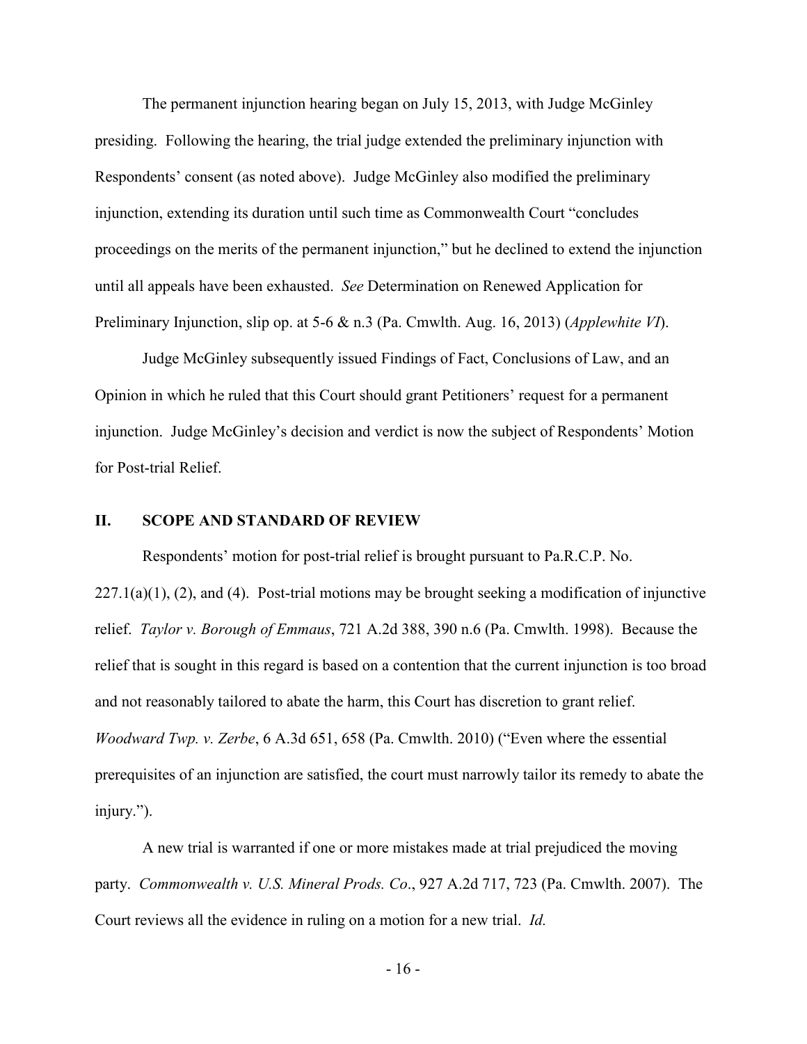The permanent injunction hearing began on July 15, 2013, with Judge McGinley presiding. Following the hearing, the trial judge extended the preliminary injunction with Respondents' consent (as noted above). Judge McGinley also modified the preliminary injunction, extending its duration until such time as Commonwealth Court "concludes proceedings on the merits of the permanent injunction," but he declined to extend the injunction until all appeals have been exhausted. *See* Determination on Renewed Application for Preliminary Injunction, slip op. at 5-6 & n.3 (Pa. Cmwlth. Aug. 16, 2013) (*Applewhite VI*).

Judge McGinley subsequently issued Findings of Fact, Conclusions of Law, and an Opinion in which he ruled that this Court should grant Petitioners' request for a permanent injunction. Judge McGinley's decision and verdict is now the subject of Respondents' Motion for Post-trial Relief.

## II. SCOPE AND STANDARD OF REVIEW

Respondents' motion for post-trial relief is brought pursuant to Pa.R.C.P. No. 227.1(a)(1), (2), and (4). Post-trial motions may be brought seeking a modification of injunctive relief. *Taylor v. Borough of Emmaus*, 721 A.2d 388, 390 n.6 (Pa. Cmwlth. 1998). Because the relief that is sought in this regard is based on a contention that the current injunction is too broad and not reasonably tailored to abate the harm, this Court has discretion to grant relief. *Woodward Twp. v. Zerbe*, 6 A.3d 651, 658 (Pa. Cmwlth. 2010) ("Even where the essential prerequisites of an injunction are satisfied, the court must narrowly tailor its remedy to abate the injury.").

A new trial is warranted if one or more mistakes made at trial prejudiced the moving party. *Commonwealth v. U.S. Mineral Prods. Co*., 927 A.2d 717, 723 (Pa. Cmwlth. 2007). The Court reviews all the evidence in ruling on a motion for a new trial. *Id.*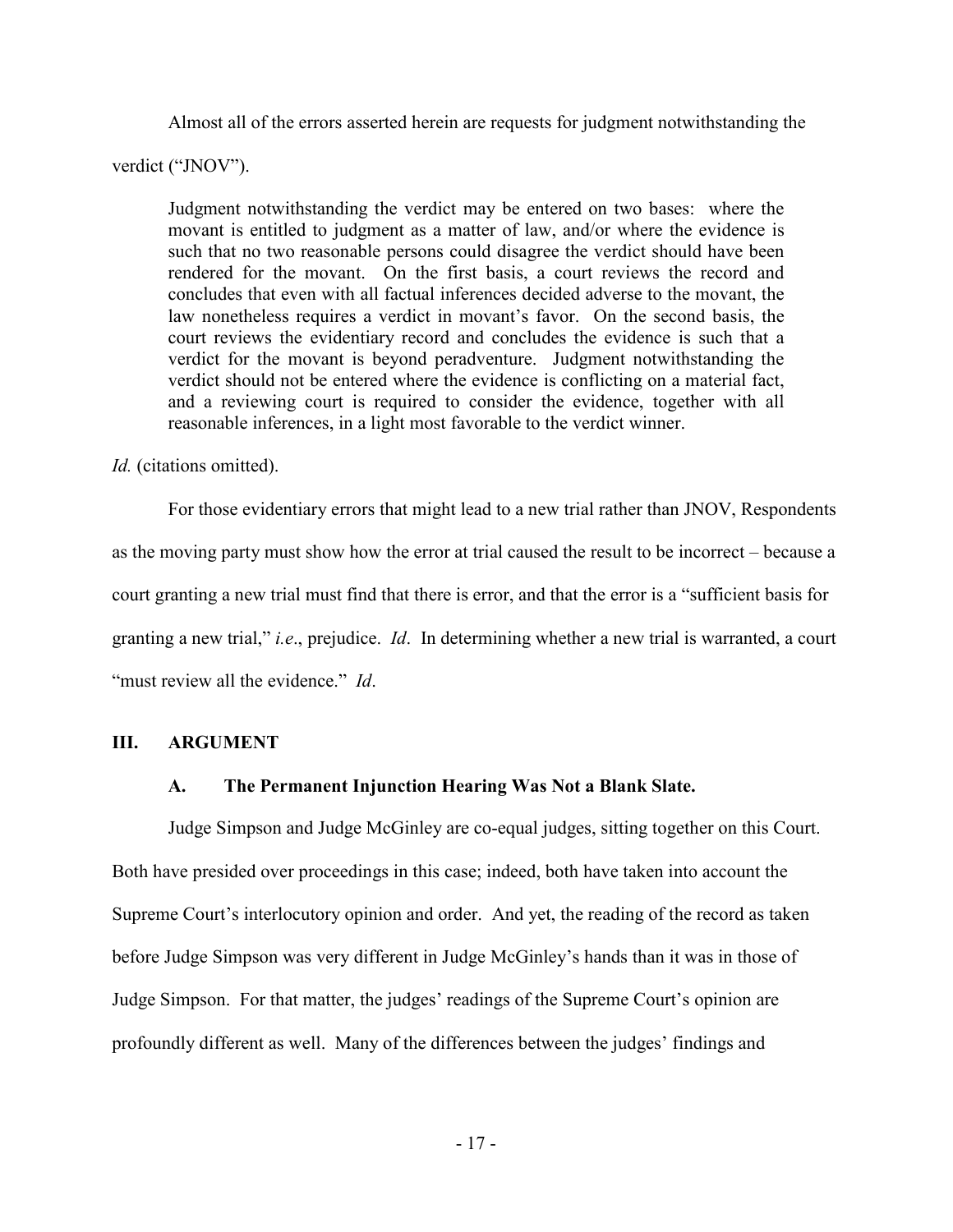Almost all of the errors asserted herein are requests for judgment notwithstanding the verdict ("JNOV").

> Judgment notwithstanding the verdict may be entered on two bases: where the movant is entitled to judgment as a matter of law, and/or where the evidence is such that no two reasonable persons could disagree the verdict should have been rendered for the movant. On the first basis, a court reviews the record and concludes that even with all factual inferences decided adverse to the movant, the law nonetheless requires a verdict in movant's favor. On the second basis, the court reviews the evidentiary record and concludes the evidence is such that a verdict for the movant is beyond peradventure. Judgment notwithstanding the verdict should not be entered where the evidence is conflicting on a material fact, and a reviewing court is required to consider the evidence, together with all reasonable inferences, in a light most favorable to the verdict winner.

*Id.* (citations omitted).

For those evidentiary errors that might lead to a new trial rather than JNOV, Respondents as the moving party must show how the error at trial caused the result to be incorrect – because a court granting a new trial must find that there is error, and that the error is a "sufficient basis for granting a new trial," *i.e*., prejudice. *Id*. In determining whether a new trial is warranted, a court "must review all the evidence." *Id*.

## III. ARGUMENT

### A. The Permanent Injunction Hearing Was Not a Blank Slate.

Judge Simpson and Judge McGinley are co-equal judges, sitting together on this Court. Both have presided over proceedings in this case; indeed, both have taken into account the Supreme Court's interlocutory opinion and order. And yet, the reading of the record as taken before Judge Simpson was very different in Judge McGinley's hands than it was in those of Judge Simpson. For that matter, the judges' readings of the Supreme Court's opinion are profoundly different as well. Many of the differences between the judges' findings and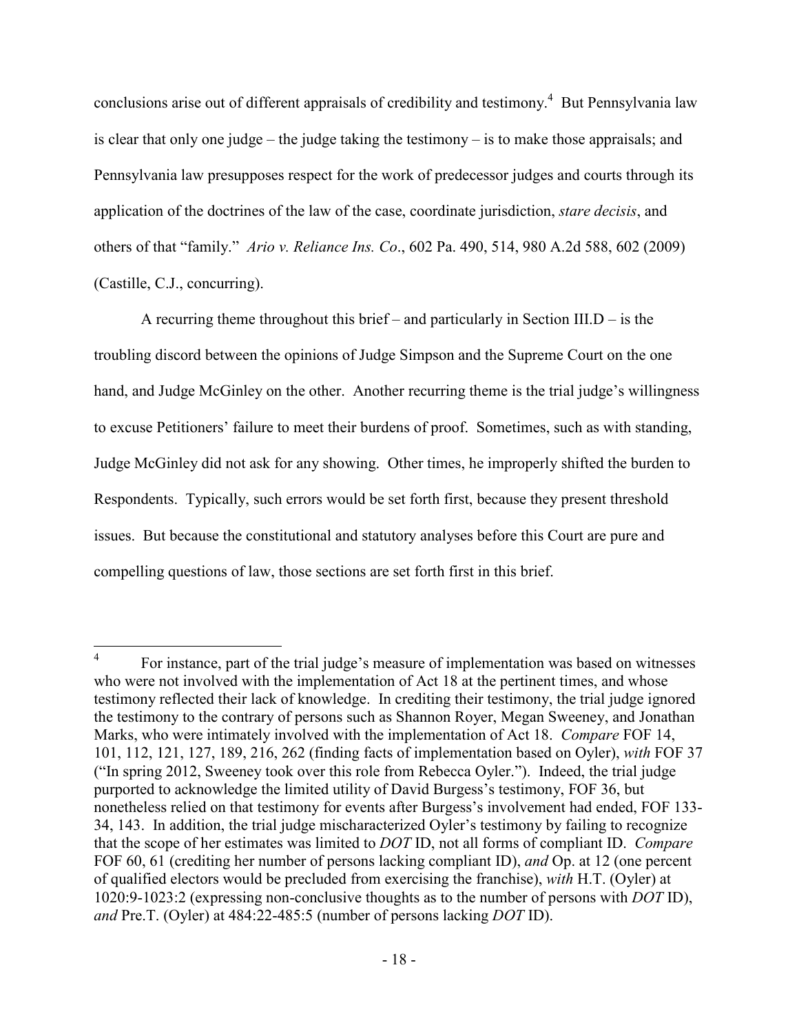conclusions arise out of different appraisals of credibility and testimony.[4] But Pennsylvania law is clear that only one judge – the judge taking the testimony – is to make those appraisals; and Pennsylvania law presupposes respect for the work of predecessor judges and courts through its application of the doctrines of the law of the case, coordinate jurisdiction, *stare decisis*, and others of that "family." *Ario v. Reliance Ins. Co*., 602 Pa. 490, 514, 980 A.2d 588, 602 (2009) (Castille, C.J., concurring).

A recurring theme throughout this brief – and particularly in Section III.D – is the troubling discord between the opinions of Judge Simpson and the Supreme Court on the one hand, and Judge McGinley on the other. Another recurring theme is the trial judge's willingness to excuse Petitioners' failure to meet their burdens of proof. Sometimes, such as with standing, Judge McGinley did not ask for any showing. Other times, he improperly shifted the burden to Respondents. Typically, such errors would be set forth first, because they present threshold issues. But because the constitutional and statutory analyses before this Court are pure and compelling questions of law, those sections are set forth first in this brief.

---

[4] For instance, part of the trial judge's measure of implementation was based on witnesses who were not involved with the implementation of Act 18 at the pertinent times, and whose testimony reflected their lack of knowledge. In crediting their testimony, the trial judge ignored the testimony to the contrary of persons such as Shannon Royer, Megan Sweeney, and Jonathan Marks, who were intimately involved with the implementation of Act 18. *Compare* FOF 14, 101, 112, 121, 127, 189, 216, 262 (finding facts of implementation based on Oyler), *with* FOF 37 ("In spring 2012, Sweeney took over this role from Rebecca Oyler."). Indeed, the trial judge purported to acknowledge the limited utility of David Burgess's testimony, FOF 36, but nonetheless relied on that testimony for events after Burgess's involvement had ended, FOF 133-34, 143. In addition, the trial judge mischaracterized Oyler's testimony by failing to recognize that the scope of her estimates was limited to *DOT* ID, not all forms of compliant ID. *Compare* FOF 60, 61 (crediting her number of persons lacking compliant ID), *and* Op. at 12 (one percent of qualified electors would be precluded from exercising the franchise), *with* H.T. (Oyler) at 1020:9-1023:2 (expressing non-conclusive thoughts as to the number of persons with *DOT* ID), *and* Pre.T. (Oyler) at 484:22-485:5 (number of persons lacking *DOT* ID).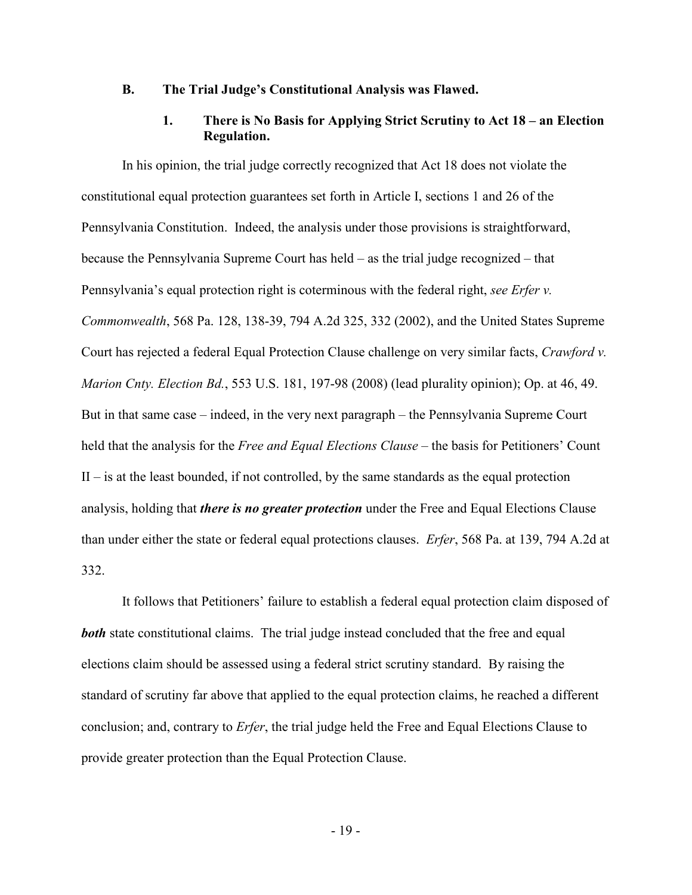### B. The Trial Judge's Constitutional Analysis was Flawed.

#### 1. There is No Basis for Applying Strict Scrutiny to Act 18 – an Election Regulation.

In his opinion, the trial judge correctly recognized that Act 18 does not violate the constitutional equal protection guarantees set forth in Article I, sections 1 and 26 of the Pennsylvania Constitution. Indeed, the analysis under those provisions is straightforward, because the Pennsylvania Supreme Court has held – as the trial judge recognized – that Pennsylvania's equal protection right is coterminous with the federal right, *see Erfer v. Commonwealth*, 568 Pa. 128, 138-39, 794 A.2d 325, 332 (2002), and the United States Supreme Court has rejected a federal Equal Protection Clause challenge on very similar facts, *Crawford v. Marion Cnty. Election Bd.*, 553 U.S. 181, 197-98 (2008) (lead plurality opinion); Op. at 46, 49. But in that same case – indeed, in the very next paragraph – the Pennsylvania Supreme Court held that the analysis for the *Free and Equal Elections Clause* – the basis for Petitioners' Count II – is at the least bounded, if not controlled, by the same standards as the equal protection analysis, holding that ***there is no greater protection*** under the Free and Equal Elections Clause than under either the state or federal equal protections clauses. *Erfer*, 568 Pa. at 139, 794 A.2d at 332.

It follows that Petitioners' failure to establish a federal equal protection claim disposed of ***both*** state constitutional claims. The trial judge instead concluded that the free and equal elections claim should be assessed using a federal strict scrutiny standard. By raising the standard of scrutiny far above that applied to the equal protection claims, he reached a different conclusion; and, contrary to *Erfer*, the trial judge held the Free and Equal Elections Clause to provide greater protection than the Equal Protection Clause.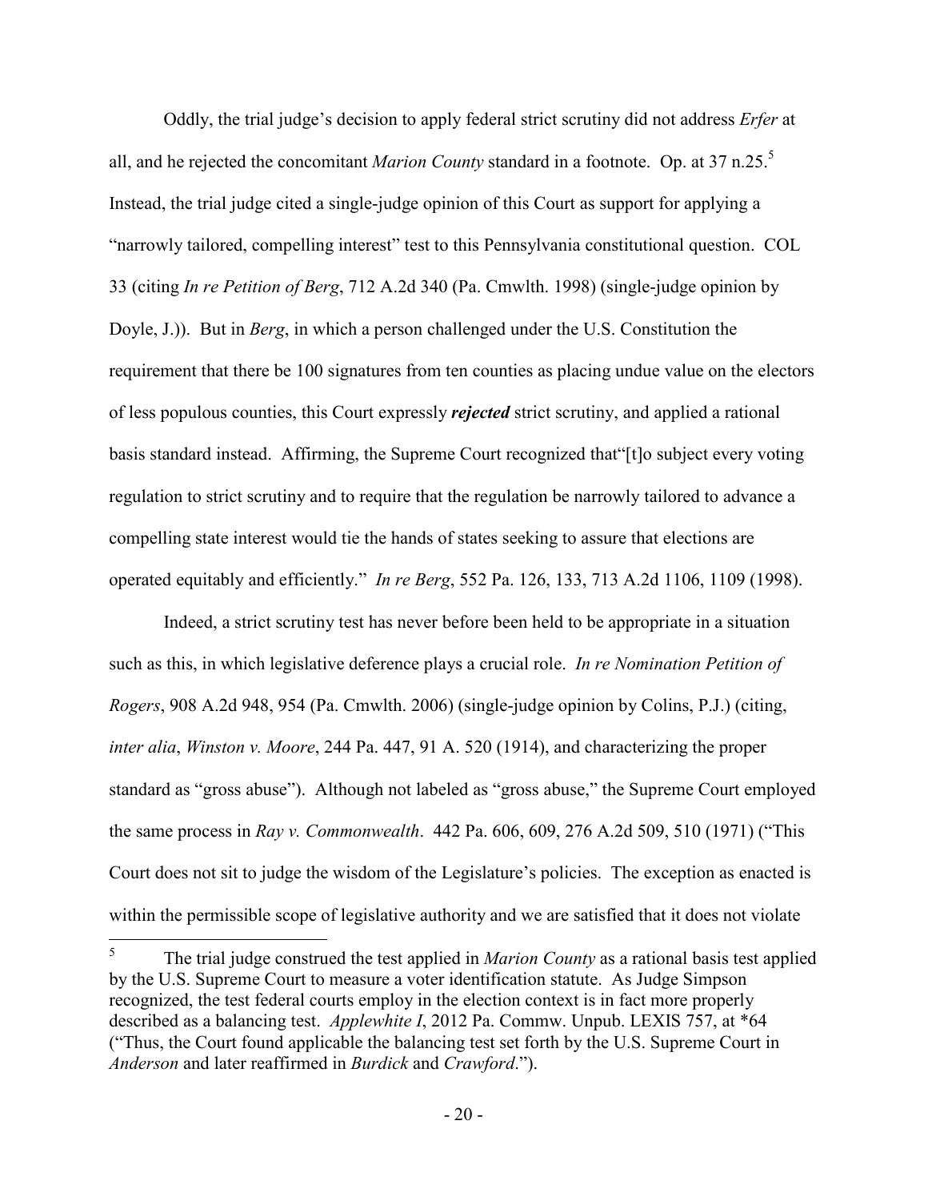Oddly, the trial judge's decision to apply federal strict scrutiny did not address *Erfer* at all, and he rejected the concomitant *Marion County* standard in a footnote. Op. at 37 n.25.[5] Instead, the trial judge cited a single-judge opinion of this Court as support for applying a "narrowly tailored, compelling interest" test to this Pennsylvania constitutional question. COL 33 (citing *In re Petition of Berg*, 712 A.2d 340 (Pa. Cmwlth. 1998) (single-judge opinion by Doyle, J.)). But in *Berg*, in which a person challenged under the U.S. Constitution the requirement that there be 100 signatures from ten counties as placing undue value on the electors of less populous counties, this Court expressly ***rejected*** strict scrutiny, and applied a rational basis standard instead. Affirming, the Supreme Court recognized that"[t]o subject every voting regulation to strict scrutiny and to require that the regulation be narrowly tailored to advance a compelling state interest would tie the hands of states seeking to assure that elections are operated equitably and efficiently." *In re Berg*, 552 Pa. 126, 133, 713 A.2d 1106, 1109 (1998).

Indeed, a strict scrutiny test has never before been held to be appropriate in a situation such as this, in which legislative deference plays a crucial role. *In re Nomination Petition of Rogers*, 908 A.2d 948, 954 (Pa. Cmwlth. 2006) (single-judge opinion by Colins, P.J.) (citing, *inter alia*, *Winston v. Moore*, 244 Pa. 447, 91 A. 520 (1914), and characterizing the proper standard as "gross abuse"). Although not labeled as "gross abuse," the Supreme Court employed the same process in *Ray v. Commonwealth*. 442 Pa. 606, 609, 276 A.2d 509, 510 (1971) ("This Court does not sit to judge the wisdom of the Legislature's policies. The exception as enacted is within the permissible scope of legislative authority and we are satisfied that it does not violate

---

[5] The trial judge construed the test applied in *Marion County* as a rational basis test applied by the U.S. Supreme Court to measure a voter identification statute. As Judge Simpson recognized, the test federal courts employ in the election context is in fact more properly described as a balancing test. *Applewhite I*, 2012 Pa. Commw. Unpub. LEXIS 757, at *64 ("Thus, the Court found applicable the balancing test set forth by the U.S. Supreme Court in *Anderson* and later reaffirmed in *Burdick* and *Crawford*.").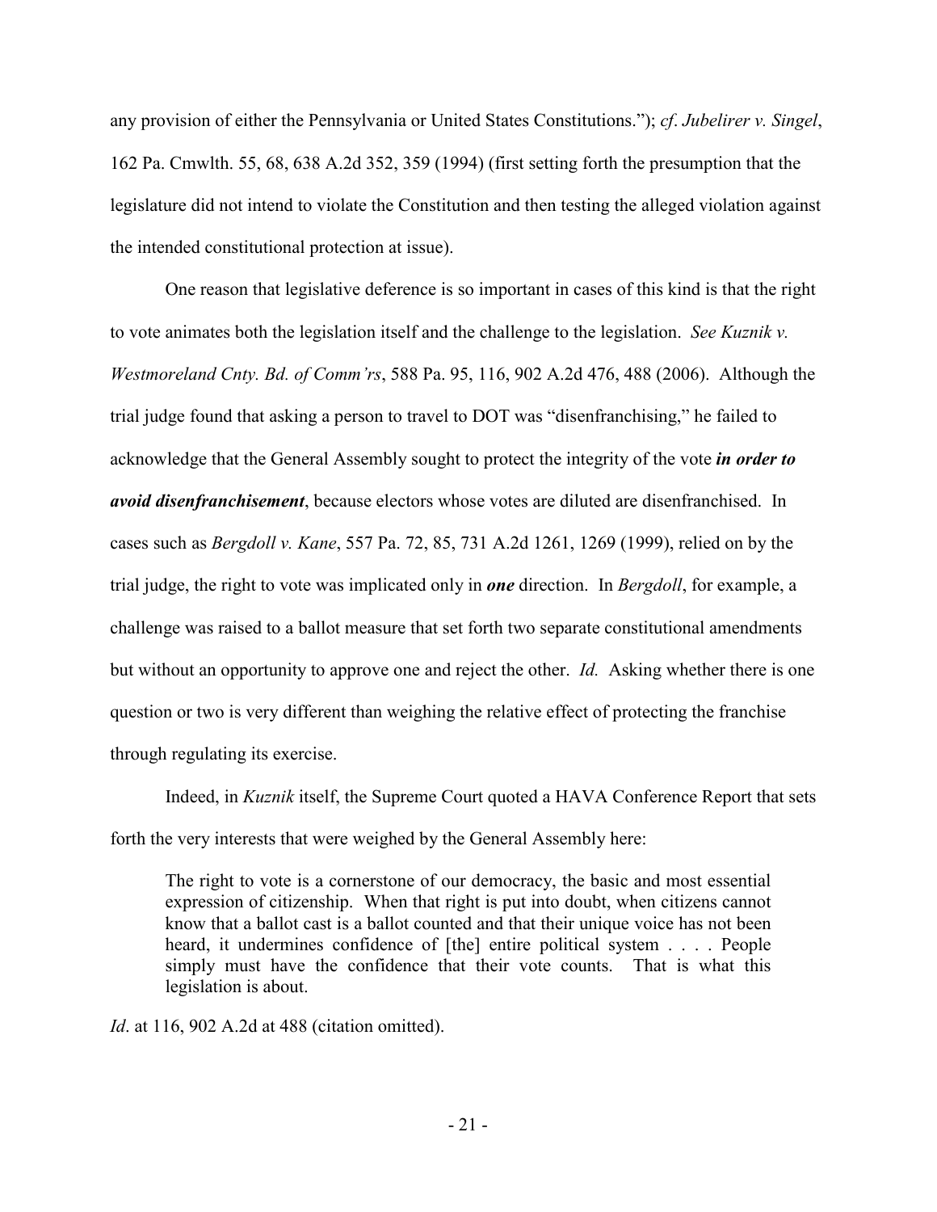any provision of either the Pennsylvania or United States Constitutions."); *cf*. *Jubelirer v. Singel*, 162 Pa. Cmwlth. 55, 68, 638 A.2d 352, 359 (1994) (first setting forth the presumption that the legislature did not intend to violate the Constitution and then testing the alleged violation against the intended constitutional protection at issue).

One reason that legislative deference is so important in cases of this kind is that the right to vote animates both the legislation itself and the challenge to the legislation. *See Kuznik v. Westmoreland Cnty. Bd. of Comm'rs*, 588 Pa. 95, 116, 902 A.2d 476, 488 (2006). Although the trial judge found that asking a person to travel to DOT was "disenfranchising," he failed to acknowledge that the General Assembly sought to protect the integrity of the vote ***in order to avoid disenfranchisement***, because electors whose votes are diluted are disenfranchised. In cases such as *Bergdoll v. Kane*, 557 Pa. 72, 85, 731 A.2d 1261, 1269 (1999), relied on by the trial judge, the right to vote was implicated only in ***one*** direction. In *Bergdoll*, for example, a challenge was raised to a ballot measure that set forth two separate constitutional amendments but without an opportunity to approve one and reject the other. *Id.* Asking whether there is one question or two is very different than weighing the relative effect of protecting the franchise through regulating its exercise.

Indeed, in *Kuznik* itself, the Supreme Court quoted a HAVA Conference Report that sets forth the very interests that were weighed by the General Assembly here:

> The right to vote is a cornerstone of our democracy, the basic and most essential expression of citizenship. When that right is put into doubt, when citizens cannot know that a ballot cast is a ballot counted and that their unique voice has not been heard, it undermines confidence of [the] entire political system . . . . People simply must have the confidence that their vote counts. That is what this legislation is about.

*Id*. at 116, 902 A.2d at 488 (citation omitted).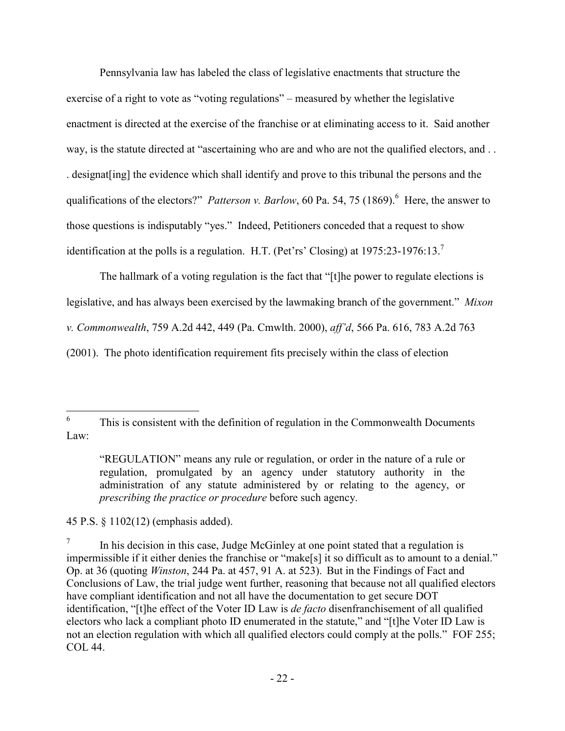Pennsylvania law has labeled the class of legislative enactments that structure the exercise of a right to vote as "voting regulations" – measured by whether the legislative enactment is directed at the exercise of the franchise or at eliminating access to it. Said another way, is the statute directed at "ascertaining who are and who are not the qualified electors, and . . . designat[ing] the evidence which shall identify and prove to this tribunal the persons and the qualifications of the electors?" *Patterson v. Barlow*, 60 Pa. 54, 75 (1869).[6] Here, the answer to those questions is indisputably "yes." Indeed, Petitioners conceded that a request to show identification at the polls is a regulation. H.T. (Pet'rs' Closing) at 1975:23-1976:13.[7]

The hallmark of a voting regulation is the fact that "[t]he power to regulate elections is legislative, and has always been exercised by the lawmaking branch of the government." *Mixon v. Commonwealth*, 759 A.2d 442, 449 (Pa. Cmwlth. 2000), *aff'd*, 566 Pa. 616, 783 A.2d 763 (2001). The photo identification requirement fits precisely within the class of election

---

[6] This is consistent with the definition of regulation in the Commonwealth Documents Law:

> "REGULATION" means any rule or regulation, or order in the nature of a rule or regulation, promulgated by an agency under statutory authority in the administration of any statute administered by or relating to the agency, or *prescribing the practice or procedure* before such agency.

45 P.S. § 1102(12) (emphasis added).

[7] In his decision in this case, Judge McGinley at one point stated that a regulation is impermissible if it either denies the franchise or "make[s] it so difficult as to amount to a denial." Op. at 36 (quoting *Winston*, 244 Pa. at 457, 91 A. at 523). But in the Findings of Fact and Conclusions of Law, the trial judge went further, reasoning that because not all qualified electors have compliant identification and not all have the documentation to get secure DOT identification, "[t]he effect of the Voter ID Law is *de facto* disenfranchisement of all qualified electors who lack a compliant photo ID enumerated in the statute," and "[t]he Voter ID Law is not an election regulation with which all qualified electors could comply at the polls." FOF 255; COL 44.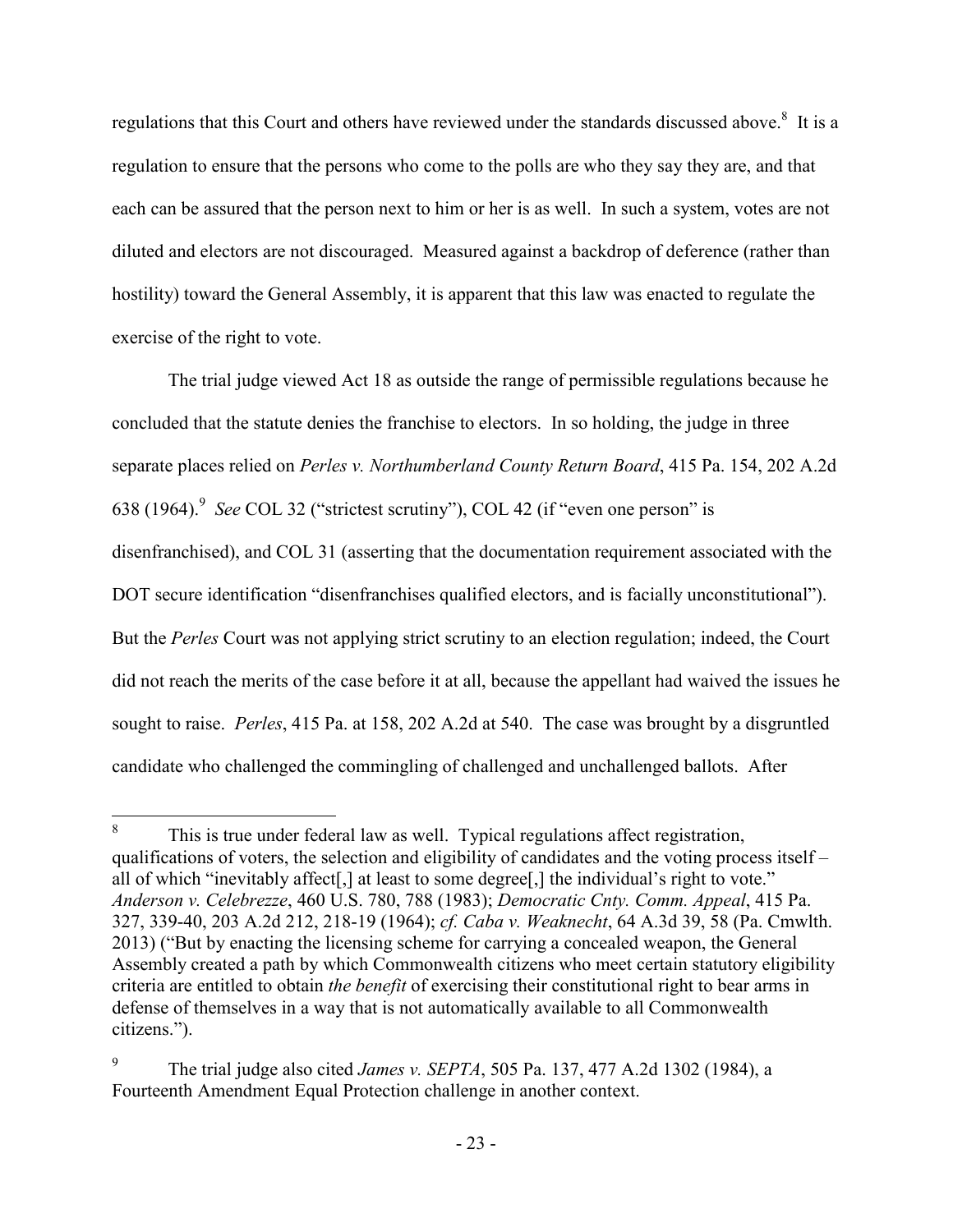regulations that this Court and others have reviewed under the standards discussed above.[8] It is a regulation to ensure that the persons who come to the polls are who they say they are, and that each can be assured that the person next to him or her is as well. In such a system, votes are not diluted and electors are not discouraged. Measured against a backdrop of deference (rather than hostility) toward the General Assembly, it is apparent that this law was enacted to regulate the exercise of the right to vote.

The trial judge viewed Act 18 as outside the range of permissible regulations because he concluded that the statute denies the franchise to electors. In so holding, the judge in three separate places relied on *Perles v. Northumberland County Return Board*, 415 Pa. 154, 202 A.2d 638 (1964).[9] *See* COL 32 ("strictest scrutiny"), COL 42 (if "even one person" is disenfranchised), and COL 31 (asserting that the documentation requirement associated with the DOT secure identification "disenfranchises qualified electors, and is facially unconstitutional"). But the *Perles* Court was not applying strict scrutiny to an election regulation; indeed, the Court did not reach the merits of the case before it at all, because the appellant had waived the issues he sought to raise. *Perles*, 415 Pa. at 158, 202 A.2d at 540. The case was brought by a disgruntled candidate who challenged the commingling of challenged and unchallenged ballots. After

---

[8] This is true under federal law as well. Typical regulations affect registration, qualifications of voters, the selection and eligibility of candidates and the voting process itself – all of which "inevitably affect[,] at least to some degree[,] the individual's right to vote." *Anderson v. Celebrezze*, 460 U.S. 780, 788 (1983); *Democratic Cnty. Comm. Appeal*, 415 Pa. 327, 339-40, 203 A.2d 212, 218-19 (1964); *cf. Caba v. Weaknecht*, 64 A.3d 39, 58 (Pa. Cmwlth. 2013) ("But by enacting the licensing scheme for carrying a concealed weapon, the General Assembly created a path by which Commonwealth citizens who meet certain statutory eligibility criteria are entitled to obtain *the benefit* of exercising their constitutional right to bear arms in defense of themselves in a way that is not automatically available to all Commonwealth citizens.").

[9] The trial judge also cited *James v. SEPTA*, 505 Pa. 137, 477 A.2d 1302 (1984), a Fourteenth Amendment Equal Protection challenge in another context.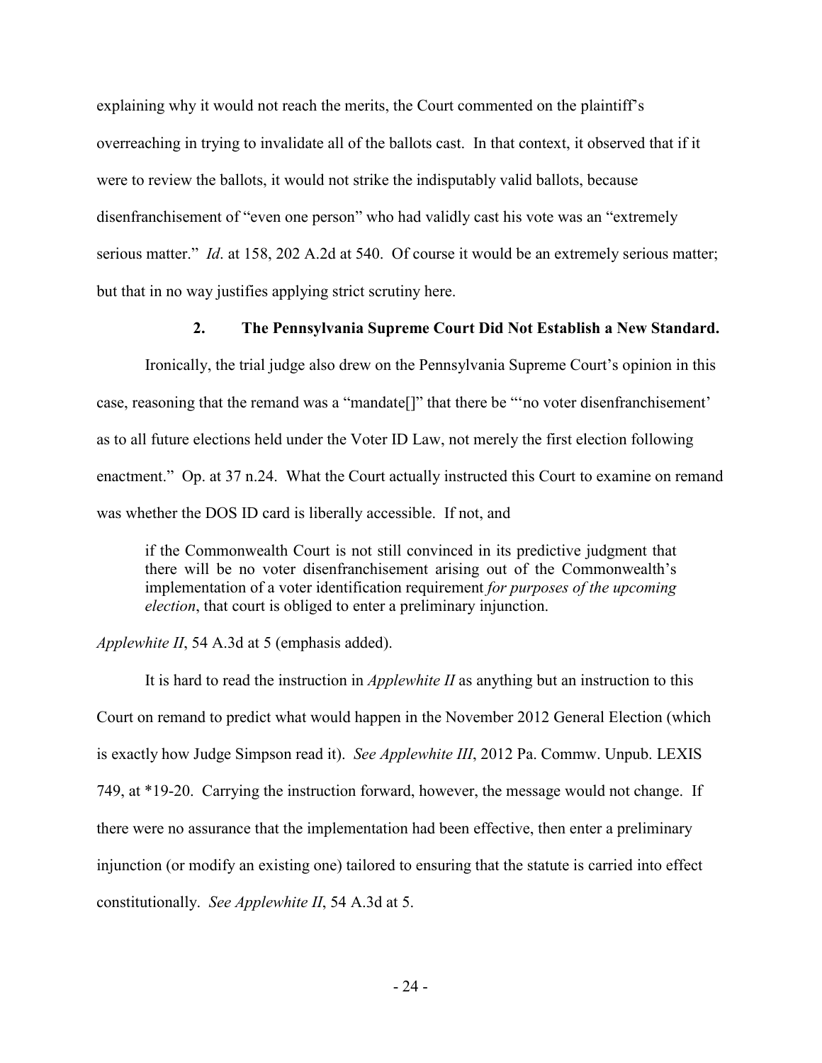explaining why it would not reach the merits, the Court commented on the plaintiff's overreaching in trying to invalidate all of the ballots cast. In that context, it observed that if it were to review the ballots, it would not strike the indisputably valid ballots, because disenfranchisement of "even one person" who had validly cast his vote was an "extremely serious matter." *Id*. at 158, 202 A.2d at 540. Of course it would be an extremely serious matter; but that in no way justifies applying strict scrutiny here.

### 2. The Pennsylvania Supreme Court Did Not Establish a New Standard.

Ironically, the trial judge also drew on the Pennsylvania Supreme Court's opinion in this case, reasoning that the remand was a "mandate[]" that there be "'no voter disenfranchisement' as to all future elections held under the Voter ID Law, not merely the first election following enactment." Op. at 37 n.24. What the Court actually instructed this Court to examine on remand was whether the DOS ID card is liberally accessible. If not, and

> if the Commonwealth Court is not still convinced in its predictive judgment that there will be no voter disenfranchisement arising out of the Commonwealth's implementation of a voter identification requirement *for purposes of the upcoming election*, that court is obliged to enter a preliminary injunction.

*Applewhite II*, 54 A.3d at 5 (emphasis added).

It is hard to read the instruction in *Applewhite II* as anything but an instruction to this Court on remand to predict what would happen in the November 2012 General Election (which is exactly how Judge Simpson read it). *See Applewhite III*, 2012 Pa. Commw. Unpub. LEXIS 749, at *19-20. Carrying the instruction forward, however, the message would not change. If there were no assurance that the implementation had been effective, then enter a preliminary injunction (or modify an existing one) tailored to ensuring that the statute is carried into effect constitutionally. *See Applewhite II*, 54 A.3d at 5.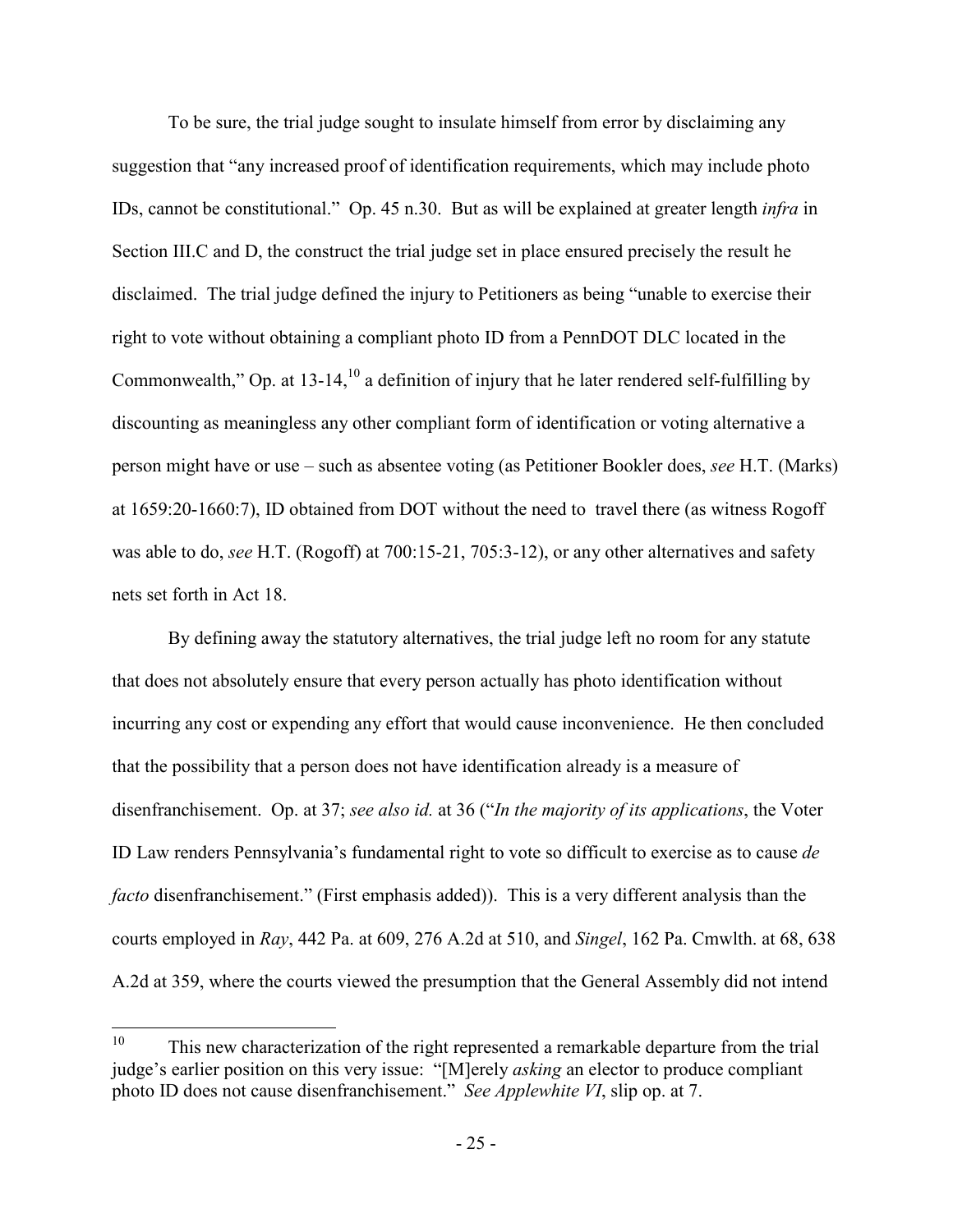To be sure, the trial judge sought to insulate himself from error by disclaiming any suggestion that "any increased proof of identification requirements, which may include photo IDs, cannot be constitutional." Op. 45 n.30. But as will be explained at greater length *infra* in Section III.C and D, the construct the trial judge set in place ensured precisely the result he disclaimed. The trial judge defined the injury to Petitioners as being "unable to exercise their right to vote without obtaining a compliant photo ID from a PennDOT DLC located in the Commonwealth," Op. at 13-14,[10] a definition of injury that he later rendered self-fulfilling by discounting as meaningless any other compliant form of identification or voting alternative a person might have or use – such as absentee voting (as Petitioner Bookler does, *see* H.T. (Marks) at 1659:20-1660:7), ID obtained from DOT without the need to travel there (as witness Rogoff was able to do, *see* H.T. (Rogoff) at 700:15-21, 705:3-12), or any other alternatives and safety nets set forth in Act 18.

By defining away the statutory alternatives, the trial judge left no room for any statute that does not absolutely ensure that every person actually has photo identification without incurring any cost or expending any effort that would cause inconvenience. He then concluded that the possibility that a person does not have identification already is a measure of disenfranchisement. Op. at 37; *see also id.* at 36 ("*In the majority of its applications*, the Voter ID Law renders Pennsylvania's fundamental right to vote so difficult to exercise as to cause *de facto* disenfranchisement." (First emphasis added)). This is a very different analysis than the courts employed in *Ray*, 442 Pa. at 609, 276 A.2d at 510, and *Singel*, 162 Pa. Cmwlth. at 68, 638 A.2d at 359, where the courts viewed the presumption that the General Assembly did not intend

---

[10] This new characterization of the right represented a remarkable departure from the trial judge's earlier position on this very issue: "[M]erely *asking* an elector to produce compliant photo ID does not cause disenfranchisement." *See Applewhite VI*, slip op. at 7.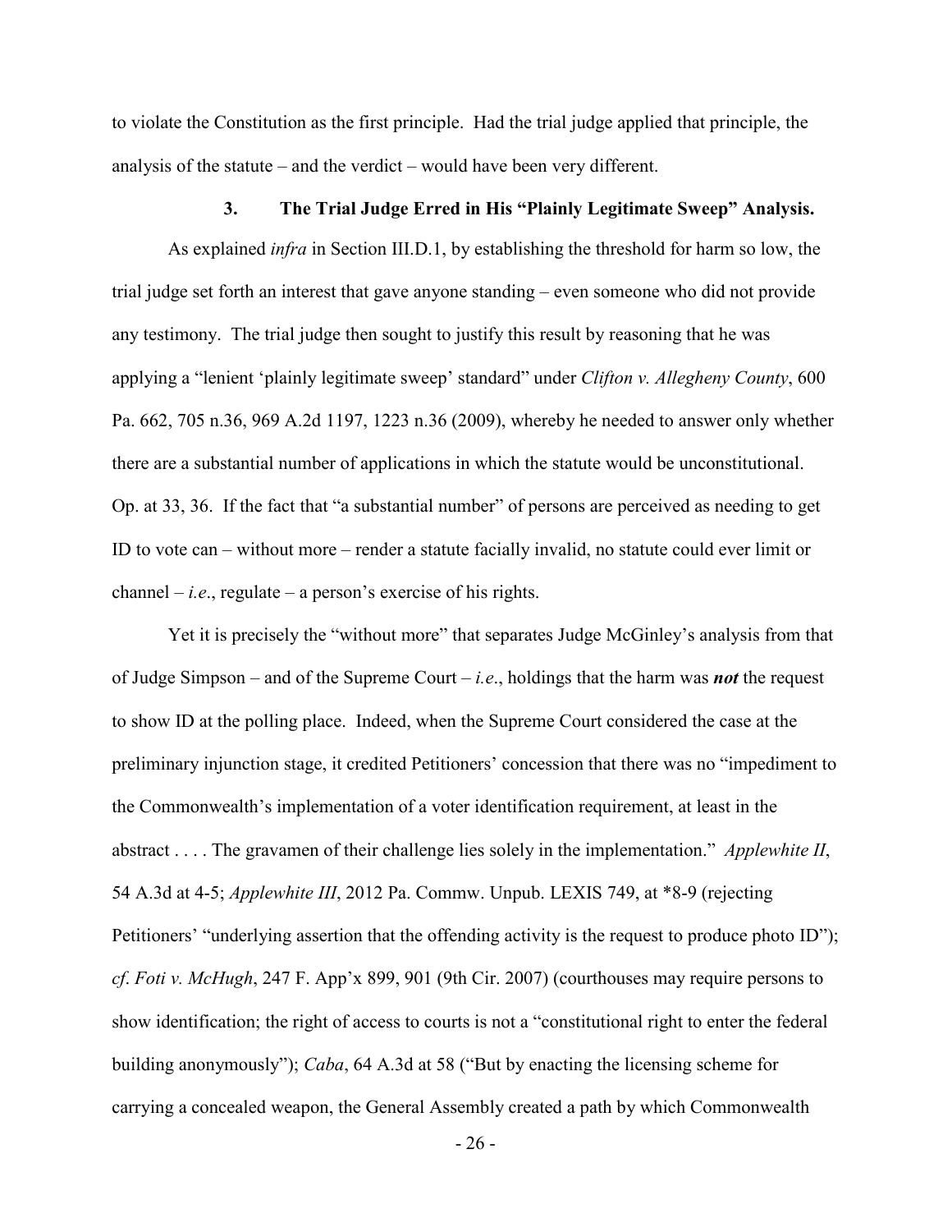to violate the Constitution as the first principle. Had the trial judge applied that principle, the analysis of the statute – and the verdict – would have been very different.

### 3. The Trial Judge Erred in His "Plainly Legitimate Sweep" Analysis.

As explained *infra* in Section III.D.1, by establishing the threshold for harm so low, the trial judge set forth an interest that gave anyone standing – even someone who did not provide any testimony. The trial judge then sought to justify this result by reasoning that he was applying a "lenient 'plainly legitimate sweep' standard" under *Clifton v. Allegheny County*, 600 Pa. 662, 705 n.36, 969 A.2d 1197, 1223 n.36 (2009), whereby he needed to answer only whether there are a substantial number of applications in which the statute would be unconstitutional. Op. at 33, 36. If the fact that "a substantial number" of persons are perceived as needing to get ID to vote can – without more – render a statute facially invalid, no statute could ever limit or channel – *i.e*., regulate – a person's exercise of his rights.

Yet it is precisely the "without more" that separates Judge McGinley's analysis from that of Judge Simpson – and of the Supreme Court – *i.e*., holdings that the harm was ***not*** the request to show ID at the polling place. Indeed, when the Supreme Court considered the case at the preliminary injunction stage, it credited Petitioners' concession that there was no "impediment to the Commonwealth's implementation of a voter identification requirement, at least in the abstract . . . . The gravamen of their challenge lies solely in the implementation." *Applewhite II*, 54 A.3d at 4-5; *Applewhite III*, 2012 Pa. Commw. Unpub. LEXIS 749, at \*8-9 (rejecting Petitioners' "underlying assertion that the offending activity is the request to produce photo ID"); *cf*. *Foti v. McHugh*, 247 F. App'x 899, 901 (9th Cir. 2007) (courthouses may require persons to show identification; the right of access to courts is not a "constitutional right to enter the federal building anonymously"); *Caba*, 64 A.3d at 58 ("But by enacting the licensing scheme for carrying a concealed weapon, the General Assembly created a path by which Commonwealth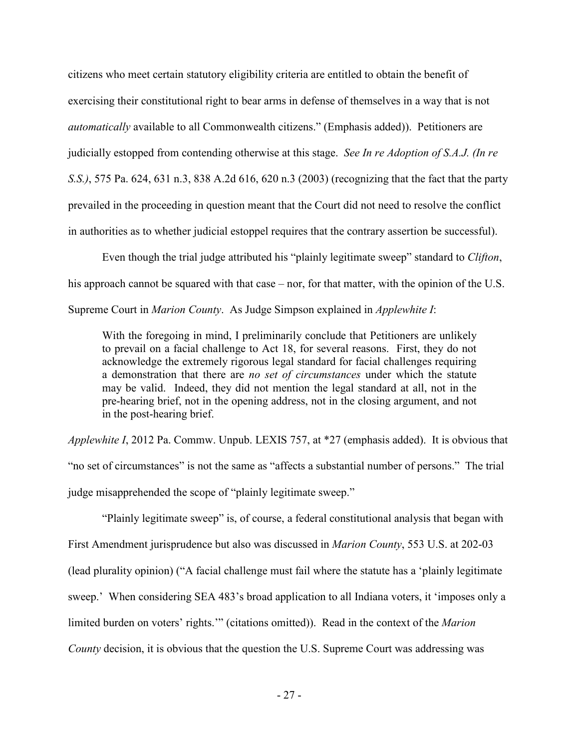citizens who meet certain statutory eligibility criteria are entitled to obtain the benefit of exercising their constitutional right to bear arms in defense of themselves in a way that is not *automatically* available to all Commonwealth citizens." (Emphasis added)). Petitioners are judicially estopped from contending otherwise at this stage. *See In re Adoption of S.A.J. (In re S.S.)*, 575 Pa. 624, 631 n.3, 838 A.2d 616, 620 n.3 (2003) (recognizing that the fact that the party prevailed in the proceeding in question meant that the Court did not need to resolve the conflict in authorities as to whether judicial estoppel requires that the contrary assertion be successful).

Even though the trial judge attributed his "plainly legitimate sweep" standard to *Clifton*, his approach cannot be squared with that case – nor, for that matter, with the opinion of the U.S. Supreme Court in *Marion County*. As Judge Simpson explained in *Applewhite I*:

> With the foregoing in mind, I preliminarily conclude that Petitioners are unlikely to prevail on a facial challenge to Act 18, for several reasons. First, they do not acknowledge the extremely rigorous legal standard for facial challenges requiring a demonstration that there are *no set of circumstances* under which the statute may be valid. Indeed, they did not mention the legal standard at all, not in the pre-hearing brief, not in the opening address, not in the closing argument, and not in the post-hearing brief.

*Applewhite I*, 2012 Pa. Commw. Unpub. LEXIS 757, at *27 (emphasis added). It is obvious that "no set of circumstances" is not the same as "affects a substantial number of persons." The trial judge misapprehended the scope of "plainly legitimate sweep."

"Plainly legitimate sweep" is, of course, a federal constitutional analysis that began with First Amendment jurisprudence but also was discussed in *Marion County*, 553 U.S. at 202-03 (lead plurality opinion) ("A facial challenge must fail where the statute has a 'plainly legitimate sweep.' When considering SEA 483's broad application to all Indiana voters, it 'imposes only a limited burden on voters' rights.'" (citations omitted)). Read in the context of the *Marion County* decision, it is obvious that the question the U.S. Supreme Court was addressing was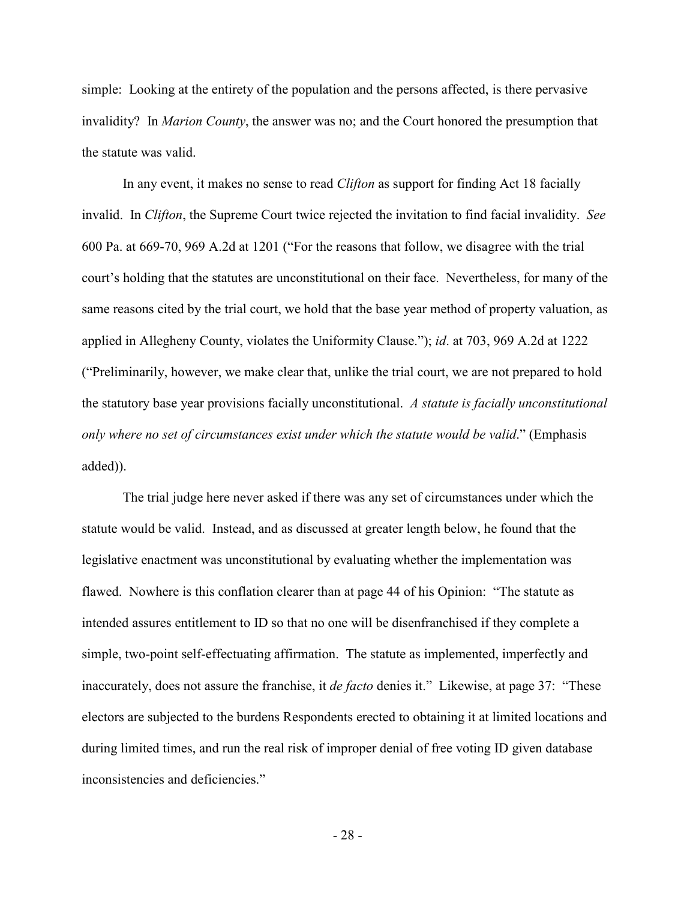simple: Looking at the entirety of the population and the persons affected, is there pervasive invalidity? In *Marion County*, the answer was no; and the Court honored the presumption that the statute was valid.

In any event, it makes no sense to read *Clifton* as support for finding Act 18 facially invalid. In *Clifton*, the Supreme Court twice rejected the invitation to find facial invalidity. *See* 600 Pa. at 669-70, 969 A.2d at 1201 ("For the reasons that follow, we disagree with the trial court's holding that the statutes are unconstitutional on their face. Nevertheless, for many of the same reasons cited by the trial court, we hold that the base year method of property valuation, as applied in Allegheny County, violates the Uniformity Clause."); *id*. at 703, 969 A.2d at 1222 ("Preliminarily, however, we make clear that, unlike the trial court, we are not prepared to hold the statutory base year provisions facially unconstitutional. *A statute is facially unconstitutional only where no set of circumstances exist under which the statute would be valid*." (Emphasis added)).

The trial judge here never asked if there was any set of circumstances under which the statute would be valid. Instead, and as discussed at greater length below, he found that the legislative enactment was unconstitutional by evaluating whether the implementation was flawed. Nowhere is this conflation clearer than at page 44 of his Opinion: "The statute as intended assures entitlement to ID so that no one will be disenfranchised if they complete a simple, two-point self-effectuating affirmation. The statute as implemented, imperfectly and inaccurately, does not assure the franchise, it *de facto* denies it." Likewise, at page 37: "These electors are subjected to the burdens Respondents erected to obtaining it at limited locations and during limited times, and run the real risk of improper denial of free voting ID given database inconsistencies and deficiencies."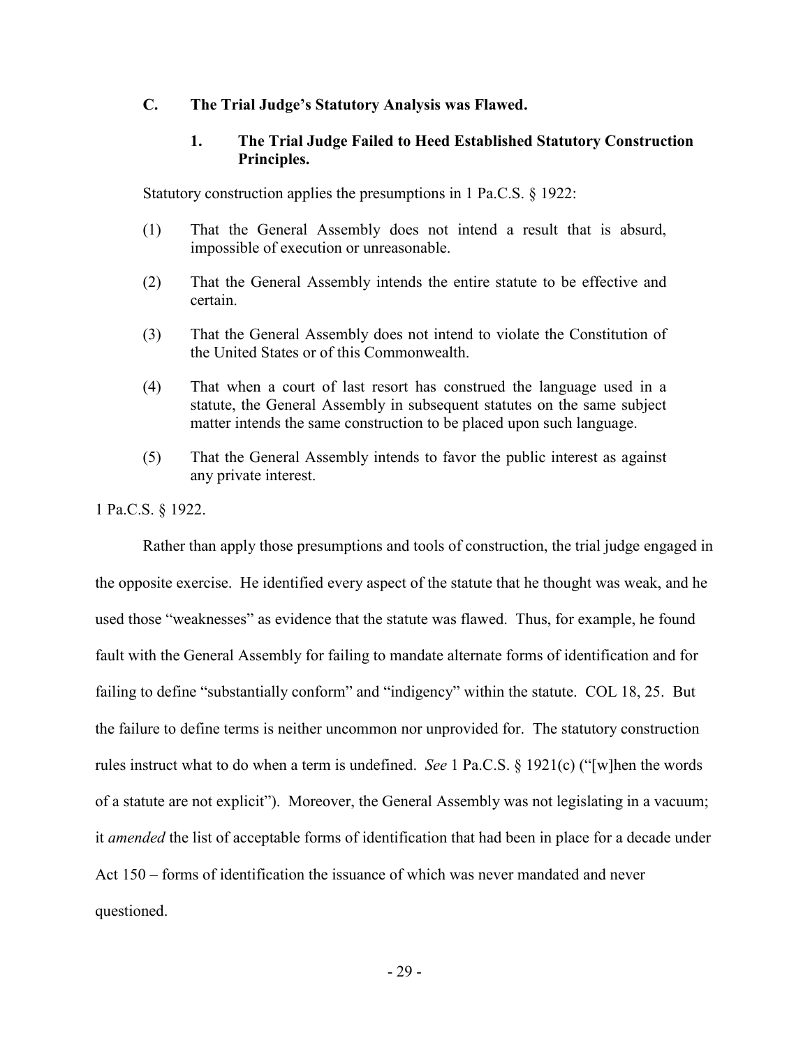### C. The Trial Judge's Statutory Analysis was Flawed.

#### 1. The Trial Judge Failed to Heed Established Statutory Construction Principles.

Statutory construction applies the presumptions in 1 Pa.C.S. § 1922:

(1) That the General Assembly does not intend a result that is absurd, impossible of execution or unreasonable.

(2) That the General Assembly intends the entire statute to be effective and certain.

(3) That the General Assembly does not intend to violate the Constitution of the United States or of this Commonwealth.

(4) That when a court of last resort has construed the language used in a statute, the General Assembly in subsequent statutes on the same subject matter intends the same construction to be placed upon such language.

(5) That the General Assembly intends to favor the public interest as against any private interest.

1 Pa.C.S. § 1922.

Rather than apply those presumptions and tools of construction, the trial judge engaged in the opposite exercise. He identified every aspect of the statute that he thought was weak, and he used those "weaknesses" as evidence that the statute was flawed. Thus, for example, he found fault with the General Assembly for failing to mandate alternate forms of identification and for failing to define "substantially conform" and "indigency" within the statute. COL 18, 25. But the failure to define terms is neither uncommon nor unprovided for. The statutory construction rules instruct what to do when a term is undefined. *See* 1 Pa.C.S. § 1921(c) ("[w]hen the words of a statute are not explicit"). Moreover, the General Assembly was not legislating in a vacuum; it *amended* the list of acceptable forms of identification that had been in place for a decade under Act 150 – forms of identification the issuance of which was never mandated and never questioned.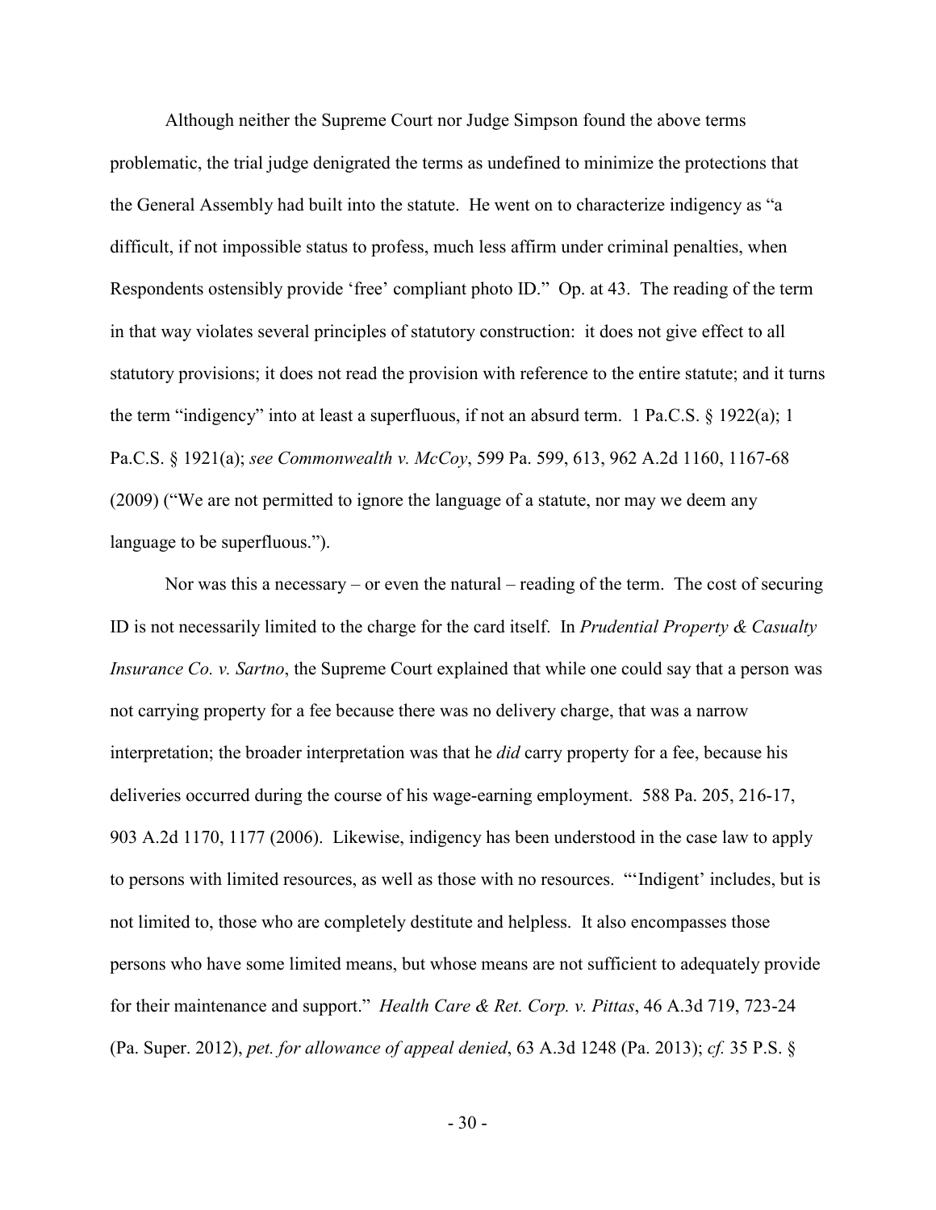Although neither the Supreme Court nor Judge Simpson found the above terms problematic, the trial judge denigrated the terms as undefined to minimize the protections that the General Assembly had built into the statute. He went on to characterize indigency as "a difficult, if not impossible status to profess, much less affirm under criminal penalties, when Respondents ostensibly provide 'free' compliant photo ID." Op. at 43. The reading of the term in that way violates several principles of statutory construction: it does not give effect to all statutory provisions; it does not read the provision with reference to the entire statute; and it turns the term "indigency" into at least a superfluous, if not an absurd term. 1 Pa.C.S. § 1922(a); 1 Pa.C.S. § 1921(a); *see Commonwealth v. McCoy*, 599 Pa. 599, 613, 962 A.2d 1160, 1167-68 (2009) ("We are not permitted to ignore the language of a statute, nor may we deem any language to be superfluous.").

Nor was this a necessary – or even the natural – reading of the term. The cost of securing ID is not necessarily limited to the charge for the card itself. In *Prudential Property & Casualty Insurance Co. v. Sartno*, the Supreme Court explained that while one could say that a person was not carrying property for a fee because there was no delivery charge, that was a narrow interpretation; the broader interpretation was that he *did* carry property for a fee, because his deliveries occurred during the course of his wage-earning employment. 588 Pa. 205, 216-17, 903 A.2d 1170, 1177 (2006). Likewise, indigency has been understood in the case law to apply to persons with limited resources, as well as those with no resources. "'Indigent' includes, but is not limited to, those who are completely destitute and helpless. It also encompasses those persons who have some limited means, but whose means are not sufficient to adequately provide for their maintenance and support." *Health Care & Ret. Corp. v. Pittas*, 46 A.3d 719, 723-24 (Pa. Super. 2012), *pet. for allowance of appeal denied*, 63 A.3d 1248 (Pa. 2013); *cf.* 35 P.S. §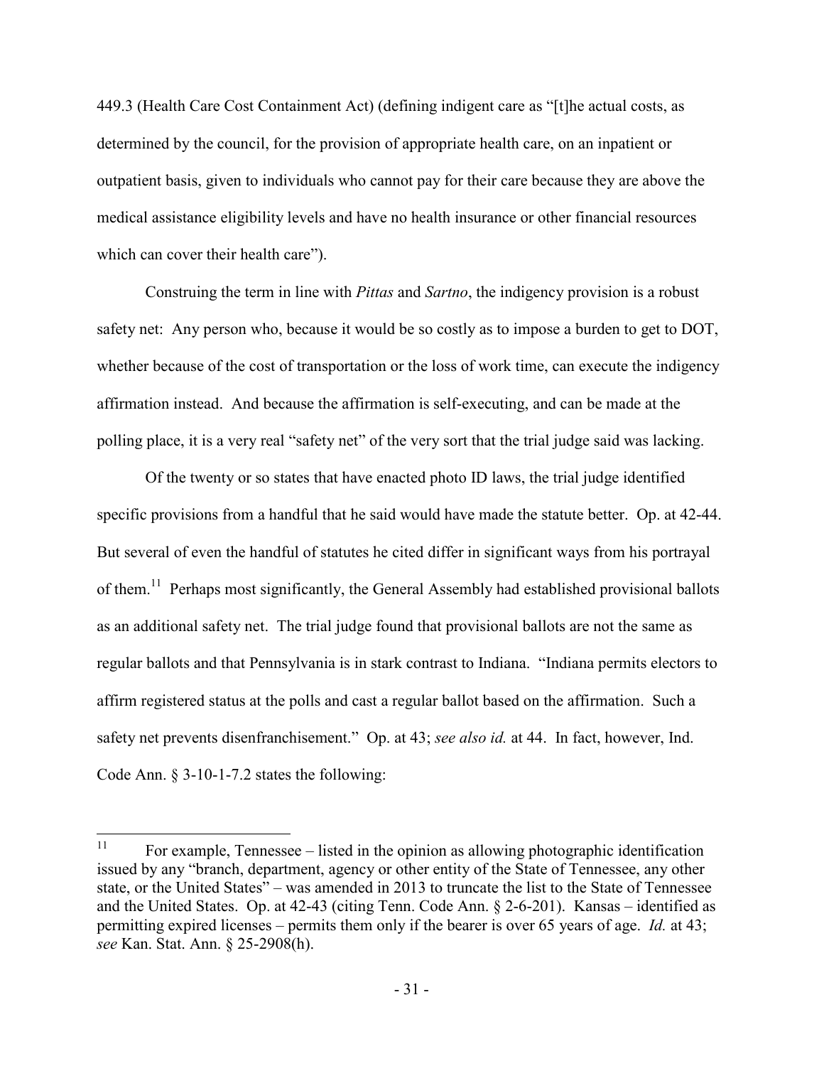449.3 (Health Care Cost Containment Act) (defining indigent care as "[t]he actual costs, as determined by the council, for the provision of appropriate health care, on an inpatient or outpatient basis, given to individuals who cannot pay for their care because they are above the medical assistance eligibility levels and have no health insurance or other financial resources which can cover their health care").

Construing the term in line with *Pittas* and *Sartno*, the indigency provision is a robust safety net: Any person who, because it would be so costly as to impose a burden to get to DOT, whether because of the cost of transportation or the loss of work time, can execute the indigency affirmation instead. And because the affirmation is self-executing, and can be made at the polling place, it is a very real "safety net" of the very sort that the trial judge said was lacking.

Of the twenty or so states that have enacted photo ID laws, the trial judge identified specific provisions from a handful that he said would have made the statute better. Op. at 42-44. But several of even the handful of statutes he cited differ in significant ways from his portrayal of them.[11] Perhaps most significantly, the General Assembly had established provisional ballots as an additional safety net. The trial judge found that provisional ballots are not the same as regular ballots and that Pennsylvania is in stark contrast to Indiana. "Indiana permits electors to affirm registered status at the polls and cast a regular ballot based on the affirmation. Such a safety net prevents disenfranchisement." Op. at 43; *see also id.* at 44. In fact, however, Ind. Code Ann. § 3-10-1-7.2 states the following:

---

[11] For example, Tennessee – listed in the opinion as allowing photographic identification issued by any "branch, department, agency or other entity of the State of Tennessee, any other state, or the United States" – was amended in 2013 to truncate the list to the State of Tennessee and the United States. Op. at 42-43 (citing Tenn. Code Ann. § 2-6-201). Kansas – identified as permitting expired licenses – permits them only if the bearer is over 65 years of age. *Id.* at 43; *see* Kan. Stat. Ann. § 25-2908(h).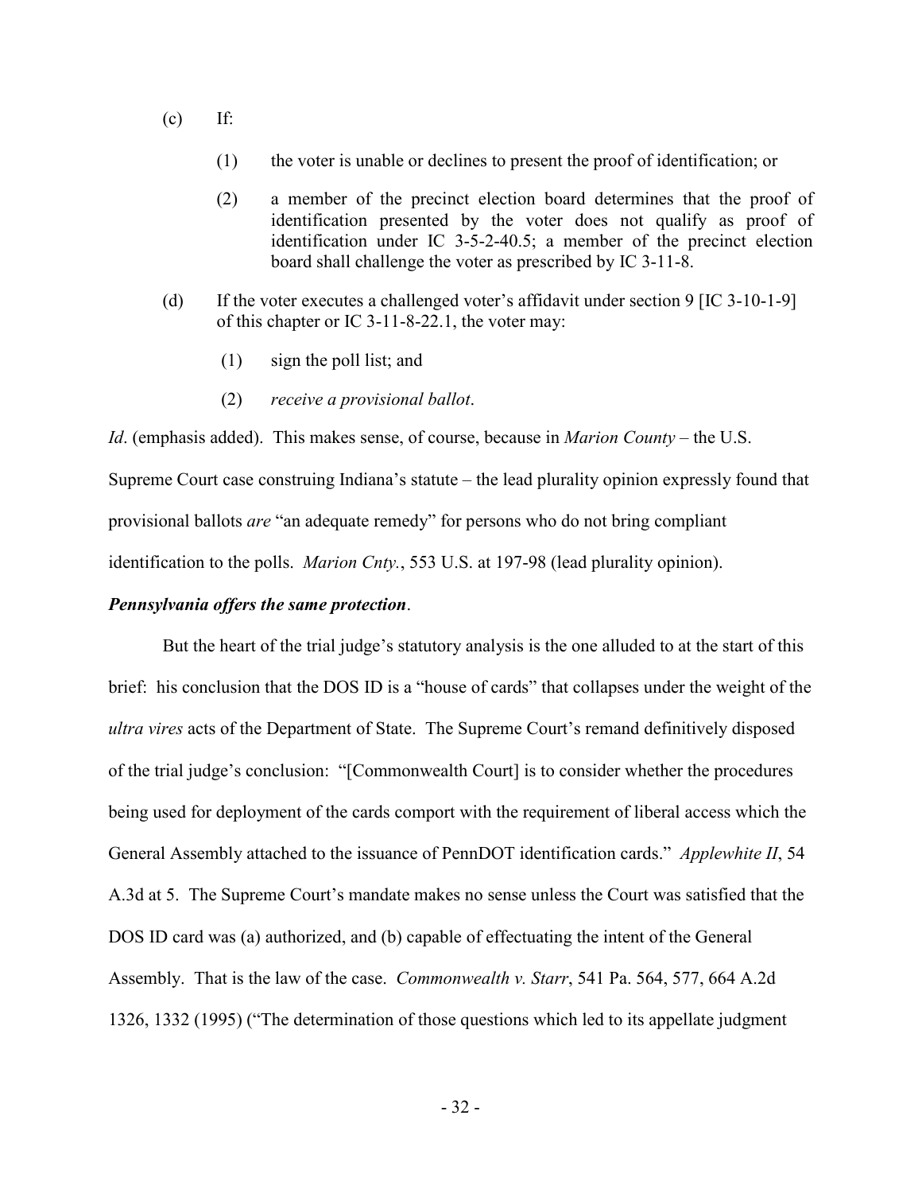(c) If:

  (1) the voter is unable or declines to present the proof of identification; or

  (2) a member of the precinct election board determines that the proof of identification presented by the voter does not qualify as proof of identification under IC 3-5-2-40.5; a member of the precinct election board shall challenge the voter as prescribed by IC 3-11-8.

(d) If the voter executes a challenged voter's affidavit under section 9 [IC 3-10-1-9] of this chapter or IC 3-11-8-22.1, the voter may:

  (1) sign the poll list; and

  (2) *receive a provisional ballot*.

*Id*. (emphasis added). This makes sense, of course, because in *Marion County* – the U.S. Supreme Court case construing Indiana's statute – the lead plurality opinion expressly found that provisional ballots *are* "an adequate remedy" for persons who do not bring compliant identification to the polls. *Marion Cnty.*, 553 U.S. at 197-98 (lead plurality opinion).

***Pennsylvania offers the same protection***.

But the heart of the trial judge's statutory analysis is the one alluded to at the start of this brief: his conclusion that the DOS ID is a "house of cards" that collapses under the weight of the *ultra vires* acts of the Department of State. The Supreme Court's remand definitively disposed of the trial judge's conclusion: "[Commonwealth Court] is to consider whether the procedures being used for deployment of the cards comport with the requirement of liberal access which the General Assembly attached to the issuance of PennDOT identification cards." *Applewhite II*, 54 A.3d at 5. The Supreme Court's mandate makes no sense unless the Court was satisfied that the DOS ID card was (a) authorized, and (b) capable of effectuating the intent of the General Assembly. That is the law of the case. *Commonwealth v. Starr*, 541 Pa. 564, 577, 664 A.2d 1326, 1332 (1995) ("The determination of those questions which led to its appellate judgment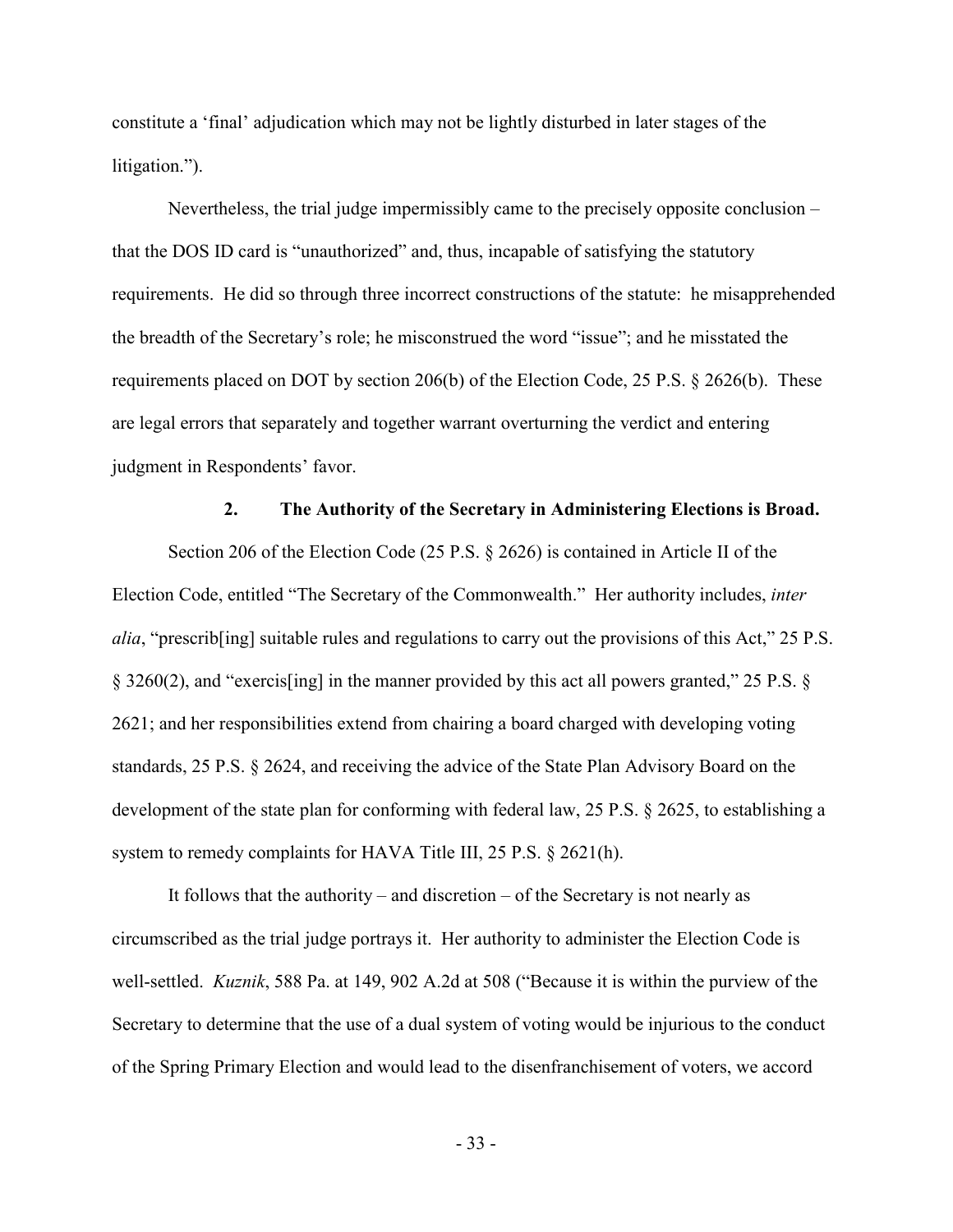constitute a 'final' adjudication which may not be lightly disturbed in later stages of the litigation.").

Nevertheless, the trial judge impermissibly came to the precisely opposite conclusion – that the DOS ID card is "unauthorized" and, thus, incapable of satisfying the statutory requirements. He did so through three incorrect constructions of the statute: he misapprehended the breadth of the Secretary's role; he misconstrued the word "issue"; and he misstated the requirements placed on DOT by section 206(b) of the Election Code, 25 P.S. § 2626(b). These are legal errors that separately and together warrant overturning the verdict and entering judgment in Respondents' favor.

### 2. The Authority of the Secretary in Administering Elections is Broad.

Section 206 of the Election Code (25 P.S. § 2626) is contained in Article II of the Election Code, entitled "The Secretary of the Commonwealth." Her authority includes, *inter alia*, "prescrib[ing] suitable rules and regulations to carry out the provisions of this Act," 25 P.S. § 3260(2), and "exercis[ing] in the manner provided by this act all powers granted," 25 P.S. § 2621; and her responsibilities extend from chairing a board charged with developing voting standards, 25 P.S. § 2624, and receiving the advice of the State Plan Advisory Board on the development of the state plan for conforming with federal law, 25 P.S. § 2625, to establishing a system to remedy complaints for HAVA Title III, 25 P.S. § 2621(h).

It follows that the authority – and discretion – of the Secretary is not nearly as circumscribed as the trial judge portrays it. Her authority to administer the Election Code is well-settled. *Kuznik*, 588 Pa. at 149, 902 A.2d at 508 ("Because it is within the purview of the Secretary to determine that the use of a dual system of voting would be injurious to the conduct of the Spring Primary Election and would lead to the disenfranchisement of voters, we accord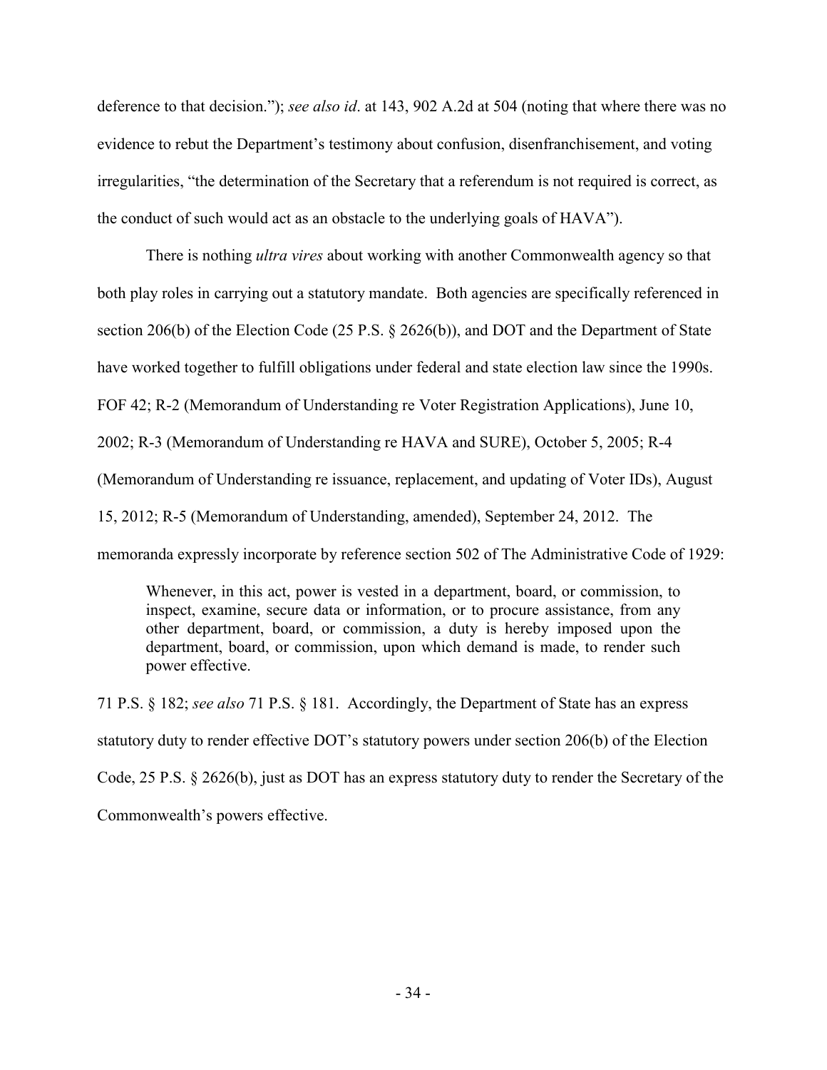deference to that decision."); *see also id*. at 143, 902 A.2d at 504 (noting that where there was no evidence to rebut the Department's testimony about confusion, disenfranchisement, and voting irregularities, "the determination of the Secretary that a referendum is not required is correct, as the conduct of such would act as an obstacle to the underlying goals of HAVA").

There is nothing *ultra vires* about working with another Commonwealth agency so that both play roles in carrying out a statutory mandate. Both agencies are specifically referenced in section 206(b) of the Election Code (25 P.S. § 2626(b)), and DOT and the Department of State have worked together to fulfill obligations under federal and state election law since the 1990s. FOF 42; R-2 (Memorandum of Understanding re Voter Registration Applications), June 10, 2002; R-3 (Memorandum of Understanding re HAVA and SURE), October 5, 2005; R-4 (Memorandum of Understanding re issuance, replacement, and updating of Voter IDs), August 15, 2012; R-5 (Memorandum of Understanding, amended), September 24, 2012. The memoranda expressly incorporate by reference section 502 of The Administrative Code of 1929:

> Whenever, in this act, power is vested in a department, board, or commission, to inspect, examine, secure data or information, or to procure assistance, from any other department, board, or commission, a duty is hereby imposed upon the department, board, or commission, upon which demand is made, to render such power effective.

71 P.S. § 182; *see also* 71 P.S. § 181. Accordingly, the Department of State has an express statutory duty to render effective DOT's statutory powers under section 206(b) of the Election Code, 25 P.S. § 2626(b), just as DOT has an express statutory duty to render the Secretary of the Commonwealth's powers effective.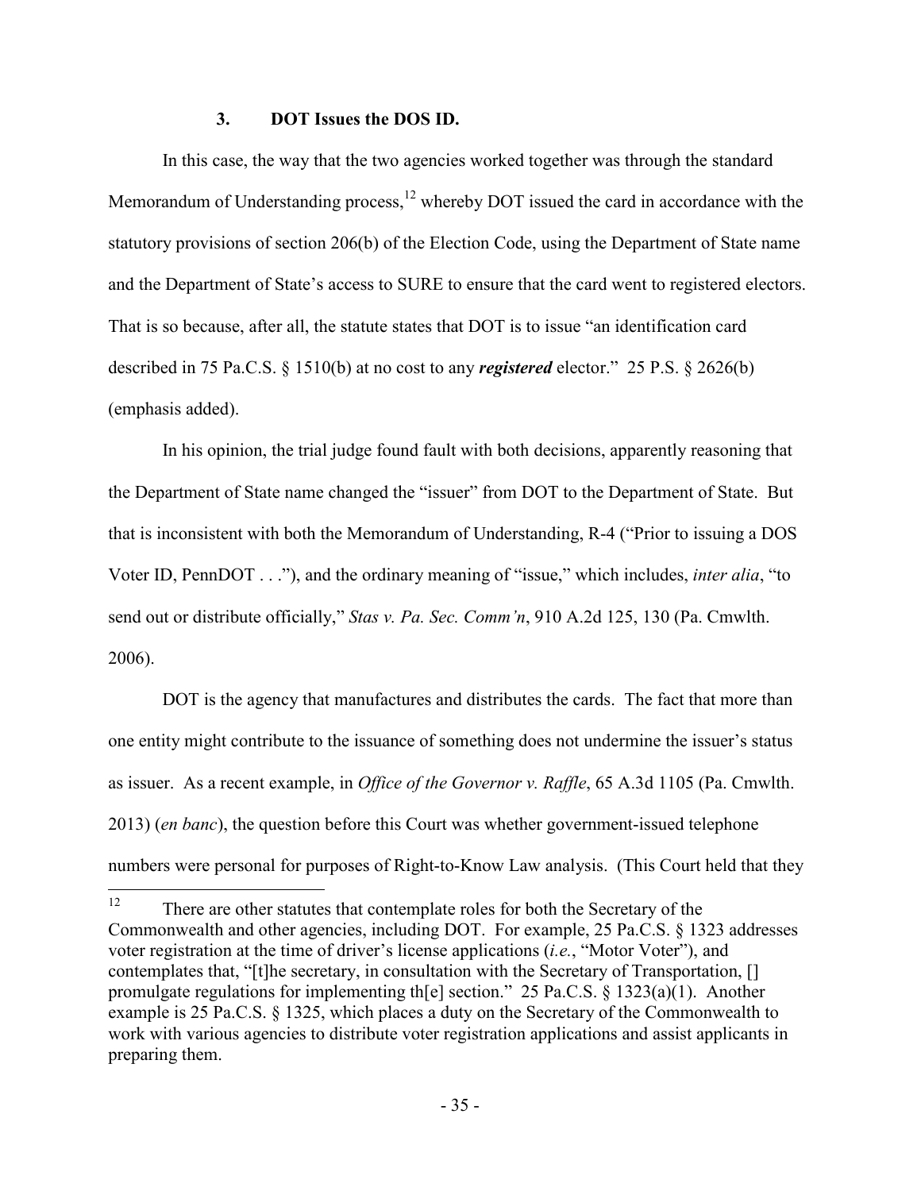### 3. DOT Issues the DOS ID.

In this case, the way that the two agencies worked together was through the standard Memorandum of Understanding process,[12] whereby DOT issued the card in accordance with the statutory provisions of section 206(b) of the Election Code, using the Department of State name and the Department of State's access to SURE to ensure that the card went to registered electors. That is so because, after all, the statute states that DOT is to issue "an identification card described in 75 Pa.C.S. § 1510(b) at no cost to any ***registered*** elector." 25 P.S. § 2626(b) (emphasis added).

In his opinion, the trial judge found fault with both decisions, apparently reasoning that the Department of State name changed the "issuer" from DOT to the Department of State. But that is inconsistent with both the Memorandum of Understanding, R-4 ("Prior to issuing a DOS Voter ID, PennDOT . . ."), and the ordinary meaning of "issue," which includes, *inter alia*, "to send out or distribute officially," *Stas v. Pa. Sec. Comm'n*, 910 A.2d 125, 130 (Pa. Cmwlth. 2006).

DOT is the agency that manufactures and distributes the cards. The fact that more than one entity might contribute to the issuance of something does not undermine the issuer's status as issuer. As a recent example, in *Office of the Governor v. Raffle*, 65 A.3d 1105 (Pa. Cmwlth. 2013) (*en banc*), the question before this Court was whether government-issued telephone numbers were personal for purposes of Right-to-Know Law analysis. (This Court held that they

---

[12] There are other statutes that contemplate roles for both the Secretary of the Commonwealth and other agencies, including DOT. For example, 25 Pa.C.S. § 1323 addresses voter registration at the time of driver's license applications (*i.e.*, "Motor Voter"), and contemplates that, "[t]he secretary, in consultation with the Secretary of Transportation, [] promulgate regulations for implementing th[e] section." 25 Pa.C.S. § 1323(a)(1). Another example is 25 Pa.C.S. § 1325, which places a duty on the Secretary of the Commonwealth to work with various agencies to distribute voter registration applications and assist applicants in preparing them.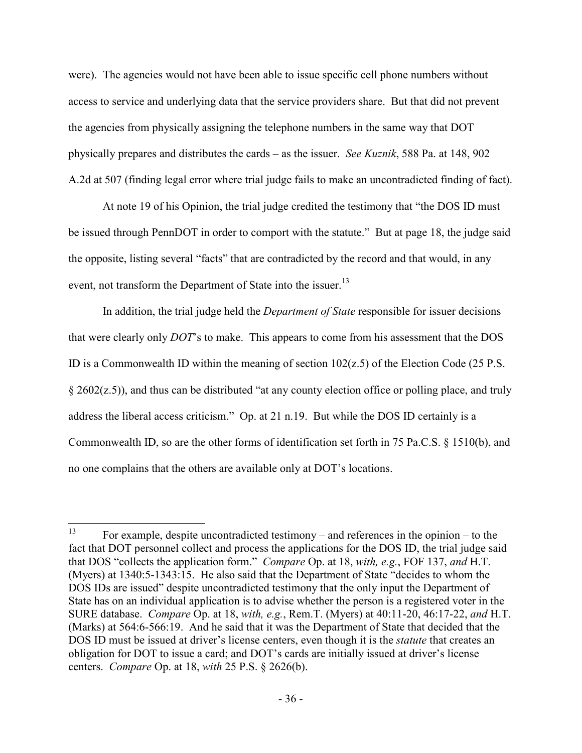were). The agencies would not have been able to issue specific cell phone numbers without access to service and underlying data that the service providers share. But that did not prevent the agencies from physically assigning the telephone numbers in the same way that DOT physically prepares and distributes the cards – as the issuer. *See Kuznik*, 588 Pa. at 148, 902 A.2d at 507 (finding legal error where trial judge fails to make an uncontradicted finding of fact).

At note 19 of his Opinion, the trial judge credited the testimony that "the DOS ID must be issued through PennDOT in order to comport with the statute." But at page 18, the judge said the opposite, listing several "facts" that are contradicted by the record and that would, in any event, not transform the Department of State into the issuer.[13]

In addition, the trial judge held the *Department of State* responsible for issuer decisions that were clearly only *DOT*'s to make. This appears to come from his assessment that the DOS ID is a Commonwealth ID within the meaning of section 102(z.5) of the Election Code (25 P.S. § 2602(z.5)), and thus can be distributed "at any county election office or polling place, and truly address the liberal access criticism." Op. at 21 n.19. But while the DOS ID certainly is a Commonwealth ID, so are the other forms of identification set forth in 75 Pa.C.S. § 1510(b), and no one complains that the others are available only at DOT's locations.

---

[13] For example, despite uncontradicted testimony – and references in the opinion – to the fact that DOT personnel collect and process the applications for the DOS ID, the trial judge said that DOS "collects the application form." *Compare* Op. at 18, *with, e.g.*, FOF 137, *and* H.T. (Myers) at 1340:5-1343:15. He also said that the Department of State "decides to whom the DOS IDs are issued" despite uncontradicted testimony that the only input the Department of State has on an individual application is to advise whether the person is a registered voter in the SURE database. *Compare* Op. at 18, *with, e.g.*, Rem.T. (Myers) at 40:11-20, 46:17-22, *and* H.T. (Marks) at 564:6-566:19. And he said that it was the Department of State that decided that the DOS ID must be issued at driver's license centers, even though it is the *statute* that creates an obligation for DOT to issue a card; and DOT's cards are initially issued at driver's license centers. *Compare* Op. at 18, *with* 25 P.S. § 2626(b).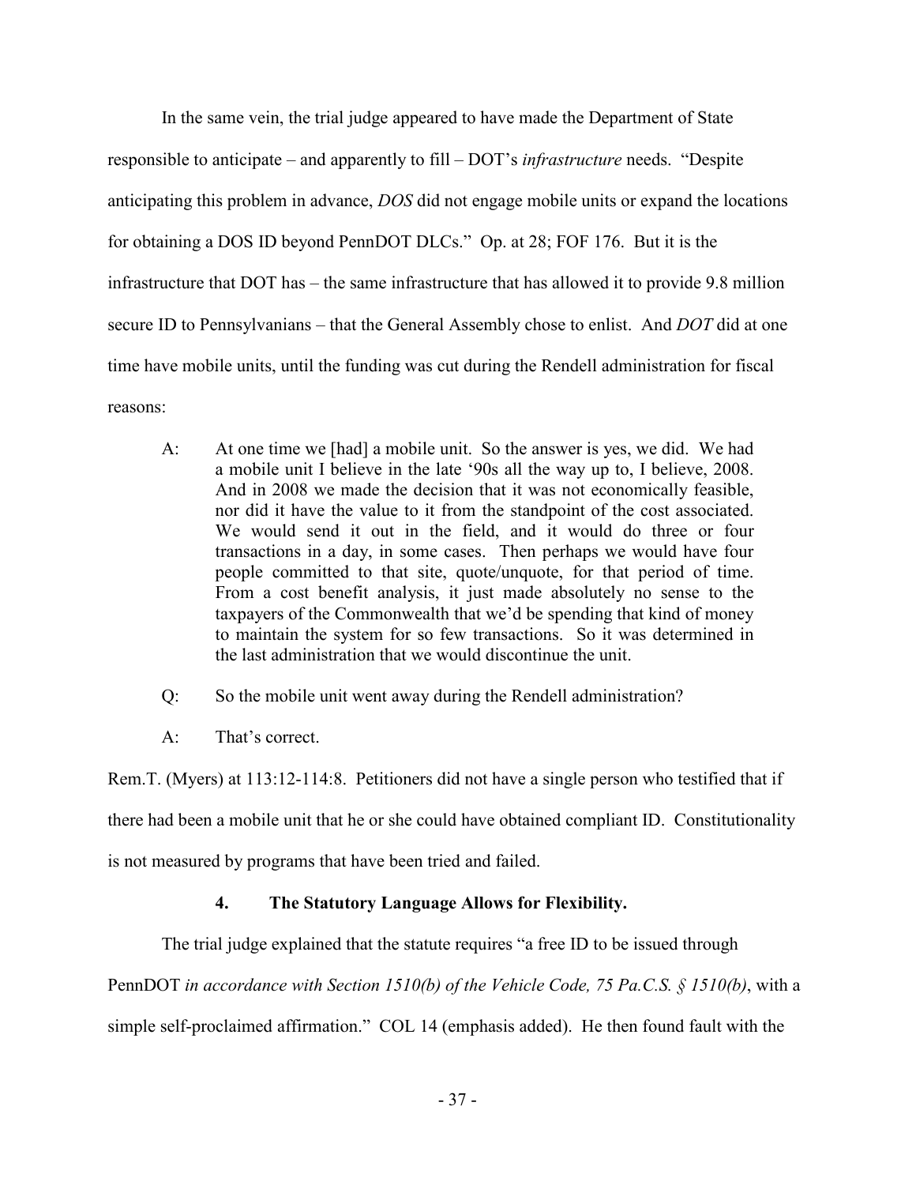In the same vein, the trial judge appeared to have made the Department of State responsible to anticipate – and apparently to fill – DOT's *infrastructure* needs. "Despite anticipating this problem in advance, *DOS* did not engage mobile units or expand the locations for obtaining a DOS ID beyond PennDOT DLCs." Op. at 28; FOF 176. But it is the infrastructure that DOT has – the same infrastructure that has allowed it to provide 9.8 million secure ID to Pennsylvanians – that the General Assembly chose to enlist. And *DOT* did at one time have mobile units, until the funding was cut during the Rendell administration for fiscal reasons:

> A: At one time we [had] a mobile unit. So the answer is yes, we did. We had a mobile unit I believe in the late '90s all the way up to, I believe, 2008. And in 2008 we made the decision that it was not economically feasible, nor did it have the value to it from the standpoint of the cost associated. We would send it out in the field, and it would do three or four transactions in a day, in some cases. Then perhaps we would have four people committed to that site, quote/unquote, for that period of time. From a cost benefit analysis, it just made absolutely no sense to the taxpayers of the Commonwealth that we'd be spending that kind of money to maintain the system for so few transactions. So it was determined in the last administration that we would discontinue the unit.
>
> Q: So the mobile unit went away during the Rendell administration?
>
> A: That's correct.

Rem.T. (Myers) at 113:12-114:8. Petitioners did not have a single person who testified that if there had been a mobile unit that he or she could have obtained compliant ID. Constitutionality is not measured by programs that have been tried and failed.

#### 4. The Statutory Language Allows for Flexibility.

The trial judge explained that the statute requires "a free ID to be issued through PennDOT *in accordance with Section 1510(b) of the Vehicle Code, 75 Pa.C.S. § 1510(b)*, with a simple self-proclaimed affirmation." COL 14 (emphasis added). He then found fault with the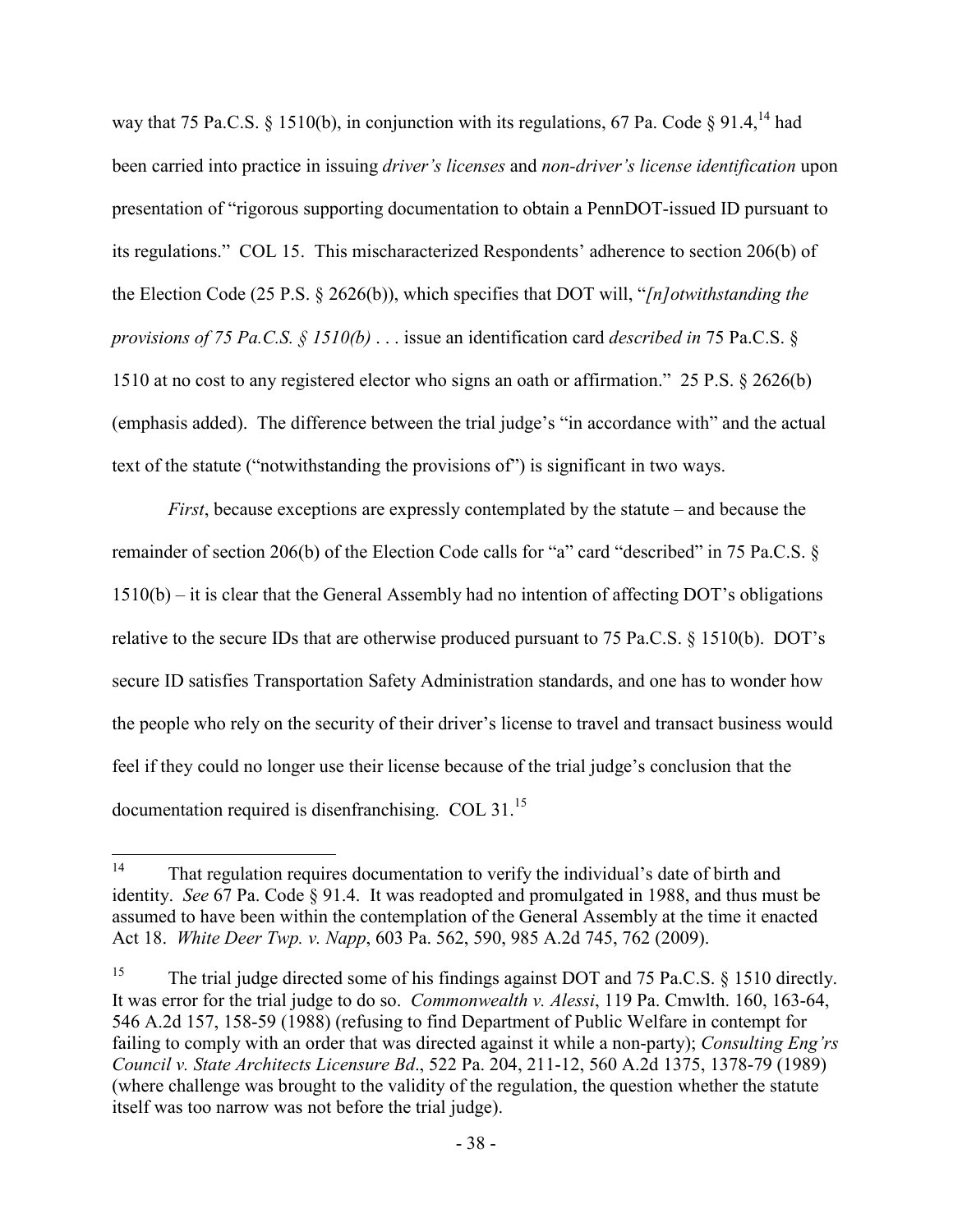way that 75 Pa.C.S. § 1510(b), in conjunction with its regulations, 67 Pa. Code § 91.4,[14] had been carried into practice in issuing *driver's licenses* and *non-driver's license identification* upon presentation of "rigorous supporting documentation to obtain a PennDOT-issued ID pursuant to its regulations." COL 15. This mischaracterized Respondents' adherence to section 206(b) of the Election Code (25 P.S. § 2626(b)), which specifies that DOT will, "*[n]otwithstanding the provisions of 75 Pa.C.S. § 1510(b)* . . . issue an identification card *described in* 75 Pa.C.S. § 1510 at no cost to any registered elector who signs an oath or affirmation." 25 P.S. § 2626(b) (emphasis added). The difference between the trial judge's "in accordance with" and the actual text of the statute ("notwithstanding the provisions of") is significant in two ways.

*First*, because exceptions are expressly contemplated by the statute – and because the remainder of section 206(b) of the Election Code calls for "a" card "described" in 75 Pa.C.S. § 1510(b) – it is clear that the General Assembly had no intention of affecting DOT's obligations relative to the secure IDs that are otherwise produced pursuant to 75 Pa.C.S. § 1510(b). DOT's secure ID satisfies Transportation Safety Administration standards, and one has to wonder how the people who rely on the security of their driver's license to travel and transact business would feel if they could no longer use their license because of the trial judge's conclusion that the documentation required is disenfranchising. COL 31.[15]

---

[14] That regulation requires documentation to verify the individual's date of birth and identity. *See* 67 Pa. Code § 91.4. It was readopted and promulgated in 1988, and thus must be assumed to have been within the contemplation of the General Assembly at the time it enacted Act 18. *White Deer Twp. v. Napp*, 603 Pa. 562, 590, 985 A.2d 745, 762 (2009).

[15] The trial judge directed some of his findings against DOT and 75 Pa.C.S. § 1510 directly. It was error for the trial judge to do so. *Commonwealth v. Alessi*, 119 Pa. Cmwlth. 160, 163-64, 546 A.2d 157, 158-59 (1988) (refusing to find Department of Public Welfare in contempt for failing to comply with an order that was directed against it while a non-party); *Consulting Eng'rs Council v. State Architects Licensure Bd*., 522 Pa. 204, 211-12, 560 A.2d 1375, 1378-79 (1989) (where challenge was brought to the validity of the regulation, the question whether the statute itself was too narrow was not before the trial judge).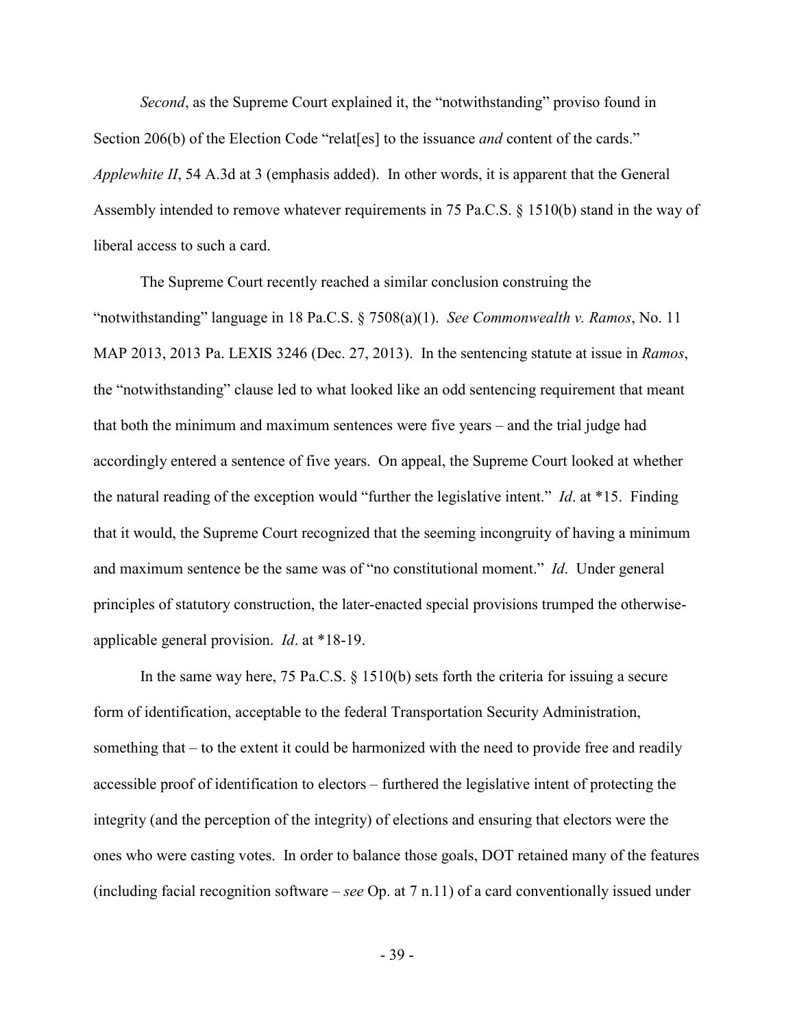*Second*, as the Supreme Court explained it, the "notwithstanding" proviso found in Section 206(b) of the Election Code "relat[es] to the issuance *and* content of the cards." *Applewhite II*, 54 A.3d at 3 (emphasis added). In other words, it is apparent that the General Assembly intended to remove whatever requirements in 75 Pa.C.S. § 1510(b) stand in the way of liberal access to such a card.

The Supreme Court recently reached a similar conclusion construing the "notwithstanding" language in 18 Pa.C.S. § 7508(a)(1). *See Commonwealth v. Ramos*, No. 11 MAP 2013, 2013 Pa. LEXIS 3246 (Dec. 27, 2013). In the sentencing statute at issue in *Ramos*, the "notwithstanding" clause led to what looked like an odd sentencing requirement that meant that both the minimum and maximum sentences were five years – and the trial judge had accordingly entered a sentence of five years. On appeal, the Supreme Court looked at whether the natural reading of the exception would "further the legislative intent." *Id*. at *15. Finding that it would, the Supreme Court recognized that the seeming incongruity of having a minimum and maximum sentence be the same was of "no constitutional moment." *Id*. Under general principles of statutory construction, the later-enacted special provisions trumped the otherwise-applicable general provision. *Id*. at *18-19.

In the same way here, 75 Pa.C.S. § 1510(b) sets forth the criteria for issuing a secure form of identification, acceptable to the federal Transportation Security Administration, something that – to the extent it could be harmonized with the need to provide free and readily accessible proof of identification to electors – furthered the legislative intent of protecting the integrity (and the perception of the integrity) of elections and ensuring that electors were the ones who were casting votes. In order to balance those goals, DOT retained many of the features (including facial recognition software – *see* Op. at 7 n.11) of a card conventionally issued under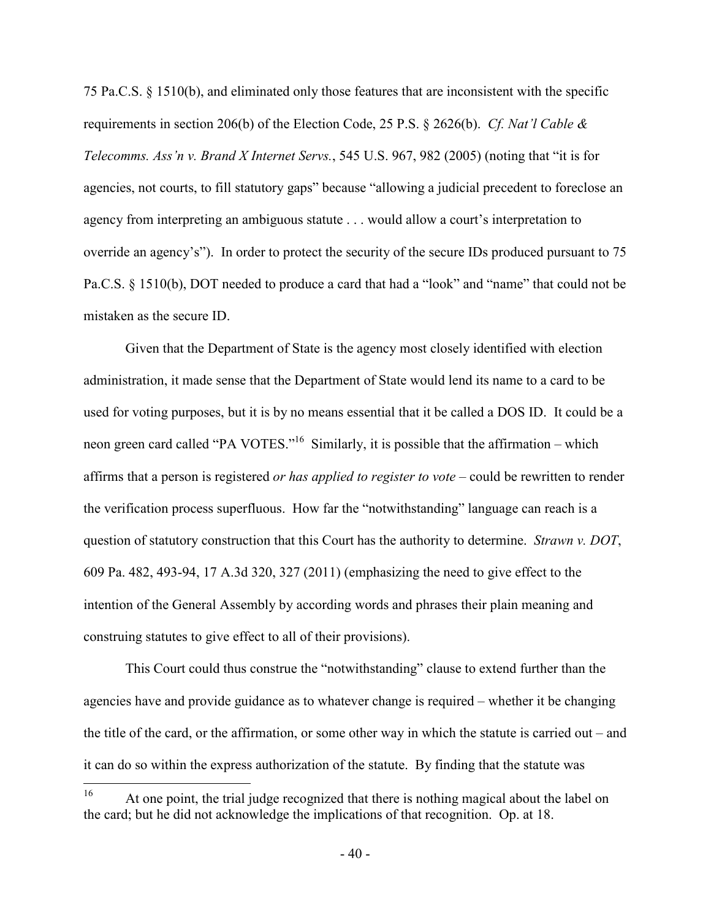75 Pa.C.S. § 1510(b), and eliminated only those features that are inconsistent with the specific requirements in section 206(b) of the Election Code, 25 P.S. § 2626(b). *Cf. Nat'l Cable & Telecomms. Ass'n v. Brand X Internet Servs.*, 545 U.S. 967, 982 (2005) (noting that "it is for agencies, not courts, to fill statutory gaps" because "allowing a judicial precedent to foreclose an agency from interpreting an ambiguous statute . . . would allow a court's interpretation to override an agency's"). In order to protect the security of the secure IDs produced pursuant to 75 Pa.C.S. § 1510(b), DOT needed to produce a card that had a "look" and "name" that could not be mistaken as the secure ID.

Given that the Department of State is the agency most closely identified with election administration, it made sense that the Department of State would lend its name to a card to be used for voting purposes, but it is by no means essential that it be called a DOS ID. It could be a neon green card called "PA VOTES."[16] Similarly, it is possible that the affirmation – which affirms that a person is registered *or has applied to register to vote* – could be rewritten to render the verification process superfluous. How far the "notwithstanding" language can reach is a question of statutory construction that this Court has the authority to determine. *Strawn v. DOT*, 609 Pa. 482, 493-94, 17 A.3d 320, 327 (2011) (emphasizing the need to give effect to the intention of the General Assembly by according words and phrases their plain meaning and construing statutes to give effect to all of their provisions).

This Court could thus construe the "notwithstanding" clause to extend further than the agencies have and provide guidance as to whatever change is required – whether it be changing the title of the card, or the affirmation, or some other way in which the statute is carried out – and it can do so within the express authorization of the statute. By finding that the statute was

---

[16] At one point, the trial judge recognized that there is nothing magical about the label on the card; but he did not acknowledge the implications of that recognition. Op. at 18.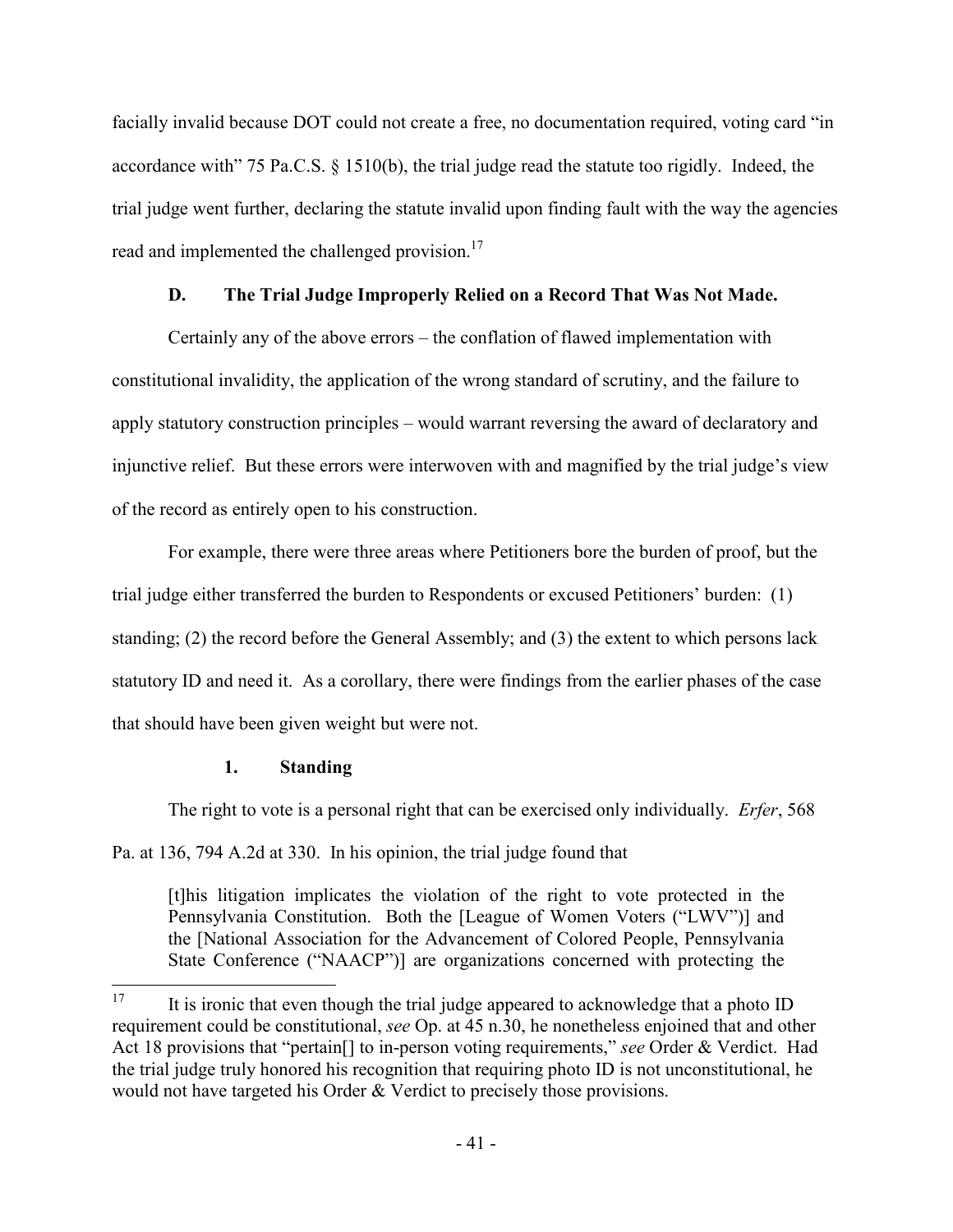facially invalid because DOT could not create a free, no documentation required, voting card "in accordance with" 75 Pa.C.S. § 1510(b), the trial judge read the statute too rigidly. Indeed, the trial judge went further, declaring the statute invalid upon finding fault with the way the agencies read and implemented the challenged provision.[17]

### D. The Trial Judge Improperly Relied on a Record That Was Not Made.

Certainly any of the above errors – the conflation of flawed implementation with constitutional invalidity, the application of the wrong standard of scrutiny, and the failure to apply statutory construction principles – would warrant reversing the award of declaratory and injunctive relief. But these errors were interwoven with and magnified by the trial judge's view of the record as entirely open to his construction.

For example, there were three areas where Petitioners bore the burden of proof, but the trial judge either transferred the burden to Respondents or excused Petitioners' burden: (1) standing; (2) the record before the General Assembly; and (3) the extent to which persons lack statutory ID and need it. As a corollary, there were findings from the earlier phases of the case that should have been given weight but were not.

#### 1. Standing

The right to vote is a personal right that can be exercised only individually. *Erfer*, 568 Pa. at 136, 794 A.2d at 330. In his opinion, the trial judge found that

> [t]his litigation implicates the violation of the right to vote protected in the Pennsylvania Constitution. Both the [League of Women Voters ("LWV")] and the [National Association for the Advancement of Colored People, Pennsylvania State Conference ("NAACP")] are organizations concerned with protecting the

---

[17] It is ironic that even though the trial judge appeared to acknowledge that a photo ID requirement could be constitutional, *see* Op. at 45 n.30, he nonetheless enjoined that and other Act 18 provisions that "pertain[] to in-person voting requirements," *see* Order & Verdict. Had the trial judge truly honored his recognition that requiring photo ID is not unconstitutional, he would not have targeted his Order & Verdict to precisely those provisions.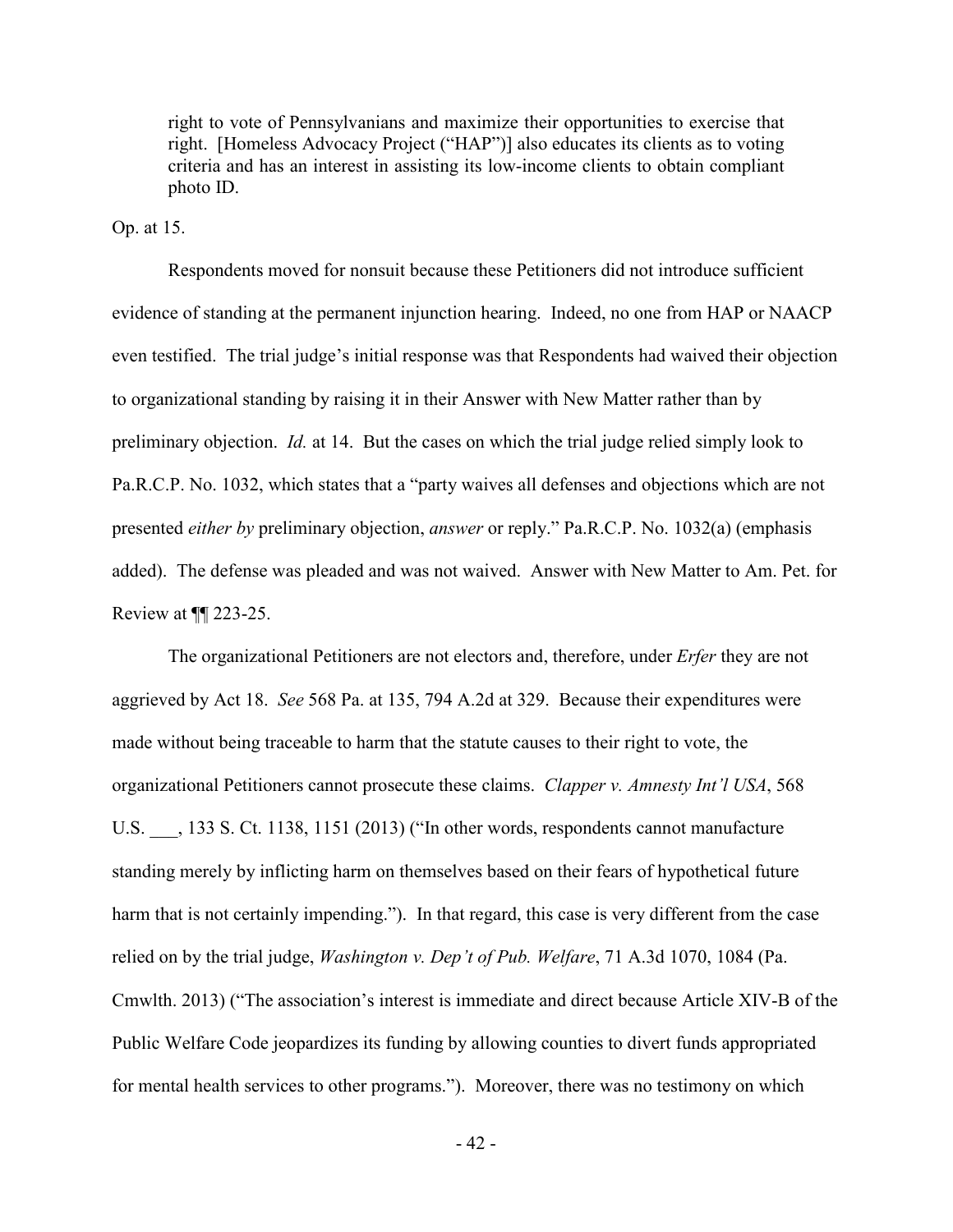> right to vote of Pennsylvanians and maximize their opportunities to exercise that right. [Homeless Advocacy Project ("HAP")] also educates its clients as to voting criteria and has an interest in assisting its low-income clients to obtain compliant photo ID.

Op. at 15.

Respondents moved for nonsuit because these Petitioners did not introduce sufficient evidence of standing at the permanent injunction hearing. Indeed, no one from HAP or NAACP even testified. The trial judge's initial response was that Respondents had waived their objection to organizational standing by raising it in their Answer with New Matter rather than by preliminary objection. *Id.* at 14. But the cases on which the trial judge relied simply look to Pa.R.C.P. No. 1032, which states that a "party waives all defenses and objections which are not presented *either by* preliminary objection, *answer* or reply." Pa.R.C.P. No. 1032(a) (emphasis added). The defense was pleaded and was not waived. Answer with New Matter to Am. Pet. for Review at ¶¶ 223-25.

The organizational Petitioners are not electors and, therefore, under *Erfer* they are not aggrieved by Act 18. *See* 568 Pa. at 135, 794 A.2d at 329. Because their expenditures were made without being traceable to harm that the statute causes to their right to vote, the organizational Petitioners cannot prosecute these claims. *Clapper v. Amnesty Int'l USA*, 568 U.S. ___, 133 S. Ct. 1138, 1151 (2013) ("In other words, respondents cannot manufacture standing merely by inflicting harm on themselves based on their fears of hypothetical future harm that is not certainly impending."). In that regard, this case is very different from the case relied on by the trial judge, *Washington v. Dep't of Pub. Welfare*, 71 A.3d 1070, 1084 (Pa. Cmwlth. 2013) ("The association's interest is immediate and direct because Article XIV-B of the Public Welfare Code jeopardizes its funding by allowing counties to divert funds appropriated for mental health services to other programs."). Moreover, there was no testimony on which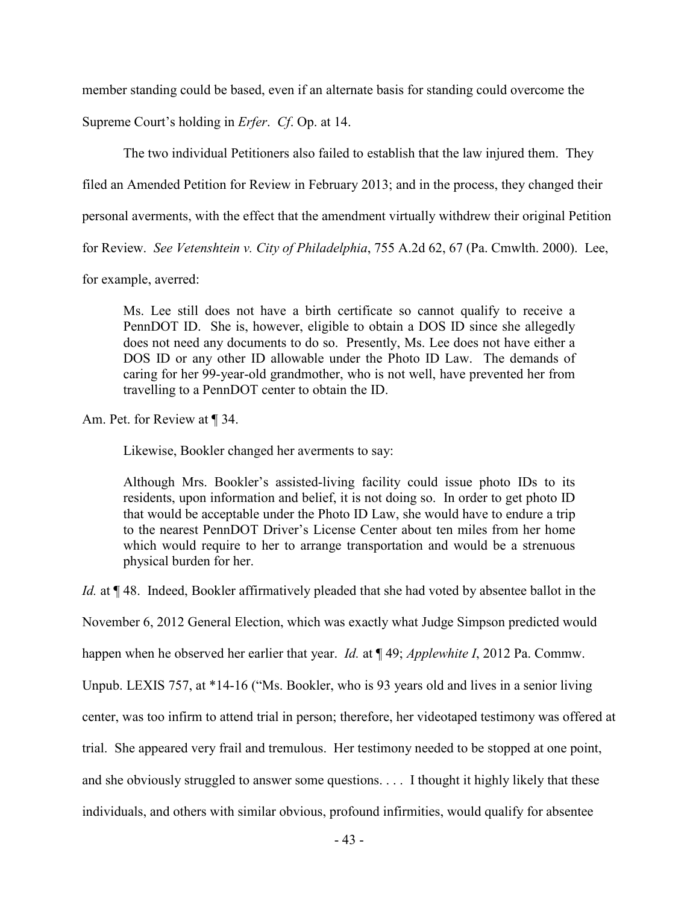member standing could be based, even if an alternate basis for standing could overcome the Supreme Court's holding in *Erfer*. *Cf*. Op. at 14.

The two individual Petitioners also failed to establish that the law injured them. They filed an Amended Petition for Review in February 2013; and in the process, they changed their personal averments, with the effect that the amendment virtually withdrew their original Petition for Review. *See Vetenshtein v. City of Philadelphia*, 755 A.2d 62, 67 (Pa. Cmwlth. 2000). Lee, for example, averred:

> Ms. Lee still does not have a birth certificate so cannot qualify to receive a PennDOT ID. She is, however, eligible to obtain a DOS ID since she allegedly does not need any documents to do so. Presently, Ms. Lee does not have either a DOS ID or any other ID allowable under the Photo ID Law. The demands of caring for her 99-year-old grandmother, who is not well, have prevented her from travelling to a PennDOT center to obtain the ID.

Am. Pet. for Review at ¶ 34.

Likewise, Bookler changed her averments to say:

> Although Mrs. Bookler's assisted-living facility could issue photo IDs to its residents, upon information and belief, it is not doing so. In order to get photo ID that would be acceptable under the Photo ID Law, she would have to endure a trip to the nearest PennDOT Driver's License Center about ten miles from her home which would require to her to arrange transportation and would be a strenuous physical burden for her.

*Id.* at ¶ 48. Indeed, Bookler affirmatively pleaded that she had voted by absentee ballot in the November 6, 2012 General Election, which was exactly what Judge Simpson predicted would happen when he observed her earlier that year. *Id.* at ¶ 49; *Applewhite I*, 2012 Pa. Commw. Unpub. LEXIS 757, at \*14-16 ("Ms. Bookler, who is 93 years old and lives in a senior living center, was too infirm to attend trial in person; therefore, her videotaped testimony was offered at trial. She appeared very frail and tremulous. Her testimony needed to be stopped at one point, and she obviously struggled to answer some questions. . . . I thought it highly likely that these individuals, and others with similar obvious, profound infirmities, would qualify for absentee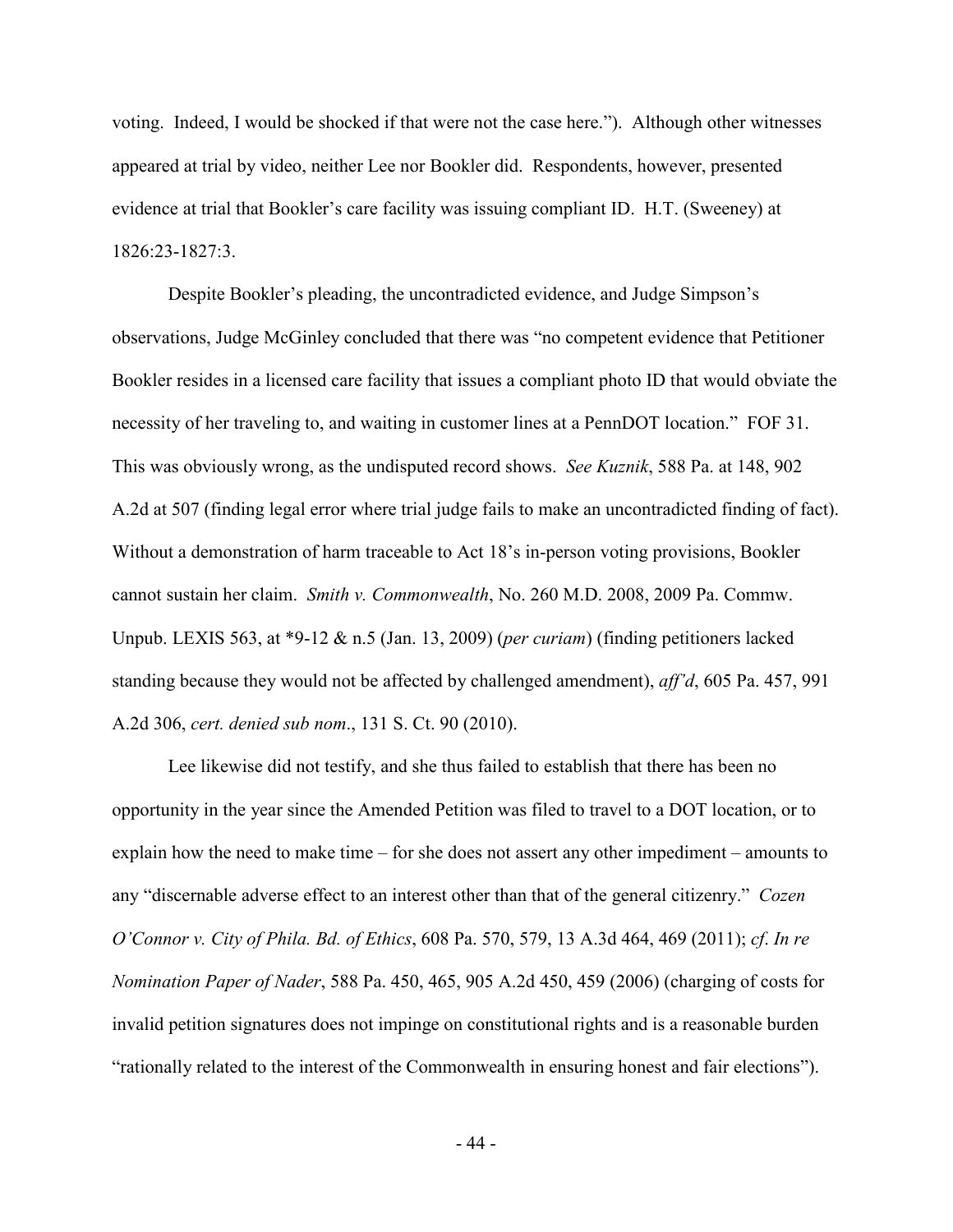voting. Indeed, I would be shocked if that were not the case here."). Although other witnesses appeared at trial by video, neither Lee nor Bookler did. Respondents, however, presented evidence at trial that Bookler's care facility was issuing compliant ID. H.T. (Sweeney) at 1826:23-1827:3.

Despite Bookler's pleading, the uncontradicted evidence, and Judge Simpson's observations, Judge McGinley concluded that there was "no competent evidence that Petitioner Bookler resides in a licensed care facility that issues a compliant photo ID that would obviate the necessity of her traveling to, and waiting in customer lines at a PennDOT location." FOF 31. This was obviously wrong, as the undisputed record shows. *See Kuznik*, 588 Pa. at 148, 902 A.2d at 507 (finding legal error where trial judge fails to make an uncontradicted finding of fact). Without a demonstration of harm traceable to Act 18's in-person voting provisions, Bookler cannot sustain her claim. *Smith v. Commonwealth*, No. 260 M.D. 2008, 2009 Pa. Commw. Unpub. LEXIS 563, at *9-12 & n.5 (Jan. 13, 2009) (*per curiam*) (finding petitioners lacked standing because they would not be affected by challenged amendment), *aff'd*, 605 Pa. 457, 991 A.2d 306, *cert. denied sub nom*., 131 S. Ct. 90 (2010).

Lee likewise did not testify, and she thus failed to establish that there has been no opportunity in the year since the Amended Petition was filed to travel to a DOT location, or to explain how the need to make time – for she does not assert any other impediment – amounts to any "discernable adverse effect to an interest other than that of the general citizenry." *Cozen O'Connor v. City of Phila. Bd. of Ethics*, 608 Pa. 570, 579, 13 A.3d 464, 469 (2011); *cf*. *In re Nomination Paper of Nader*, 588 Pa. 450, 465, 905 A.2d 450, 459 (2006) (charging of costs for invalid petition signatures does not impinge on constitutional rights and is a reasonable burden "rationally related to the interest of the Commonwealth in ensuring honest and fair elections").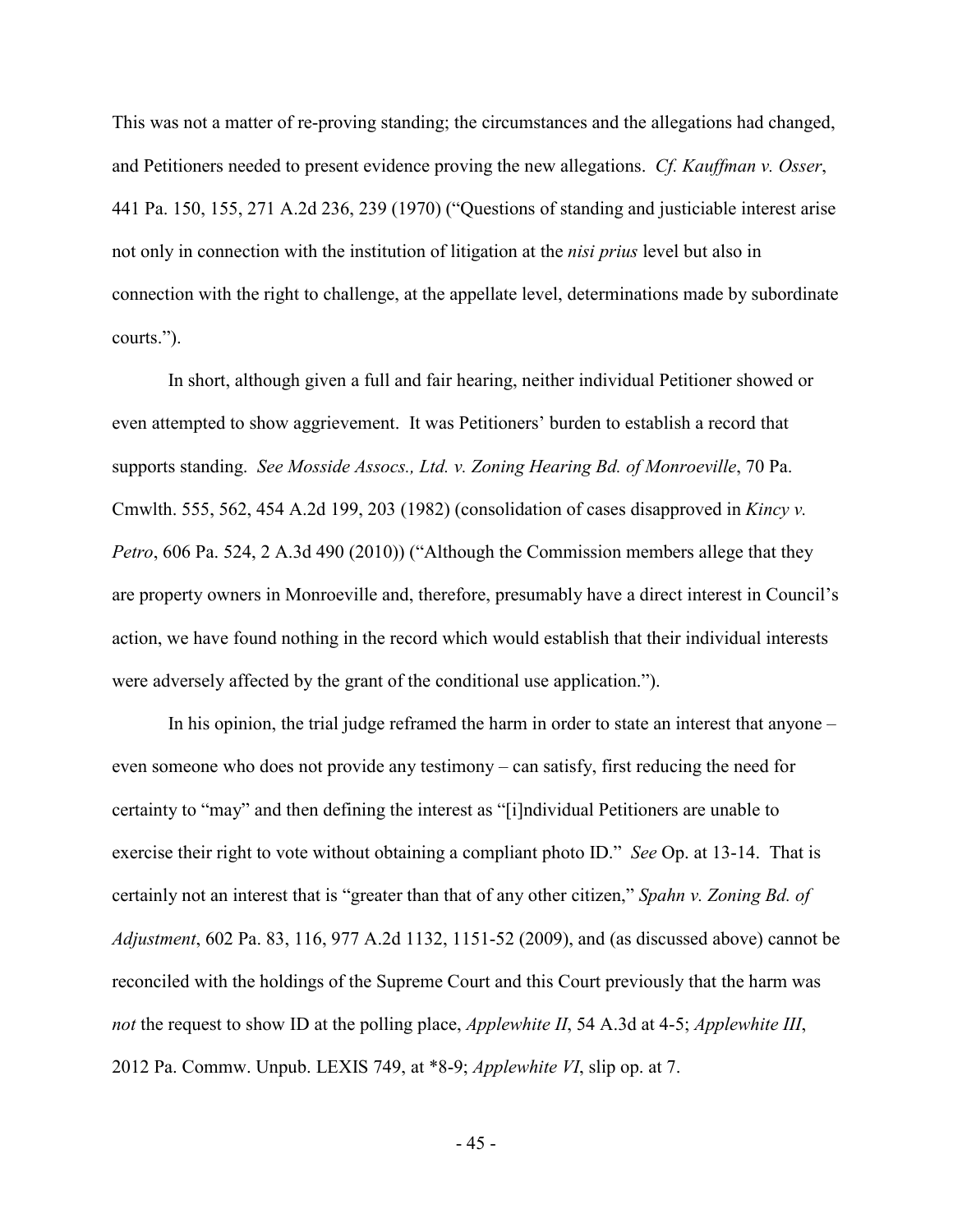This was not a matter of re-proving standing; the circumstances and the allegations had changed, and Petitioners needed to present evidence proving the new allegations. *Cf. Kauffman v. Osser*, 441 Pa. 150, 155, 271 A.2d 236, 239 (1970) ("Questions of standing and justiciable interest arise not only in connection with the institution of litigation at the *nisi prius* level but also in connection with the right to challenge, at the appellate level, determinations made by subordinate courts.").

In short, although given a full and fair hearing, neither individual Petitioner showed or even attempted to show aggrievement. It was Petitioners' burden to establish a record that supports standing. *See Mosside Assocs., Ltd. v. Zoning Hearing Bd. of Monroeville*, 70 Pa. Cmwlth. 555, 562, 454 A.2d 199, 203 (1982) (consolidation of cases disapproved in *Kincy v. Petro*, 606 Pa. 524, 2 A.3d 490 (2010)) ("Although the Commission members allege that they are property owners in Monroeville and, therefore, presumably have a direct interest in Council's action, we have found nothing in the record which would establish that their individual interests were adversely affected by the grant of the conditional use application.").

In his opinion, the trial judge reframed the harm in order to state an interest that anyone – even someone who does not provide any testimony – can satisfy, first reducing the need for certainty to "may" and then defining the interest as "[i]ndividual Petitioners are unable to exercise their right to vote without obtaining a compliant photo ID." *See* Op. at 13-14. That is certainly not an interest that is "greater than that of any other citizen," *Spahn v. Zoning Bd. of Adjustment*, 602 Pa. 83, 116, 977 A.2d 1132, 1151-52 (2009), and (as discussed above) cannot be reconciled with the holdings of the Supreme Court and this Court previously that the harm was *not* the request to show ID at the polling place, *Applewhite II*, 54 A.3d at 4-5; *Applewhite III*, 2012 Pa. Commw. Unpub. LEXIS 749, at *8-9; *Applewhite VI*, slip op. at 7.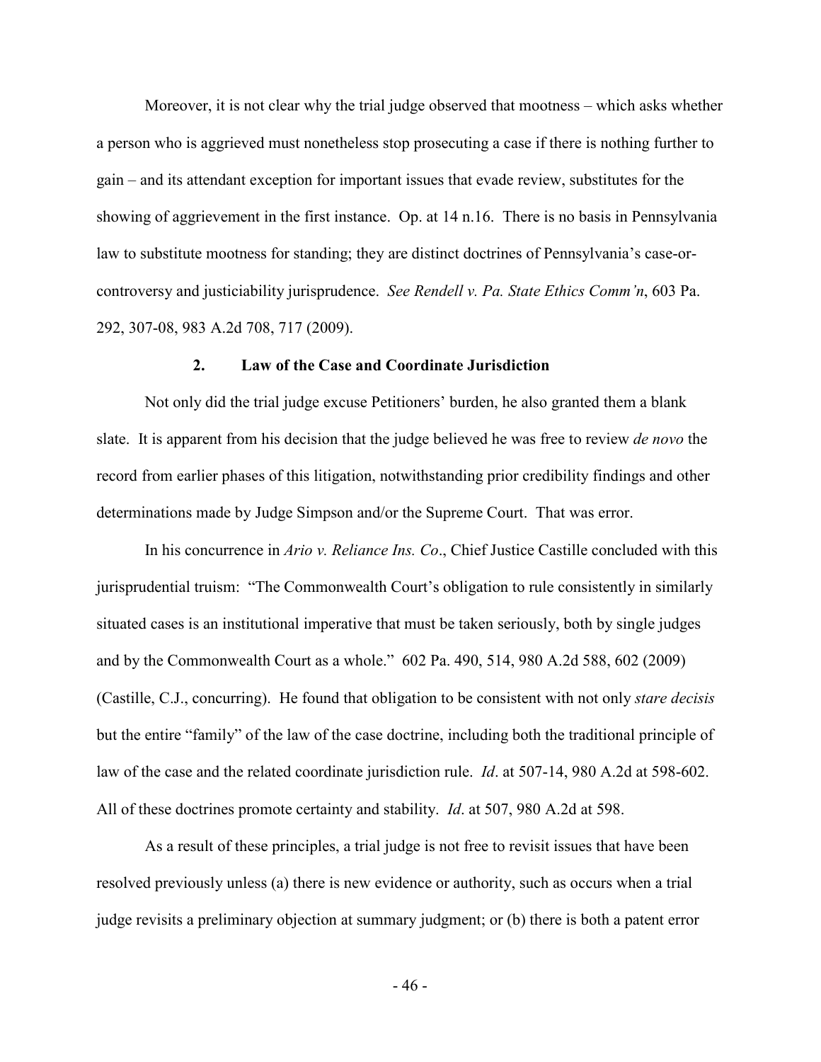Moreover, it is not clear why the trial judge observed that mootness – which asks whether a person who is aggrieved must nonetheless stop prosecuting a case if there is nothing further to gain – and its attendant exception for important issues that evade review, substitutes for the showing of aggrievement in the first instance. Op. at 14 n.16. There is no basis in Pennsylvania law to substitute mootness for standing; they are distinct doctrines of Pennsylvania's case-or-controversy and justiciability jurisprudence. *See Rendell v. Pa. State Ethics Comm'n*, 603 Pa. 292, 307-08, 983 A.2d 708, 717 (2009).

### 2. Law of the Case and Coordinate Jurisdiction

Not only did the trial judge excuse Petitioners' burden, he also granted them a blank slate. It is apparent from his decision that the judge believed he was free to review *de novo* the record from earlier phases of this litigation, notwithstanding prior credibility findings and other determinations made by Judge Simpson and/or the Supreme Court. That was error.

In his concurrence in *Ario v. Reliance Ins. Co*., Chief Justice Castille concluded with this jurisprudential truism: "The Commonwealth Court's obligation to rule consistently in similarly situated cases is an institutional imperative that must be taken seriously, both by single judges and by the Commonwealth Court as a whole." 602 Pa. 490, 514, 980 A.2d 588, 602 (2009) (Castille, C.J., concurring). He found that obligation to be consistent with not only *stare decisis* but the entire "family" of the law of the case doctrine, including both the traditional principle of law of the case and the related coordinate jurisdiction rule. *Id*. at 507-14, 980 A.2d at 598-602. All of these doctrines promote certainty and stability. *Id*. at 507, 980 A.2d at 598.

As a result of these principles, a trial judge is not free to revisit issues that have been resolved previously unless (a) there is new evidence or authority, such as occurs when a trial judge revisits a preliminary objection at summary judgment; or (b) there is both a patent error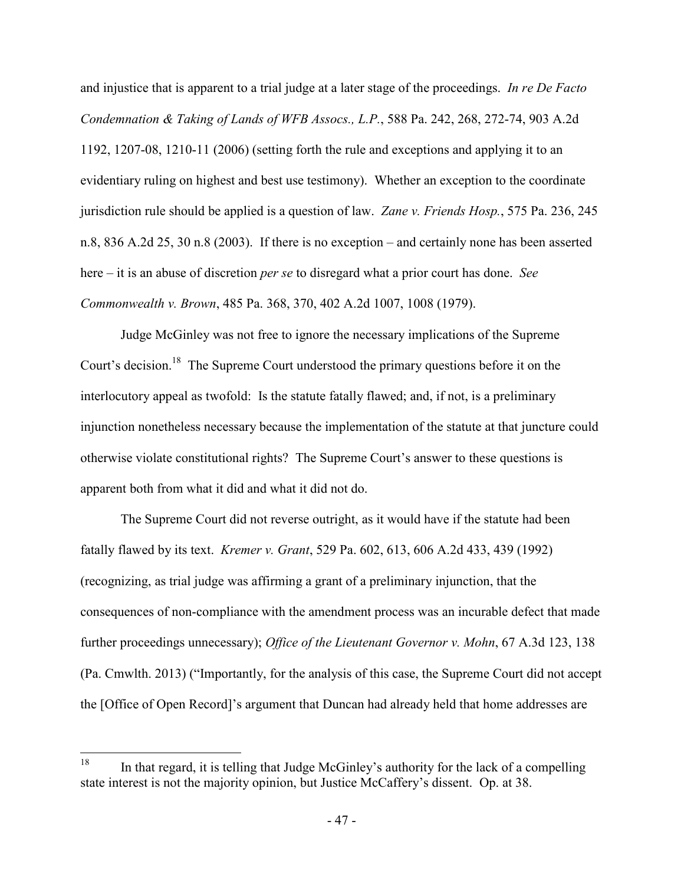and injustice that is apparent to a trial judge at a later stage of the proceedings. *In re De Facto Condemnation & Taking of Lands of WFB Assocs., L.P.*, 588 Pa. 242, 268, 272-74, 903 A.2d 1192, 1207-08, 1210-11 (2006) (setting forth the rule and exceptions and applying it to an evidentiary ruling on highest and best use testimony). Whether an exception to the coordinate jurisdiction rule should be applied is a question of law. *Zane v. Friends Hosp.*, 575 Pa. 236, 245 n.8, 836 A.2d 25, 30 n.8 (2003). If there is no exception – and certainly none has been asserted here – it is an abuse of discretion *per se* to disregard what a prior court has done. *See Commonwealth v. Brown*, 485 Pa. 368, 370, 402 A.2d 1007, 1008 (1979).

Judge McGinley was not free to ignore the necessary implications of the Supreme Court's decision.[18] The Supreme Court understood the primary questions before it on the interlocutory appeal as twofold: Is the statute fatally flawed; and, if not, is a preliminary injunction nonetheless necessary because the implementation of the statute at that juncture could otherwise violate constitutional rights? The Supreme Court's answer to these questions is apparent both from what it did and what it did not do.

The Supreme Court did not reverse outright, as it would have if the statute had been fatally flawed by its text. *Kremer v. Grant*, 529 Pa. 602, 613, 606 A.2d 433, 439 (1992) (recognizing, as trial judge was affirming a grant of a preliminary injunction, that the consequences of non-compliance with the amendment process was an incurable defect that made further proceedings unnecessary); *Office of the Lieutenant Governor v. Mohn*, 67 A.3d 123, 138 (Pa. Cmwlth. 2013) ("Importantly, for the analysis of this case, the Supreme Court did not accept the [Office of Open Record]'s argument that Duncan had already held that home addresses are

---

[18] In that regard, it is telling that Judge McGinley's authority for the lack of a compelling state interest is not the majority opinion, but Justice McCaffery's dissent. Op. at 38.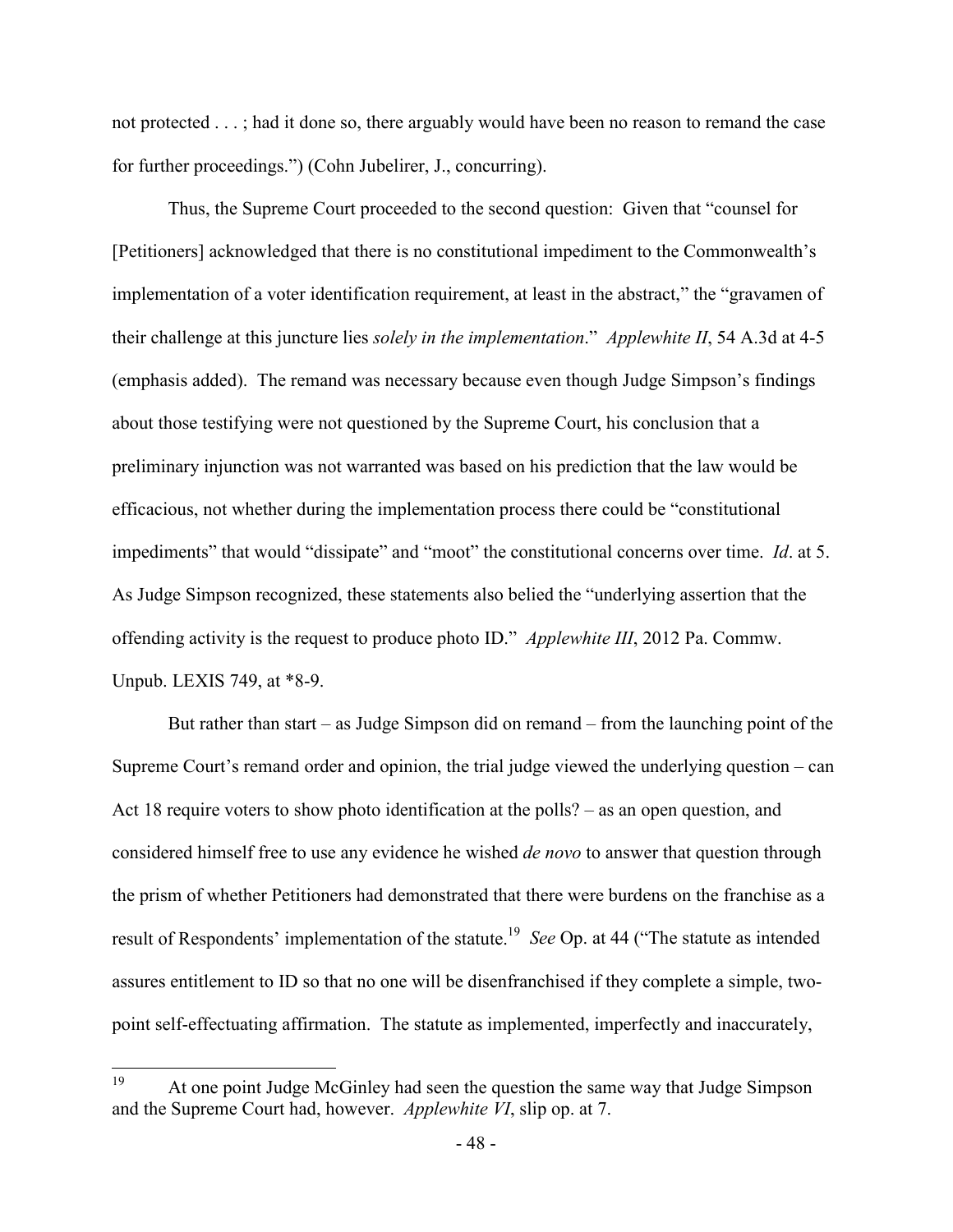not protected . . . ; had it done so, there arguably would have been no reason to remand the case for further proceedings.") (Cohn Jubelirer, J., concurring).

Thus, the Supreme Court proceeded to the second question: Given that "counsel for [Petitioners] acknowledged that there is no constitutional impediment to the Commonwealth's implementation of a voter identification requirement, at least in the abstract," the "gravamen of their challenge at this juncture lies *solely in the implementation*." *Applewhite II*, 54 A.3d at 4-5 (emphasis added). The remand was necessary because even though Judge Simpson's findings about those testifying were not questioned by the Supreme Court, his conclusion that a preliminary injunction was not warranted was based on his prediction that the law would be efficacious, not whether during the implementation process there could be "constitutional impediments" that would "dissipate" and "moot" the constitutional concerns over time. *Id*. at 5. As Judge Simpson recognized, these statements also belied the "underlying assertion that the offending activity is the request to produce photo ID." *Applewhite III*, 2012 Pa. Commw. Unpub. LEXIS 749, at *8-9.

But rather than start – as Judge Simpson did on remand – from the launching point of the Supreme Court's remand order and opinion, the trial judge viewed the underlying question – can Act 18 require voters to show photo identification at the polls? – as an open question, and considered himself free to use any evidence he wished *de novo* to answer that question through the prism of whether Petitioners had demonstrated that there were burdens on the franchise as a result of Respondents' implementation of the statute.[19] *See* Op. at 44 ("The statute as intended assures entitlement to ID so that no one will be disenfranchised if they complete a simple, two-point self-effectuating affirmation. The statute as implemented, imperfectly and inaccurately,

[19] At one point Judge McGinley had seen the question the same way that Judge Simpson and the Supreme Court had, however. *Applewhite VI*, slip op. at 7.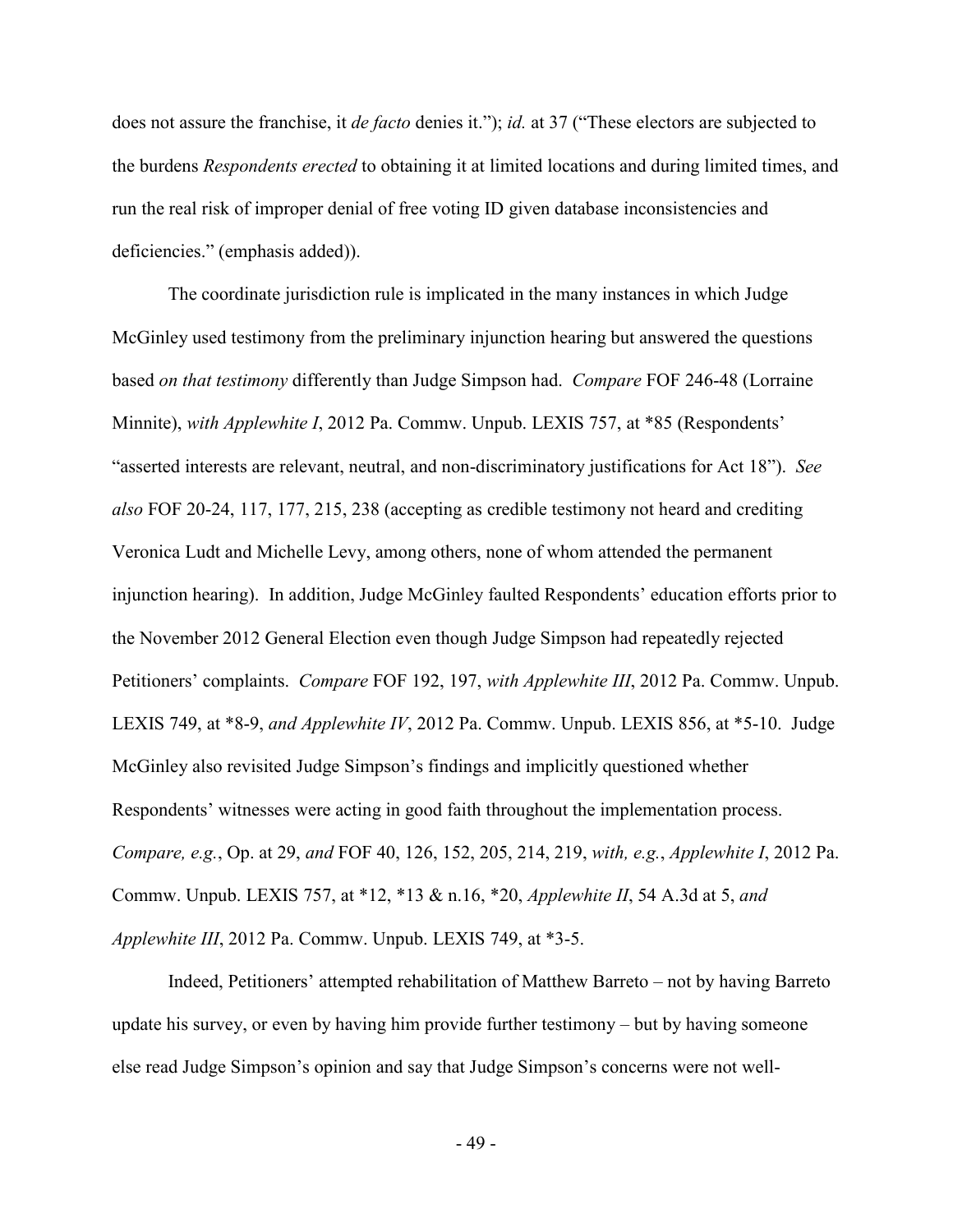does not assure the franchise, it *de facto* denies it."); *id.* at 37 ("These electors are subjected to the burdens *Respondents erected* to obtaining it at limited locations and during limited times, and run the real risk of improper denial of free voting ID given database inconsistencies and deficiencies." (emphasis added)).

The coordinate jurisdiction rule is implicated in the many instances in which Judge McGinley used testimony from the preliminary injunction hearing but answered the questions based *on that testimony* differently than Judge Simpson had. *Compare* FOF 246-48 (Lorraine Minnite), *with Applewhite I*, 2012 Pa. Commw. Unpub. LEXIS 757, at *85 (Respondents' "asserted interests are relevant, neutral, and non-discriminatory justifications for Act 18"). *See also* FOF 20-24, 117, 177, 215, 238 (accepting as credible testimony not heard and crediting Veronica Ludt and Michelle Levy, among others, none of whom attended the permanent injunction hearing). In addition, Judge McGinley faulted Respondents' education efforts prior to the November 2012 General Election even though Judge Simpson had repeatedly rejected Petitioners' complaints. *Compare* FOF 192, 197, *with Applewhite III*, 2012 Pa. Commw. Unpub. LEXIS 749, at *8-9, *and Applewhite IV*, 2012 Pa. Commw. Unpub. LEXIS 856, at *5-10. Judge McGinley also revisited Judge Simpson's findings and implicitly questioned whether Respondents' witnesses were acting in good faith throughout the implementation process. *Compare, e.g.*, Op. at 29, *and* FOF 40, 126, 152, 205, 214, 219, *with, e.g.*, *Applewhite I*, 2012 Pa. Commw. Unpub. LEXIS 757, at *12, *13 & n.16, *20, *Applewhite II*, 54 A.3d at 5, *and Applewhite III*, 2012 Pa. Commw. Unpub. LEXIS 749, at *3-5.

Indeed, Petitioners' attempted rehabilitation of Matthew Barreto – not by having Barreto update his survey, or even by having him provide further testimony – but by having someone else read Judge Simpson's opinion and say that Judge Simpson's concerns were not well-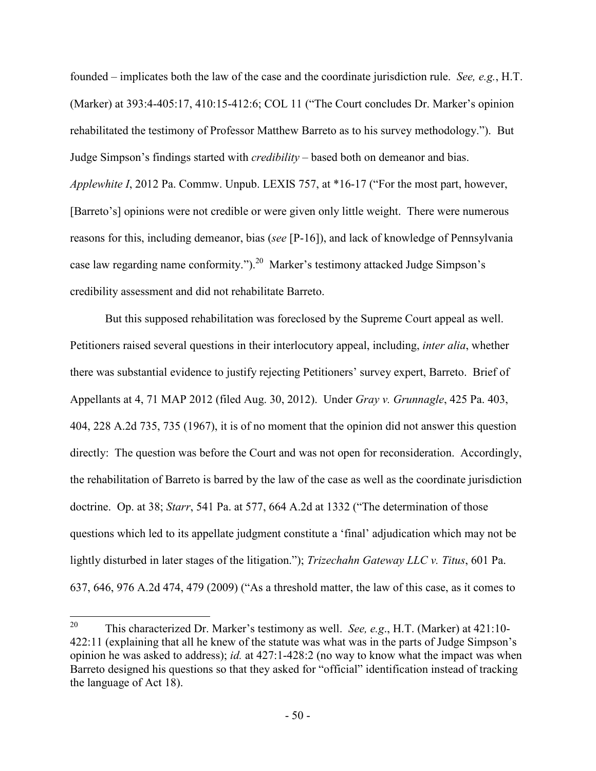founded – implicates both the law of the case and the coordinate jurisdiction rule. *See, e.g.*, H.T. (Marker) at 393:4-405:17, 410:15-412:6; COL 11 ("The Court concludes Dr. Marker's opinion rehabilitated the testimony of Professor Matthew Barreto as to his survey methodology."). But Judge Simpson's findings started with *credibility* – based both on demeanor and bias. *Applewhite I*, 2012 Pa. Commw. Unpub. LEXIS 757, at *16-17 ("For the most part, however, [Barreto's] opinions were not credible or were given only little weight. There were numerous reasons for this, including demeanor, bias (*see* [P-16]), and lack of knowledge of Pennsylvania case law regarding name conformity.").[20] Marker's testimony attacked Judge Simpson's credibility assessment and did not rehabilitate Barreto.

But this supposed rehabilitation was foreclosed by the Supreme Court appeal as well. Petitioners raised several questions in their interlocutory appeal, including, *inter alia*, whether there was substantial evidence to justify rejecting Petitioners' survey expert, Barreto. Brief of Appellants at 4, 71 MAP 2012 (filed Aug. 30, 2012). Under *Gray v. Grunnagle*, 425 Pa. 403, 404, 228 A.2d 735, 735 (1967), it is of no moment that the opinion did not answer this question directly: The question was before the Court and was not open for reconsideration. Accordingly, the rehabilitation of Barreto is barred by the law of the case as well as the coordinate jurisdiction doctrine. Op. at 38; *Starr*, 541 Pa. at 577, 664 A.2d at 1332 ("The determination of those questions which led to its appellate judgment constitute a 'final' adjudication which may not be lightly disturbed in later stages of the litigation."); *Trizechahn Gateway LLC v. Titus*, 601 Pa. 637, 646, 976 A.2d 474, 479 (2009) ("As a threshold matter, the law of this case, as it comes to

---

[20] This characterized Dr. Marker's testimony as well. *See, e.g*., H.T. (Marker) at 421:10-422:11 (explaining that all he knew of the statute was what was in the parts of Judge Simpson's opinion he was asked to address); *id.* at 427:1-428:2 (no way to know what the impact was when Barreto designed his questions so that they asked for "official" identification instead of tracking the language of Act 18).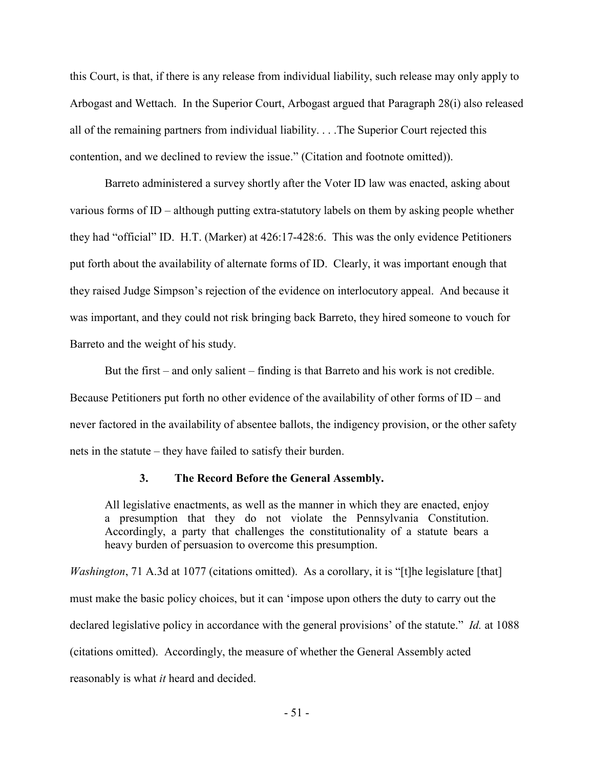this Court, is that, if there is any release from individual liability, such release may only apply to Arbogast and Wettach. In the Superior Court, Arbogast argued that Paragraph 28(i) also released all of the remaining partners from individual liability. . . .The Superior Court rejected this contention, and we declined to review the issue." (Citation and footnote omitted)).

Barreto administered a survey shortly after the Voter ID law was enacted, asking about various forms of ID – although putting extra-statutory labels on them by asking people whether they had "official" ID. H.T. (Marker) at 426:17-428:6. This was the only evidence Petitioners put forth about the availability of alternate forms of ID. Clearly, it was important enough that they raised Judge Simpson's rejection of the evidence on interlocutory appeal. And because it was important, and they could not risk bringing back Barreto, they hired someone to vouch for Barreto and the weight of his study.

But the first – and only salient – finding is that Barreto and his work is not credible. Because Petitioners put forth no other evidence of the availability of other forms of ID – and never factored in the availability of absentee ballots, the indigency provision, or the other safety nets in the statute – they have failed to satisfy their burden.

### 3. The Record Before the General Assembly.

> All legislative enactments, as well as the manner in which they are enacted, enjoy a presumption that they do not violate the Pennsylvania Constitution. Accordingly, a party that challenges the constitutionality of a statute bears a heavy burden of persuasion to overcome this presumption.

*Washington*, 71 A.3d at 1077 (citations omitted). As a corollary, it is "[t]he legislature [that] must make the basic policy choices, but it can 'impose upon others the duty to carry out the declared legislative policy in accordance with the general provisions' of the statute." *Id.* at 1088 (citations omitted). Accordingly, the measure of whether the General Assembly acted reasonably is what *it* heard and decided.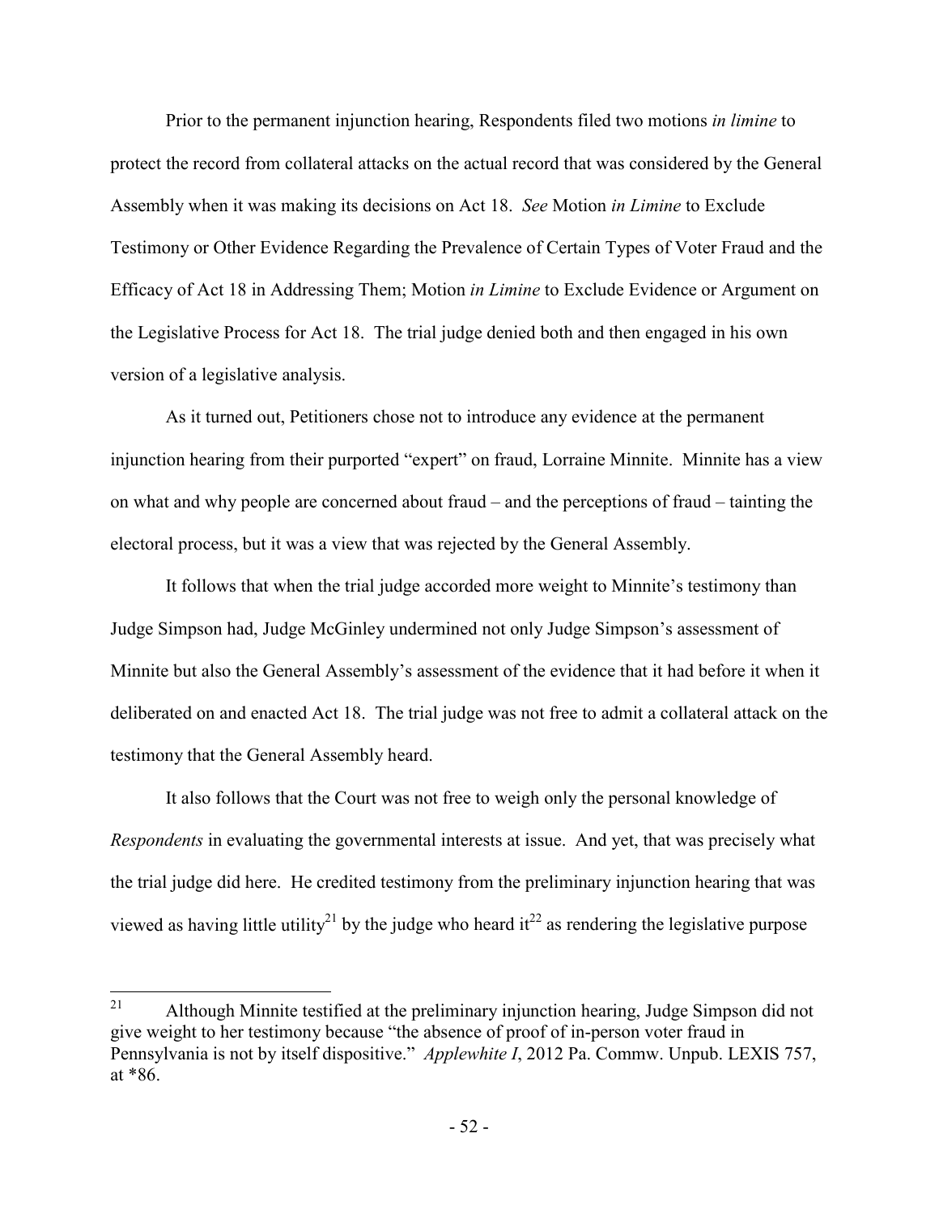Prior to the permanent injunction hearing, Respondents filed two motions *in limine* to protect the record from collateral attacks on the actual record that was considered by the General Assembly when it was making its decisions on Act 18. *See* Motion *in Limine* to Exclude Testimony or Other Evidence Regarding the Prevalence of Certain Types of Voter Fraud and the Efficacy of Act 18 in Addressing Them; Motion *in Limine* to Exclude Evidence or Argument on the Legislative Process for Act 18. The trial judge denied both and then engaged in his own version of a legislative analysis.

As it turned out, Petitioners chose not to introduce any evidence at the permanent injunction hearing from their purported "expert" on fraud, Lorraine Minnite. Minnite has a view on what and why people are concerned about fraud – and the perceptions of fraud – tainting the electoral process, but it was a view that was rejected by the General Assembly.

It follows that when the trial judge accorded more weight to Minnite's testimony than Judge Simpson had, Judge McGinley undermined not only Judge Simpson's assessment of Minnite but also the General Assembly's assessment of the evidence that it had before it when it deliberated on and enacted Act 18. The trial judge was not free to admit a collateral attack on the testimony that the General Assembly heard.

It also follows that the Court was not free to weigh only the personal knowledge of *Respondents* in evaluating the governmental interests at issue. And yet, that was precisely what the trial judge did here. He credited testimony from the preliminary injunction hearing that was viewed as having little utility[21] by the judge who heard it[22] as rendering the legislative purpose

---

[21] Although Minnite testified at the preliminary injunction hearing, Judge Simpson did not give weight to her testimony because "the absence of proof of in-person voter fraud in Pennsylvania is not by itself dispositive." *Applewhite I*, 2012 Pa. Commw. Unpub. LEXIS 757, at *86.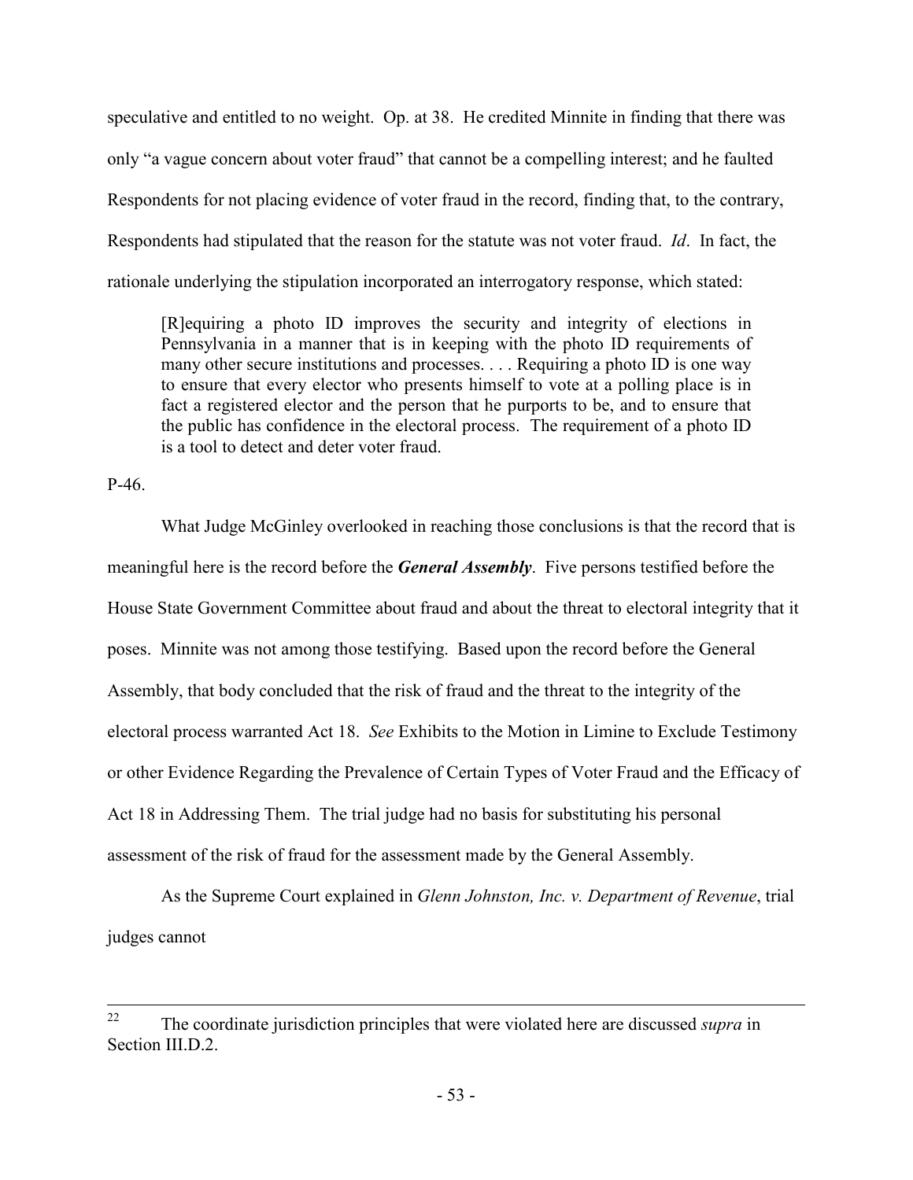speculative and entitled to no weight. Op. at 38. He credited Minnite in finding that there was only "a vague concern about voter fraud" that cannot be a compelling interest; and he faulted Respondents for not placing evidence of voter fraud in the record, finding that, to the contrary, Respondents had stipulated that the reason for the statute was not voter fraud. *Id*. In fact, the rationale underlying the stipulation incorporated an interrogatory response, which stated:

> [R]equiring a photo ID improves the security and integrity of elections in Pennsylvania in a manner that is in keeping with the photo ID requirements of many other secure institutions and processes. . . . Requiring a photo ID is one way to ensure that every elector who presents himself to vote at a polling place is in fact a registered elector and the person that he purports to be, and to ensure that the public has confidence in the electoral process. The requirement of a photo ID is a tool to detect and deter voter fraud.

P-46.

What Judge McGinley overlooked in reaching those conclusions is that the record that is meaningful here is the record before the ***General Assembly***. Five persons testified before the House State Government Committee about fraud and about the threat to electoral integrity that it poses. Minnite was not among those testifying. Based upon the record before the General Assembly, that body concluded that the risk of fraud and the threat to the integrity of the electoral process warranted Act 18. *See* Exhibits to the Motion in Limine to Exclude Testimony or other Evidence Regarding the Prevalence of Certain Types of Voter Fraud and the Efficacy of Act 18 in Addressing Them. The trial judge had no basis for substituting his personal assessment of the risk of fraud for the assessment made by the General Assembly.

As the Supreme Court explained in *Glenn Johnston, Inc. v. Department of Revenue*, trial judges cannot

---

[22] The coordinate jurisdiction principles that were violated here are discussed *supra* in Section III.D.2.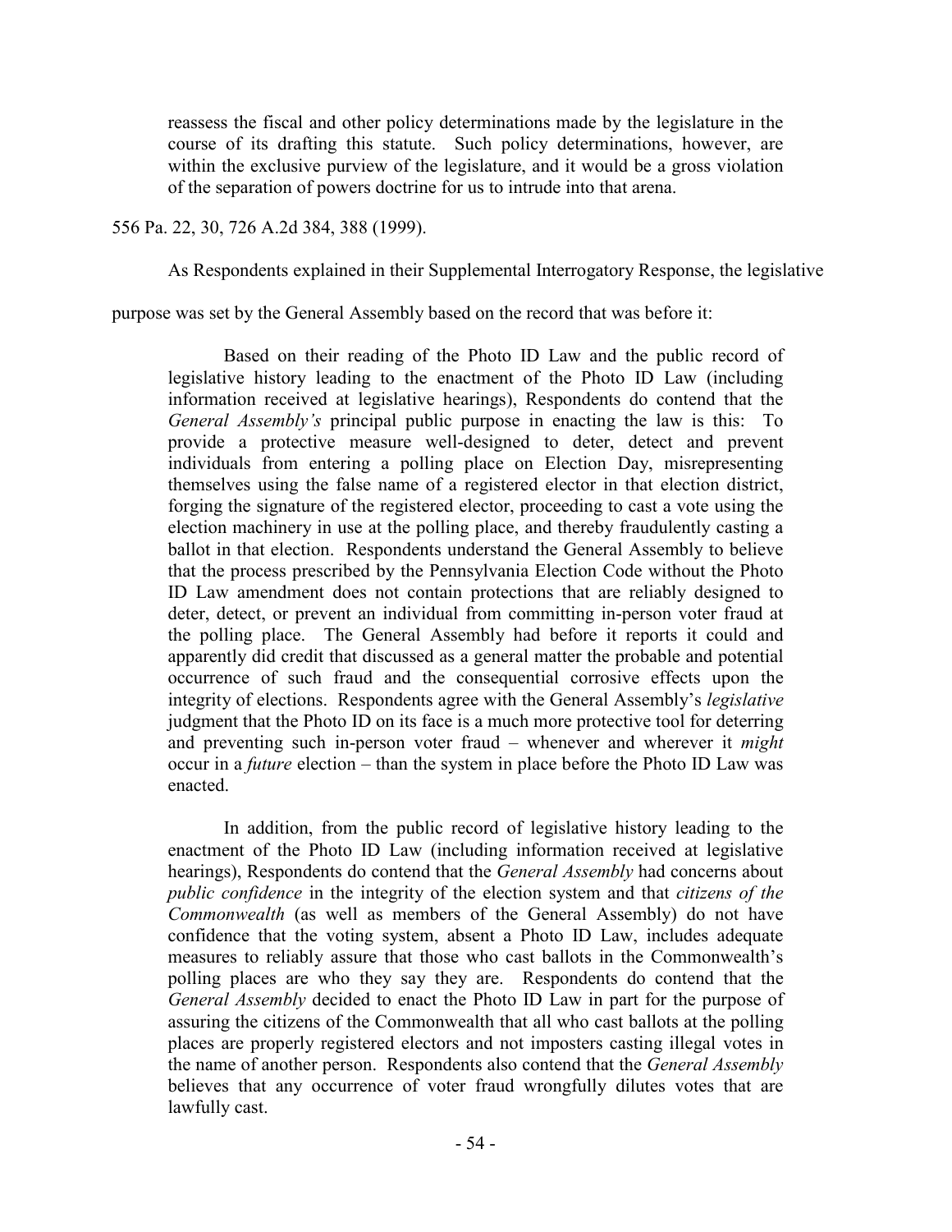> reassess the fiscal and other policy determinations made by the legislature in the course of its drafting this statute. Such policy determinations, however, are within the exclusive purview of the legislature, and it would be a gross violation of the separation of powers doctrine for us to intrude into that arena.

556 Pa. 22, 30, 726 A.2d 384, 388 (1999).

As Respondents explained in their Supplemental Interrogatory Response, the legislative purpose was set by the General Assembly based on the record that was before it:

> Based on their reading of the Photo ID Law and the public record of legislative history leading to the enactment of the Photo ID Law (including information received at legislative hearings), Respondents do contend that the *General Assembly's* principal public purpose in enacting the law is this: To provide a protective measure well-designed to deter, detect and prevent individuals from entering a polling place on Election Day, misrepresenting themselves using the false name of a registered elector in that election district, forging the signature of the registered elector, proceeding to cast a vote using the election machinery in use at the polling place, and thereby fraudulently casting a ballot in that election. Respondents understand the General Assembly to believe that the process prescribed by the Pennsylvania Election Code without the Photo ID Law amendment does not contain protections that are reliably designed to deter, detect, or prevent an individual from committing in-person voter fraud at the polling place. The General Assembly had before it reports it could and apparently did credit that discussed as a general matter the probable and potential occurrence of such fraud and the consequential corrosive effects upon the integrity of elections. Respondents agree with the General Assembly's *legislative* judgment that the Photo ID on its face is a much more protective tool for deterring and preventing such in-person voter fraud – whenever and wherever it *might* occur in a *future* election – than the system in place before the Photo ID Law was enacted.
>
> In addition, from the public record of legislative history leading to the enactment of the Photo ID Law (including information received at legislative hearings), Respondents do contend that the *General Assembly* had concerns about *public confidence* in the integrity of the election system and that *citizens of the Commonwealth* (as well as members of the General Assembly) do not have confidence that the voting system, absent a Photo ID Law, includes adequate measures to reliably assure that those who cast ballots in the Commonwealth's polling places are who they say they are. Respondents do contend that the *General Assembly* decided to enact the Photo ID Law in part for the purpose of assuring the citizens of the Commonwealth that all who cast ballots at the polling places are properly registered electors and not imposters casting illegal votes in the name of another person. Respondents also contend that the *General Assembly* believes that any occurrence of voter fraud wrongfully dilutes votes that are lawfully cast.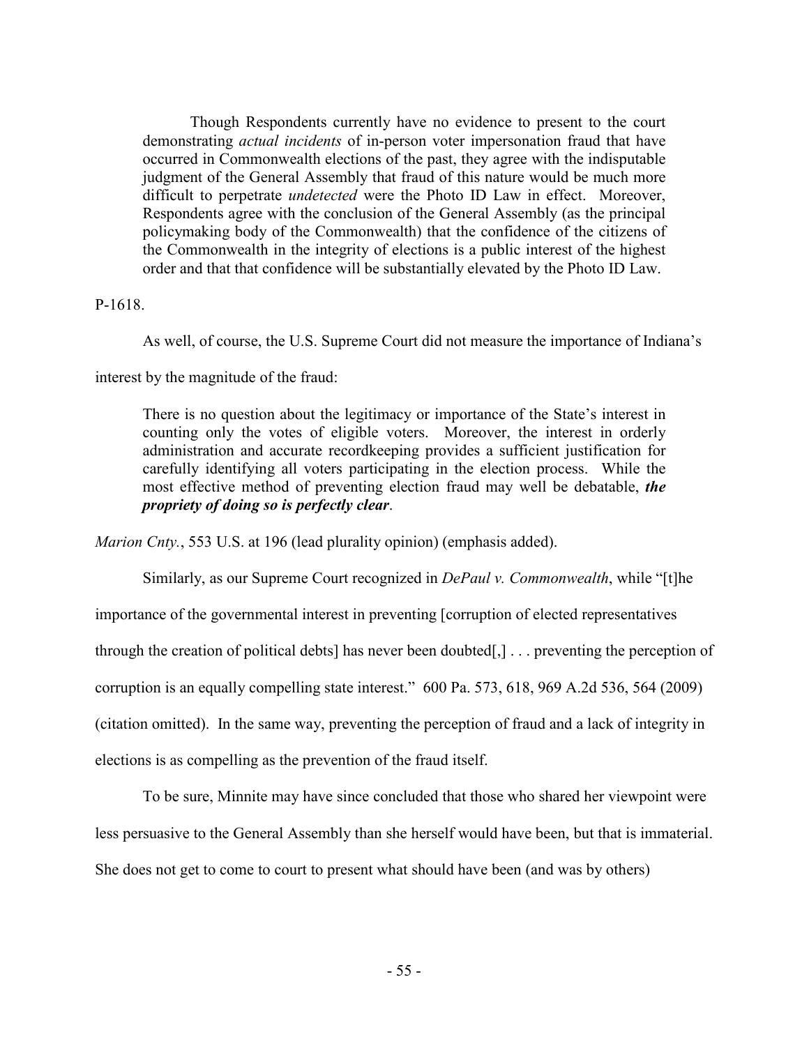> Though Respondents currently have no evidence to present to the court demonstrating *actual incidents* of in-person voter impersonation fraud that have occurred in Commonwealth elections of the past, they agree with the indisputable judgment of the General Assembly that fraud of this nature would be much more difficult to perpetrate *undetected* were the Photo ID Law in effect. Moreover, Respondents agree with the conclusion of the General Assembly (as the principal policymaking body of the Commonwealth) that the confidence of the citizens of the Commonwealth in the integrity of elections is a public interest of the highest order and that that confidence will be substantially elevated by the Photo ID Law.

P-1618.

As well, of course, the U.S. Supreme Court did not measure the importance of Indiana's interest by the magnitude of the fraud:

> There is no question about the legitimacy or importance of the State's interest in counting only the votes of eligible voters. Moreover, the interest in orderly administration and accurate recordkeeping provides a sufficient justification for carefully identifying all voters participating in the election process. While the most effective method of preventing election fraud may well be debatable, ***the propriety of doing so is perfectly clear***.

*Marion Cnty.*, 553 U.S. at 196 (lead plurality opinion) (emphasis added).

Similarly, as our Supreme Court recognized in *DePaul v. Commonwealth*, while "[t]he importance of the governmental interest in preventing [corruption of elected representatives through the creation of political debts] has never been doubted[,] . . . preventing the perception of corruption is an equally compelling state interest." 600 Pa. 573, 618, 969 A.2d 536, 564 (2009) (citation omitted). In the same way, preventing the perception of fraud and a lack of integrity in elections is as compelling as the prevention of the fraud itself.

To be sure, Minnite may have since concluded that those who shared her viewpoint were less persuasive to the General Assembly than she herself would have been, but that is immaterial. She does not get to come to court to present what should have been (and was by others)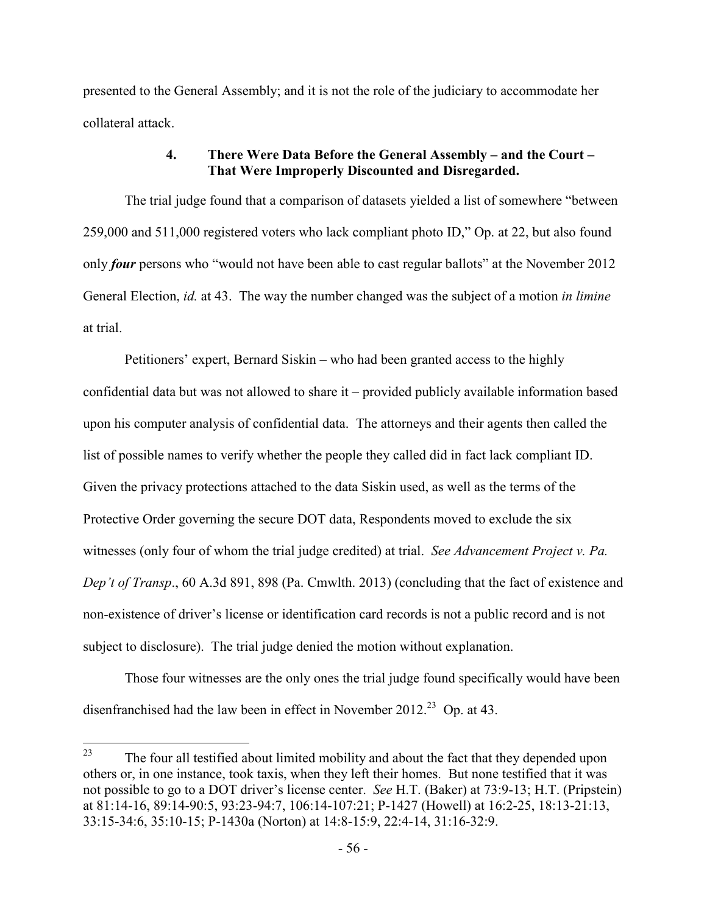presented to the General Assembly; and it is not the role of the judiciary to accommodate her collateral attack.

### 4. There Were Data Before the General Assembly – and the Court – That Were Improperly Discounted and Disregarded.

The trial judge found that a comparison of datasets yielded a list of somewhere "between 259,000 and 511,000 registered voters who lack compliant photo ID," Op. at 22, but also found only ***four*** persons who "would not have been able to cast regular ballots" at the November 2012 General Election, *id.* at 43. The way the number changed was the subject of a motion *in limine* at trial.

Petitioners' expert, Bernard Siskin – who had been granted access to the highly confidential data but was not allowed to share it – provided publicly available information based upon his computer analysis of confidential data. The attorneys and their agents then called the list of possible names to verify whether the people they called did in fact lack compliant ID. Given the privacy protections attached to the data Siskin used, as well as the terms of the Protective Order governing the secure DOT data, Respondents moved to exclude the six witnesses (only four of whom the trial judge credited) at trial. *See Advancement Project v. Pa. Dep't of Transp*., 60 A.3d 891, 898 (Pa. Cmwlth. 2013) (concluding that the fact of existence and non-existence of driver's license or identification card records is not a public record and is not subject to disclosure). The trial judge denied the motion without explanation.

Those four witnesses are the only ones the trial judge found specifically would have been disenfranchised had the law been in effect in November 2012.[23] Op. at 43.

---

[23] The four all testified about limited mobility and about the fact that they depended upon others or, in one instance, took taxis, when they left their homes. But none testified that it was not possible to go to a DOT driver's license center. *See* H.T. (Baker) at 73:9-13; H.T. (Pripstein) at 81:14-16, 89:14-90:5, 93:23-94:7, 106:14-107:21; P-1427 (Howell) at 16:2-25, 18:13-21:13, 33:15-34:6, 35:10-15; P-1430a (Norton) at 14:8-15:9, 22:4-14, 31:16-32:9.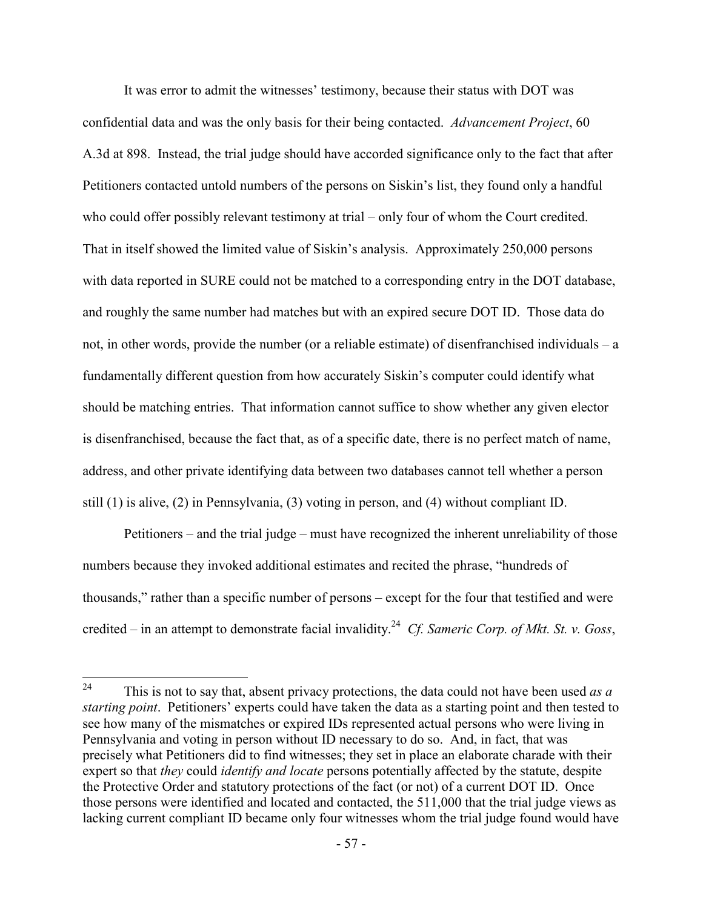It was error to admit the witnesses' testimony, because their status with DOT was confidential data and was the only basis for their being contacted. *Advancement Project*, 60 A.3d at 898. Instead, the trial judge should have accorded significance only to the fact that after Petitioners contacted untold numbers of the persons on Siskin's list, they found only a handful who could offer possibly relevant testimony at trial – only four of whom the Court credited. That in itself showed the limited value of Siskin's analysis. Approximately 250,000 persons with data reported in SURE could not be matched to a corresponding entry in the DOT database, and roughly the same number had matches but with an expired secure DOT ID. Those data do not, in other words, provide the number (or a reliable estimate) of disenfranchised individuals – a fundamentally different question from how accurately Siskin's computer could identify what should be matching entries. That information cannot suffice to show whether any given elector is disenfranchised, because the fact that, as of a specific date, there is no perfect match of name, address, and other private identifying data between two databases cannot tell whether a person still (1) is alive, (2) in Pennsylvania, (3) voting in person, and (4) without compliant ID.

Petitioners – and the trial judge – must have recognized the inherent unreliability of those numbers because they invoked additional estimates and recited the phrase, "hundreds of thousands," rather than a specific number of persons – except for the four that testified and were credited – in an attempt to demonstrate facial invalidity.[24] *Cf. Sameric Corp. of Mkt. St. v. Goss*,

---

[24] This is not to say that, absent privacy protections, the data could not have been used *as a starting point*. Petitioners' experts could have taken the data as a starting point and then tested to see how many of the mismatches or expired IDs represented actual persons who were living in Pennsylvania and voting in person without ID necessary to do so. And, in fact, that was precisely what Petitioners did to find witnesses; they set in place an elaborate charade with their expert so that *they* could *identify and locate* persons potentially affected by the statute, despite the Protective Order and statutory protections of the fact (or not) of a current DOT ID. Once those persons were identified and located and contacted, the 511,000 that the trial judge views as lacking current compliant ID became only four witnesses whom the trial judge found would have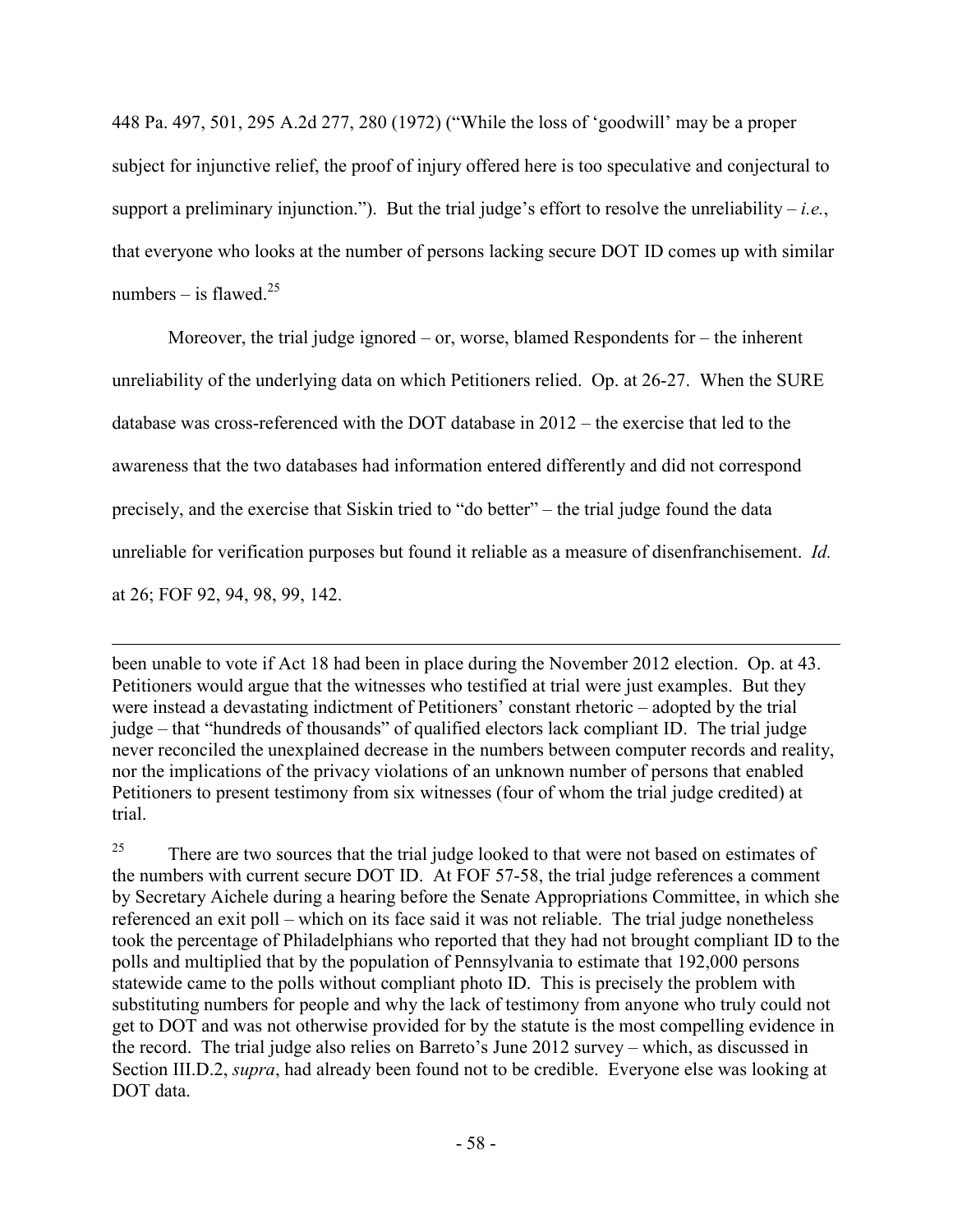448 Pa. 497, 501, 295 A.2d 277, 280 (1972) ("While the loss of 'goodwill' may be a proper subject for injunctive relief, the proof of injury offered here is too speculative and conjectural to support a preliminary injunction."). But the trial judge's effort to resolve the unreliability – *i.e.*, that everyone who looks at the number of persons lacking secure DOT ID comes up with similar numbers – is flawed.[25]

Moreover, the trial judge ignored – or, worse, blamed Respondents for – the inherent unreliability of the underlying data on which Petitioners relied. Op. at 26-27. When the SURE database was cross-referenced with the DOT database in 2012 – the exercise that led to the awareness that the two databases had information entered differently and did not correspond precisely, and the exercise that Siskin tried to "do better" – the trial judge found the data unreliable for verification purposes but found it reliable as a measure of disenfranchisement. *Id.* at 26; FOF 92, 94, 98, 99, 142.

---

been unable to vote if Act 18 had been in place during the November 2012 election. Op. at 43. Petitioners would argue that the witnesses who testified at trial were just examples. But they were instead a devastating indictment of Petitioners' constant rhetoric – adopted by the trial judge – that "hundreds of thousands" of qualified electors lack compliant ID. The trial judge never reconciled the unexplained decrease in the numbers between computer records and reality, nor the implications of the privacy violations of an unknown number of persons that enabled Petitioners to present testimony from six witnesses (four of whom the trial judge credited) at trial.

[25] There are two sources that the trial judge looked to that were not based on estimates of the numbers with current secure DOT ID. At FOF 57-58, the trial judge references a comment by Secretary Aichele during a hearing before the Senate Appropriations Committee, in which she referenced an exit poll – which on its face said it was not reliable. The trial judge nonetheless took the percentage of Philadelphians who reported that they had not brought compliant ID to the polls and multiplied that by the population of Pennsylvania to estimate that 192,000 persons statewide came to the polls without compliant photo ID. This is precisely the problem with substituting numbers for people and why the lack of testimony from anyone who truly could not get to DOT and was not otherwise provided for by the statute is the most compelling evidence in the record. The trial judge also relies on Barreto's June 2012 survey – which, as discussed in Section III.D.2, *supra*, had already been found not to be credible. Everyone else was looking at DOT data.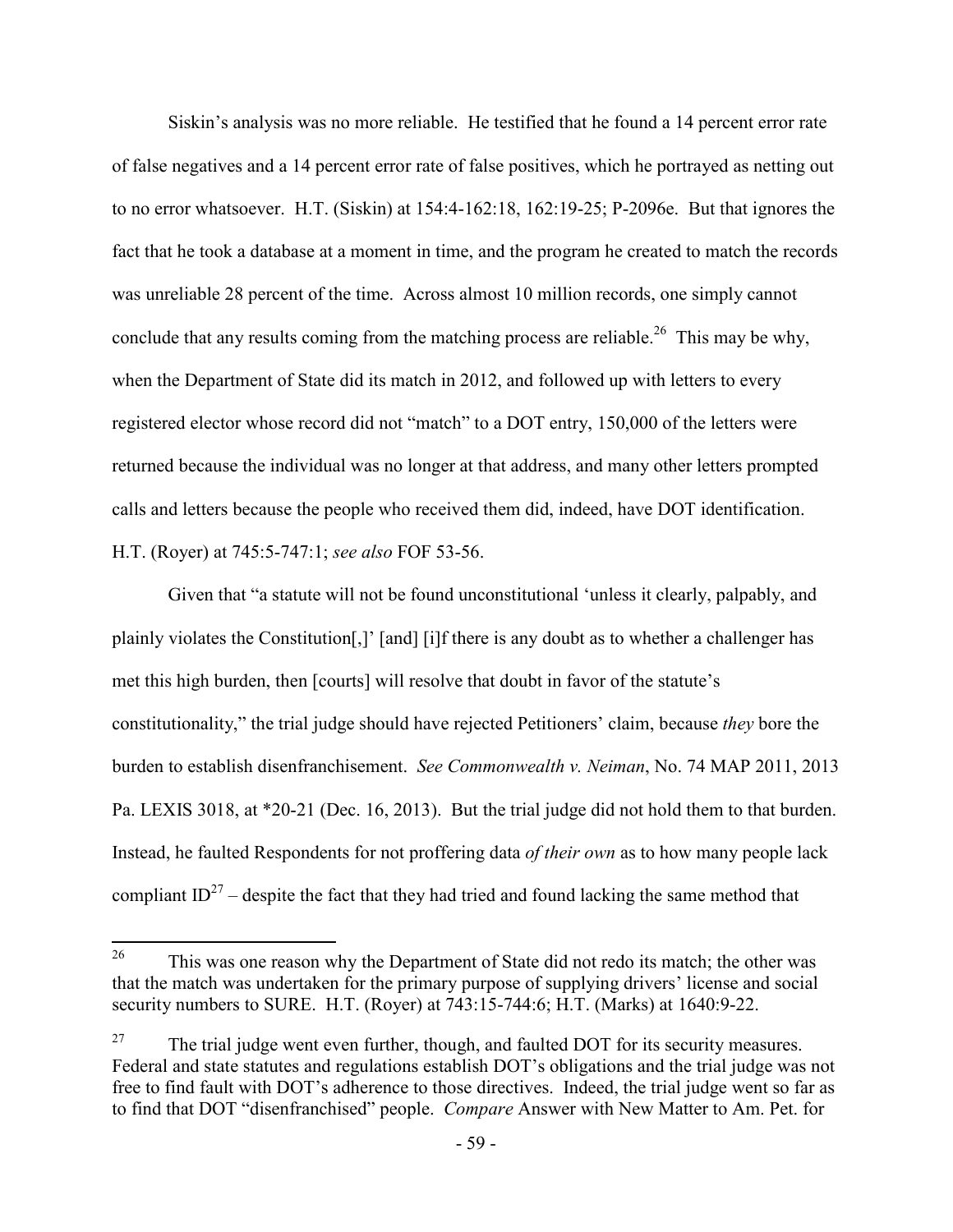Siskin's analysis was no more reliable. He testified that he found a 14 percent error rate of false negatives and a 14 percent error rate of false positives, which he portrayed as netting out to no error whatsoever. H.T. (Siskin) at 154:4-162:18, 162:19-25; P-2096e. But that ignores the fact that he took a database at a moment in time, and the program he created to match the records was unreliable 28 percent of the time. Across almost 10 million records, one simply cannot conclude that any results coming from the matching process are reliable.[26] This may be why, when the Department of State did its match in 2012, and followed up with letters to every registered elector whose record did not "match" to a DOT entry, 150,000 of the letters were returned because the individual was no longer at that address, and many other letters prompted calls and letters because the people who received them did, indeed, have DOT identification. H.T. (Royer) at 745:5-747:1; *see also* FOF 53-56.

Given that "a statute will not be found unconstitutional 'unless it clearly, palpably, and plainly violates the Constitution[,]' [and] [i]f there is any doubt as to whether a challenger has met this high burden, then [courts] will resolve that doubt in favor of the statute's constitutionality," the trial judge should have rejected Petitioners' claim, because *they* bore the burden to establish disenfranchisement. *See Commonwealth v. Neiman*, No. 74 MAP 2011, 2013 Pa. LEXIS 3018, at *20-21 (Dec. 16, 2013). But the trial judge did not hold them to that burden. Instead, he faulted Respondents for not proffering data *of their own* as to how many people lack compliant ID[27] – despite the fact that they had tried and found lacking the same method that

---

[26] This was one reason why the Department of State did not redo its match; the other was that the match was undertaken for the primary purpose of supplying drivers' license and social security numbers to SURE. H.T. (Royer) at 743:15-744:6; H.T. (Marks) at 1640:9-22.

[27] The trial judge went even further, though, and faulted DOT for its security measures. Federal and state statutes and regulations establish DOT's obligations and the trial judge was not free to find fault with DOT's adherence to those directives. Indeed, the trial judge went so far as to find that DOT "disenfranchised" people. *Compare* Answer with New Matter to Am. Pet. for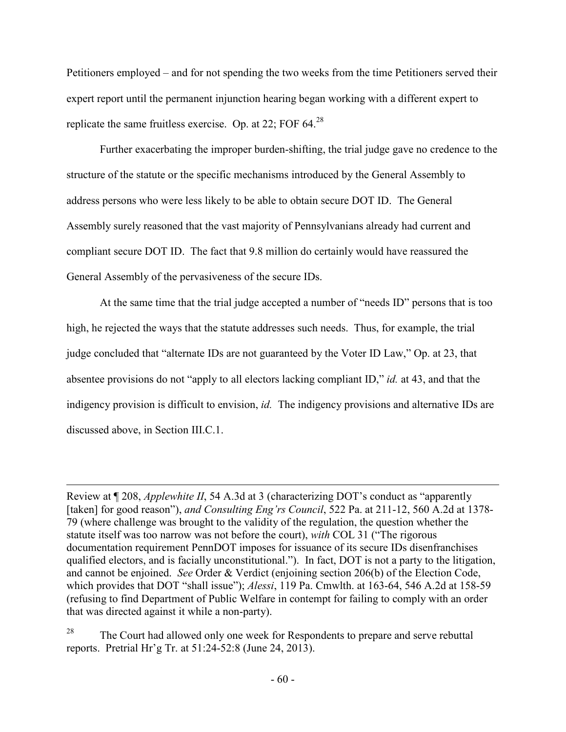Petitioners employed – and for not spending the two weeks from the time Petitioners served their expert report until the permanent injunction hearing began working with a different expert to replicate the same fruitless exercise. Op. at 22; FOF 64.[28]

Further exacerbating the improper burden-shifting, the trial judge gave no credence to the structure of the statute or the specific mechanisms introduced by the General Assembly to address persons who were less likely to be able to obtain secure DOT ID. The General Assembly surely reasoned that the vast majority of Pennsylvanians already had current and compliant secure DOT ID. The fact that 9.8 million do certainly would have reassured the General Assembly of the pervasiveness of the secure IDs.

At the same time that the trial judge accepted a number of "needs ID" persons that is too high, he rejected the ways that the statute addresses such needs. Thus, for example, the trial judge concluded that "alternate IDs are not guaranteed by the Voter ID Law," Op. at 23, that absentee provisions do not "apply to all electors lacking compliant ID," *id.* at 43, and that the indigency provision is difficult to envision, *id.* The indigency provisions and alternative IDs are discussed above, in Section III.C.1.

---

Review at ¶ 208, *Applewhite II*, 54 A.3d at 3 (characterizing DOT's conduct as "apparently [taken] for good reason"), *and Consulting Eng'rs Council*, 522 Pa. at 211-12, 560 A.2d at 1378-79 (where challenge was brought to the validity of the regulation, the question whether the statute itself was too narrow was not before the court), *with* COL 31 ("The rigorous documentation requirement PennDOT imposes for issuance of its secure IDs disenfranchises qualified electors, and is facially unconstitutional."). In fact, DOT is not a party to the litigation, and cannot be enjoined. *See* Order & Verdict (enjoining section 206(b) of the Election Code, which provides that DOT "shall issue"); *Alessi*, 119 Pa. Cmwlth. at 163-64, 546 A.2d at 158-59 (refusing to find Department of Public Welfare in contempt for failing to comply with an order that was directed against it while a non-party).

[28] The Court had allowed only one week for Respondents to prepare and serve rebuttal reports. Pretrial Hr'g Tr. at 51:24-52:8 (June 24, 2013).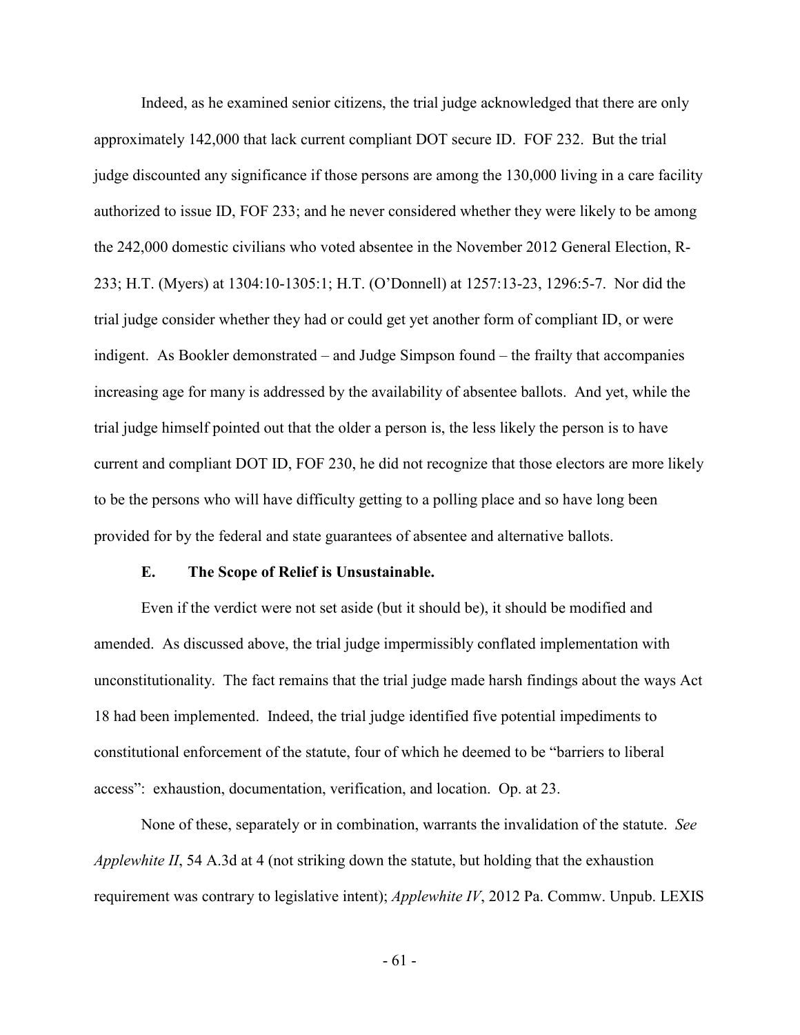Indeed, as he examined senior citizens, the trial judge acknowledged that there are only approximately 142,000 that lack current compliant DOT secure ID. FOF 232. But the trial judge discounted any significance if those persons are among the 130,000 living in a care facility authorized to issue ID, FOF 233; and he never considered whether they were likely to be among the 242,000 domestic civilians who voted absentee in the November 2012 General Election, R-233; H.T. (Myers) at 1304:10-1305:1; H.T. (O'Donnell) at 1257:13-23, 1296:5-7. Nor did the trial judge consider whether they had or could get yet another form of compliant ID, or were indigent. As Bookler demonstrated – and Judge Simpson found – the frailty that accompanies increasing age for many is addressed by the availability of absentee ballots. And yet, while the trial judge himself pointed out that the older a person is, the less likely the person is to have current and compliant DOT ID, FOF 230, he did not recognize that those electors are more likely to be the persons who will have difficulty getting to a polling place and so have long been provided for by the federal and state guarantees of absentee and alternative ballots.

### E. The Scope of Relief is Unsustainable.

Even if the verdict were not set aside (but it should be), it should be modified and amended. As discussed above, the trial judge impermissibly conflated implementation with unconstitutionality. The fact remains that the trial judge made harsh findings about the ways Act 18 had been implemented. Indeed, the trial judge identified five potential impediments to constitutional enforcement of the statute, four of which he deemed to be "barriers to liberal access": exhaustion, documentation, verification, and location. Op. at 23.

None of these, separately or in combination, warrants the invalidation of the statute. *See Applewhite II*, 54 A.3d at 4 (not striking down the statute, but holding that the exhaustion requirement was contrary to legislative intent); *Applewhite IV*, 2012 Pa. Commw. Unpub. LEXIS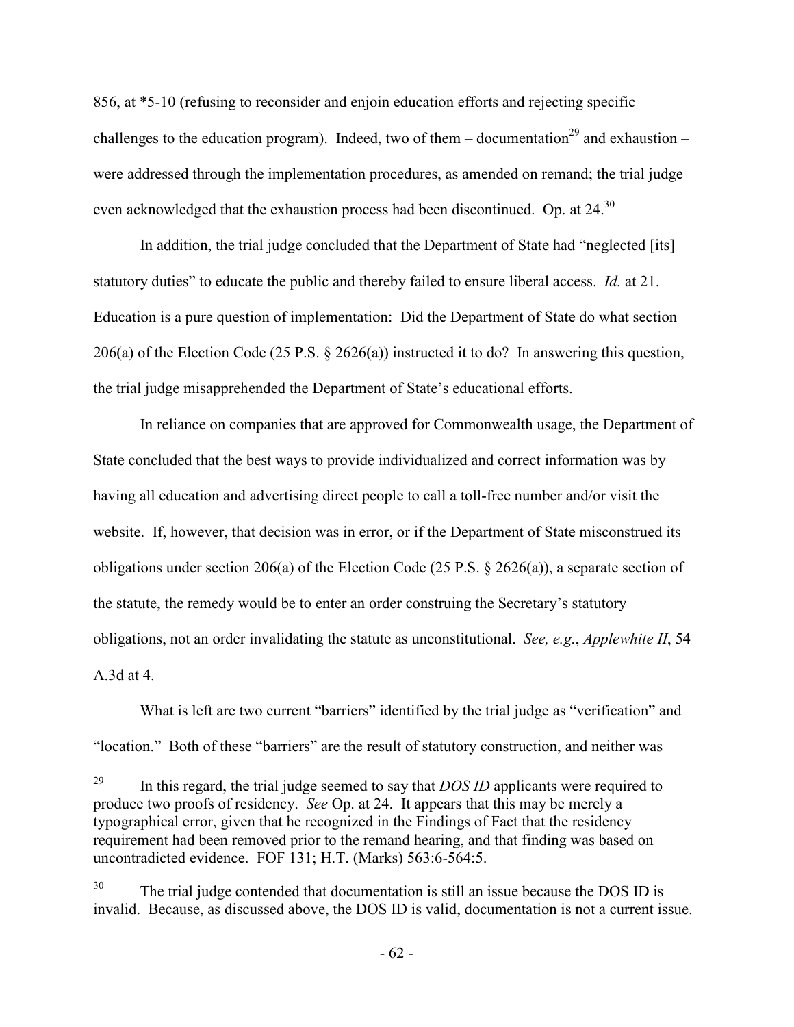856, at *5-10 (refusing to reconsider and enjoin education efforts and rejecting specific challenges to the education program). Indeed, two of them – documentation[29] and exhaustion – were addressed through the implementation procedures, as amended on remand; the trial judge even acknowledged that the exhaustion process had been discontinued. Op. at 24.[30]

In addition, the trial judge concluded that the Department of State had "neglected [its] statutory duties" to educate the public and thereby failed to ensure liberal access. *Id.* at 21. Education is a pure question of implementation: Did the Department of State do what section 206(a) of the Election Code (25 P.S. § 2626(a)) instructed it to do? In answering this question, the trial judge misapprehended the Department of State's educational efforts.

In reliance on companies that are approved for Commonwealth usage, the Department of State concluded that the best ways to provide individualized and correct information was by having all education and advertising direct people to call a toll-free number and/or visit the website. If, however, that decision was in error, or if the Department of State misconstrued its obligations under section 206(a) of the Election Code (25 P.S. § 2626(a)), a separate section of the statute, the remedy would be to enter an order construing the Secretary's statutory obligations, not an order invalidating the statute as unconstitutional. *See, e.g.*, *Applewhite II*, 54 A.3d at 4.

What is left are two current "barriers" identified by the trial judge as "verification" and "location." Both of these "barriers" are the result of statutory construction, and neither was

---

[29] In this regard, the trial judge seemed to say that *DOS ID* applicants were required to produce two proofs of residency. *See* Op. at 24. It appears that this may be merely a typographical error, given that he recognized in the Findings of Fact that the residency requirement had been removed prior to the remand hearing, and that finding was based on uncontradicted evidence. FOF 131; H.T. (Marks) 563:6-564:5.

[30] The trial judge contended that documentation is still an issue because the DOS ID is invalid. Because, as discussed above, the DOS ID is valid, documentation is not a current issue.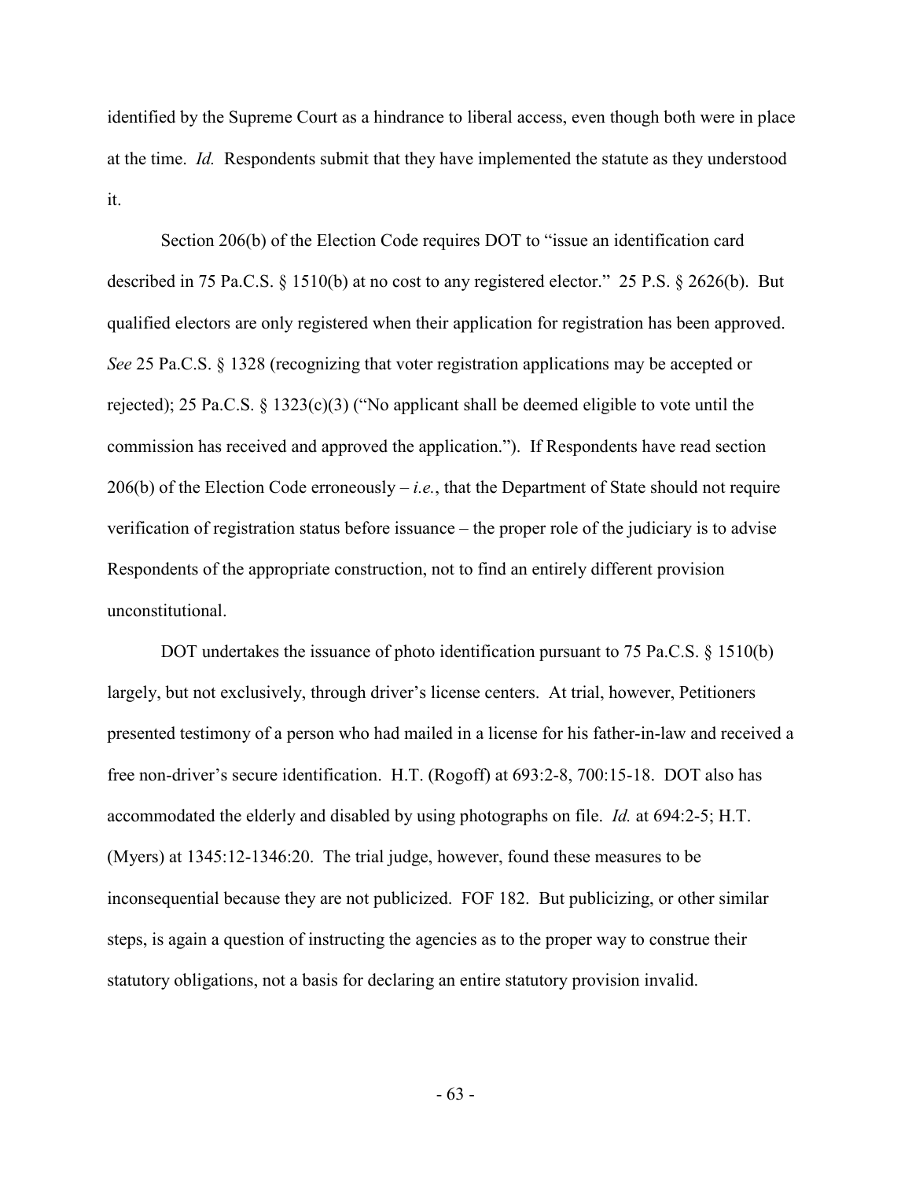identified by the Supreme Court as a hindrance to liberal access, even though both were in place at the time. *Id.* Respondents submit that they have implemented the statute as they understood it.

Section 206(b) of the Election Code requires DOT to "issue an identification card described in 75 Pa.C.S. § 1510(b) at no cost to any registered elector." 25 P.S. § 2626(b). But qualified electors are only registered when their application for registration has been approved. *See* 25 Pa.C.S. § 1328 (recognizing that voter registration applications may be accepted or rejected); 25 Pa.C.S. § 1323(c)(3) ("No applicant shall be deemed eligible to vote until the commission has received and approved the application."). If Respondents have read section 206(b) of the Election Code erroneously – *i.e.*, that the Department of State should not require verification of registration status before issuance – the proper role of the judiciary is to advise Respondents of the appropriate construction, not to find an entirely different provision unconstitutional.

DOT undertakes the issuance of photo identification pursuant to 75 Pa.C.S. § 1510(b) largely, but not exclusively, through driver's license centers. At trial, however, Petitioners presented testimony of a person who had mailed in a license for his father-in-law and received a free non-driver's secure identification. H.T. (Rogoff) at 693:2-8, 700:15-18. DOT also has accommodated the elderly and disabled by using photographs on file. *Id.* at 694:2-5; H.T. (Myers) at 1345:12-1346:20. The trial judge, however, found these measures to be inconsequential because they are not publicized. FOF 182. But publicizing, or other similar steps, is again a question of instructing the agencies as to the proper way to construe their statutory obligations, not a basis for declaring an entire statutory provision invalid.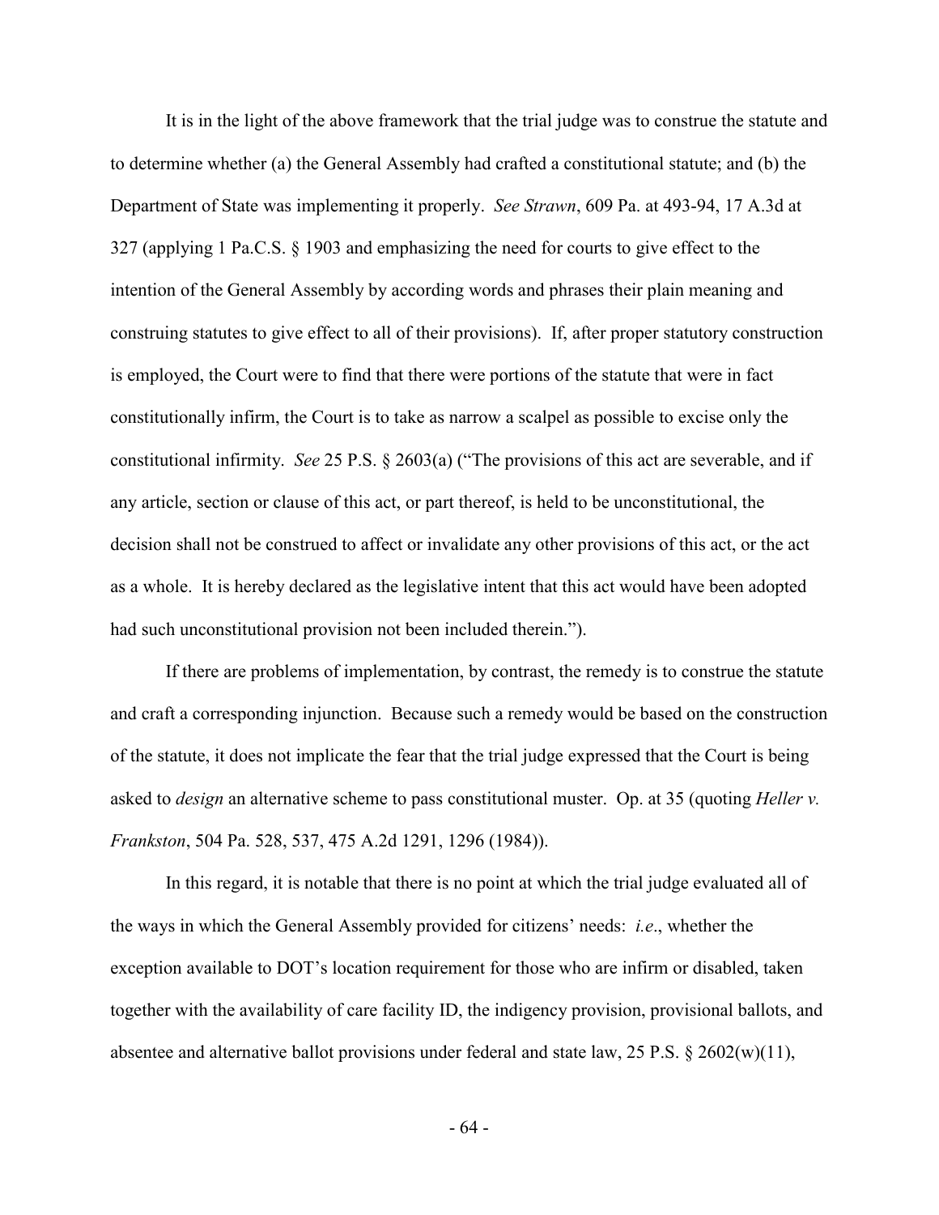It is in the light of the above framework that the trial judge was to construe the statute and to determine whether (a) the General Assembly had crafted a constitutional statute; and (b) the Department of State was implementing it properly. *See Strawn*, 609 Pa. at 493-94, 17 A.3d at 327 (applying 1 Pa.C.S. § 1903 and emphasizing the need for courts to give effect to the intention of the General Assembly by according words and phrases their plain meaning and construing statutes to give effect to all of their provisions). If, after proper statutory construction is employed, the Court were to find that there were portions of the statute that were in fact constitutionally infirm, the Court is to take as narrow a scalpel as possible to excise only the constitutional infirmity. *See* 25 P.S. § 2603(a) ("The provisions of this act are severable, and if any article, section or clause of this act, or part thereof, is held to be unconstitutional, the decision shall not be construed to affect or invalidate any other provisions of this act, or the act as a whole. It is hereby declared as the legislative intent that this act would have been adopted had such unconstitutional provision not been included therein.").

If there are problems of implementation, by contrast, the remedy is to construe the statute and craft a corresponding injunction. Because such a remedy would be based on the construction of the statute, it does not implicate the fear that the trial judge expressed that the Court is being asked to *design* an alternative scheme to pass constitutional muster. Op. at 35 (quoting *Heller v. Frankston*, 504 Pa. 528, 537, 475 A.2d 1291, 1296 (1984)).

In this regard, it is notable that there is no point at which the trial judge evaluated all of the ways in which the General Assembly provided for citizens' needs: *i.e.*, whether the exception available to DOT's location requirement for those who are infirm or disabled, taken together with the availability of care facility ID, the indigency provision, provisional ballots, and absentee and alternative ballot provisions under federal and state law, 25 P.S. § 2602(w)(11),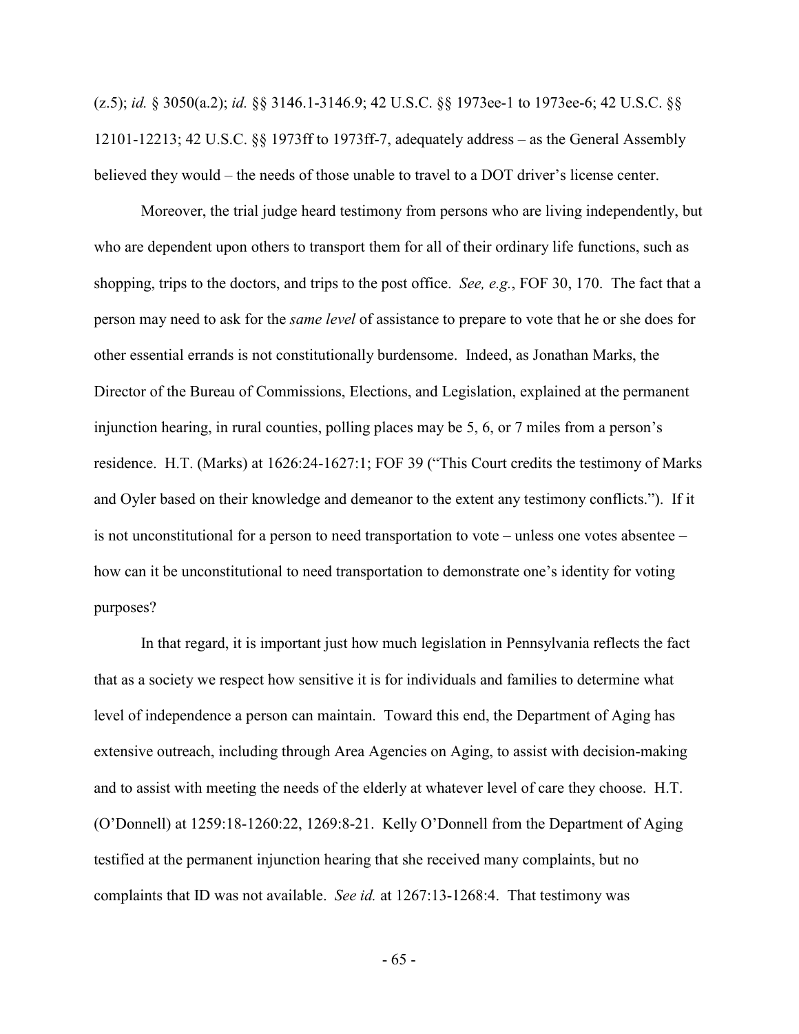(z.5); *id.* § 3050(a.2); *id.* §§ 3146.1-3146.9; 42 U.S.C. §§ 1973ee-1 to 1973ee-6; 42 U.S.C. §§ 12101-12213; 42 U.S.C. §§ 1973ff to 1973ff-7, adequately address – as the General Assembly believed they would – the needs of those unable to travel to a DOT driver's license center.

Moreover, the trial judge heard testimony from persons who are living independently, but who are dependent upon others to transport them for all of their ordinary life functions, such as shopping, trips to the doctors, and trips to the post office. *See, e.g.*, FOF 30, 170. The fact that a person may need to ask for the *same level* of assistance to prepare to vote that he or she does for other essential errands is not constitutionally burdensome. Indeed, as Jonathan Marks, the Director of the Bureau of Commissions, Elections, and Legislation, explained at the permanent injunction hearing, in rural counties, polling places may be 5, 6, or 7 miles from a person's residence. H.T. (Marks) at 1626:24-1627:1; FOF 39 ("This Court credits the testimony of Marks and Oyler based on their knowledge and demeanor to the extent any testimony conflicts."). If it is not unconstitutional for a person to need transportation to vote – unless one votes absentee – how can it be unconstitutional to need transportation to demonstrate one's identity for voting purposes?

In that regard, it is important just how much legislation in Pennsylvania reflects the fact that as a society we respect how sensitive it is for individuals and families to determine what level of independence a person can maintain. Toward this end, the Department of Aging has extensive outreach, including through Area Agencies on Aging, to assist with decision-making and to assist with meeting the needs of the elderly at whatever level of care they choose. H.T. (O'Donnell) at 1259:18-1260:22, 1269:8-21. Kelly O'Donnell from the Department of Aging testified at the permanent injunction hearing that she received many complaints, but no complaints that ID was not available. *See id.* at 1267:13-1268:4. That testimony was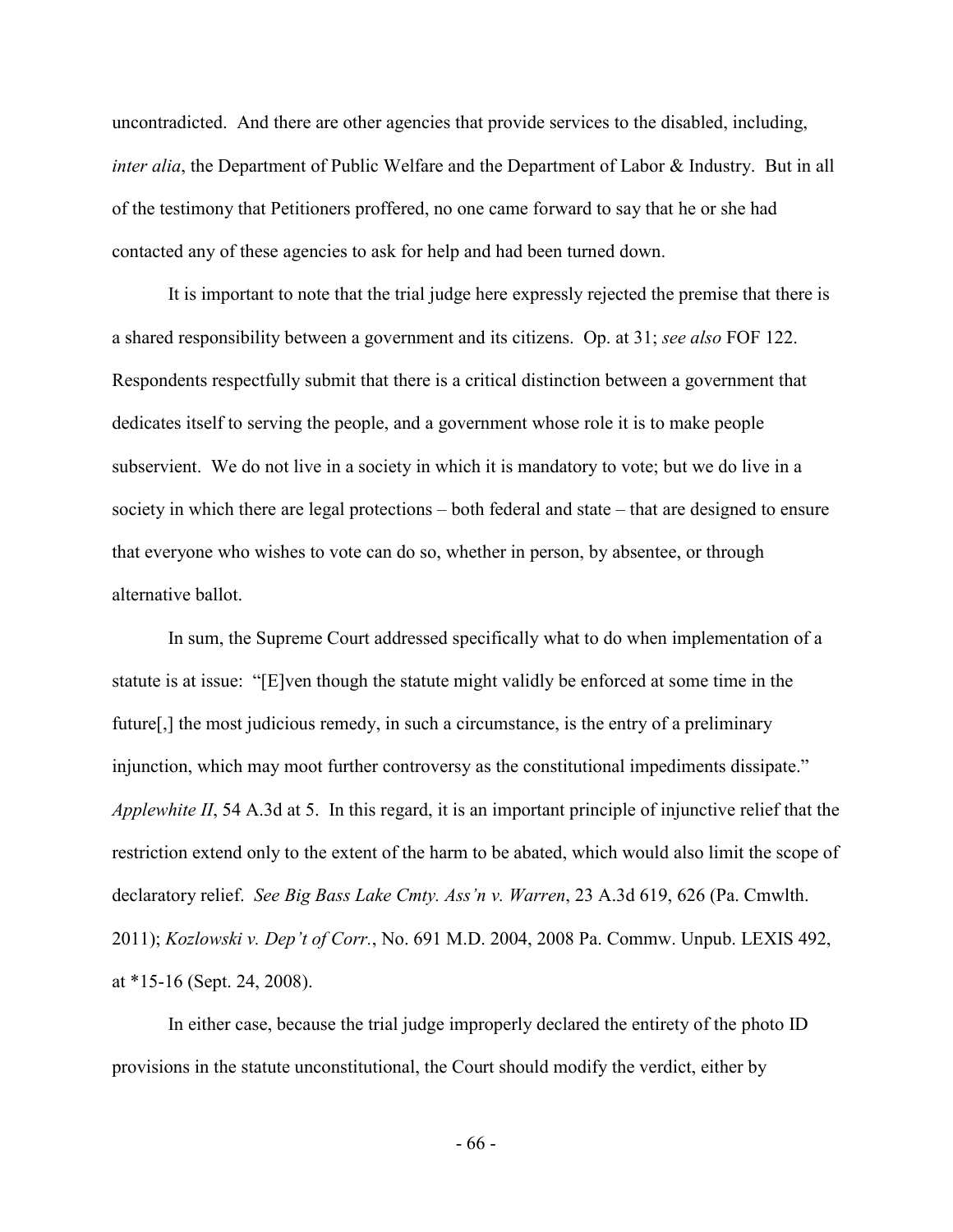uncontradicted. And there are other agencies that provide services to the disabled, including, *inter alia*, the Department of Public Welfare and the Department of Labor & Industry. But in all of the testimony that Petitioners proffered, no one came forward to say that he or she had contacted any of these agencies to ask for help and had been turned down.

It is important to note that the trial judge here expressly rejected the premise that there is a shared responsibility between a government and its citizens. Op. at 31; *see also* FOF 122. Respondents respectfully submit that there is a critical distinction between a government that dedicates itself to serving the people, and a government whose role it is to make people subservient. We do not live in a society in which it is mandatory to vote; but we do live in a society in which there are legal protections – both federal and state – that are designed to ensure that everyone who wishes to vote can do so, whether in person, by absentee, or through alternative ballot.

In sum, the Supreme Court addressed specifically what to do when implementation of a statute is at issue: "[E]ven though the statute might validly be enforced at some time in the future[,] the most judicious remedy, in such a circumstance, is the entry of a preliminary injunction, which may moot further controversy as the constitutional impediments dissipate." *Applewhite II*, 54 A.3d at 5. In this regard, it is an important principle of injunctive relief that the restriction extend only to the extent of the harm to be abated, which would also limit the scope of declaratory relief. *See Big Bass Lake Cmty. Ass'n v. Warren*, 23 A.3d 619, 626 (Pa. Cmwlth. 2011); *Kozlowski v. Dep't of Corr.*, No. 691 M.D. 2004, 2008 Pa. Commw. Unpub. LEXIS 492, at *15-16 (Sept. 24, 2008).

In either case, because the trial judge improperly declared the entirety of the photo ID provisions in the statute unconstitutional, the Court should modify the verdict, either by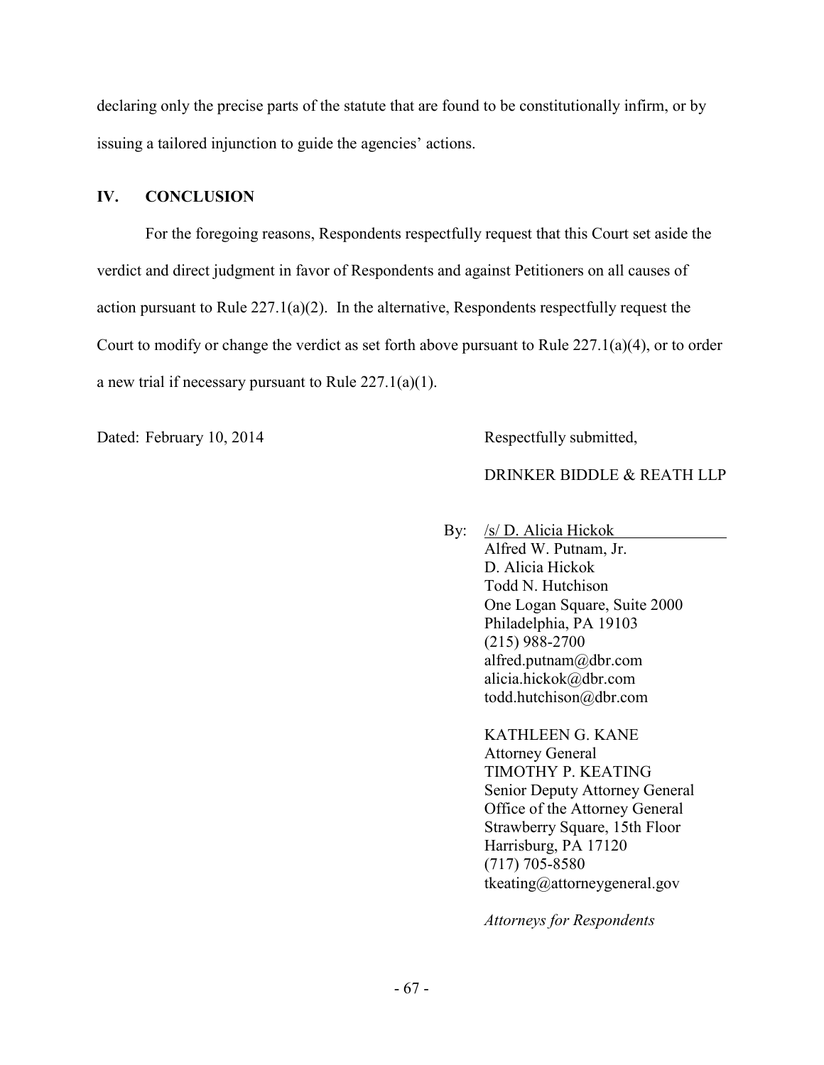declaring only the precise parts of the statute that are found to be constitutionally infirm, or by issuing a tailored injunction to guide the agencies' actions.

## IV. CONCLUSION

For the foregoing reasons, Respondents respectfully request that this Court set aside the verdict and direct judgment in favor of Respondents and against Petitioners on all causes of action pursuant to Rule 227.1(a)(2). In the alternative, Respondents respectfully request the Court to modify or change the verdict as set forth above pursuant to Rule 227.1(a)(4), or to order a new trial if necessary pursuant to Rule 227.1(a)(1).

Dated: February 10, 2014

Respectfully submitted,

DRINKER BIDDLE & REATH LLP

By: /s/ D. Alicia Hickok
Alfred W. Putnam, Jr.
D. Alicia Hickok
Todd N. Hutchison
One Logan Square, Suite 2000
Philadelphia, PA 19103
(215) 988-2700
alfred.putnam@dbr.com
alicia.hickok@dbr.com
todd.hutchison@dbr.com

KATHLEEN G. KANE
Attorney General
TIMOTHY P. KEATING
Senior Deputy Attorney General
Office of the Attorney General
Strawberry Square, 15th Floor
Harrisburg, PA 17120
(717) 705-8580
tkeating@attorneygeneral.gov

*Attorneys for Respondents*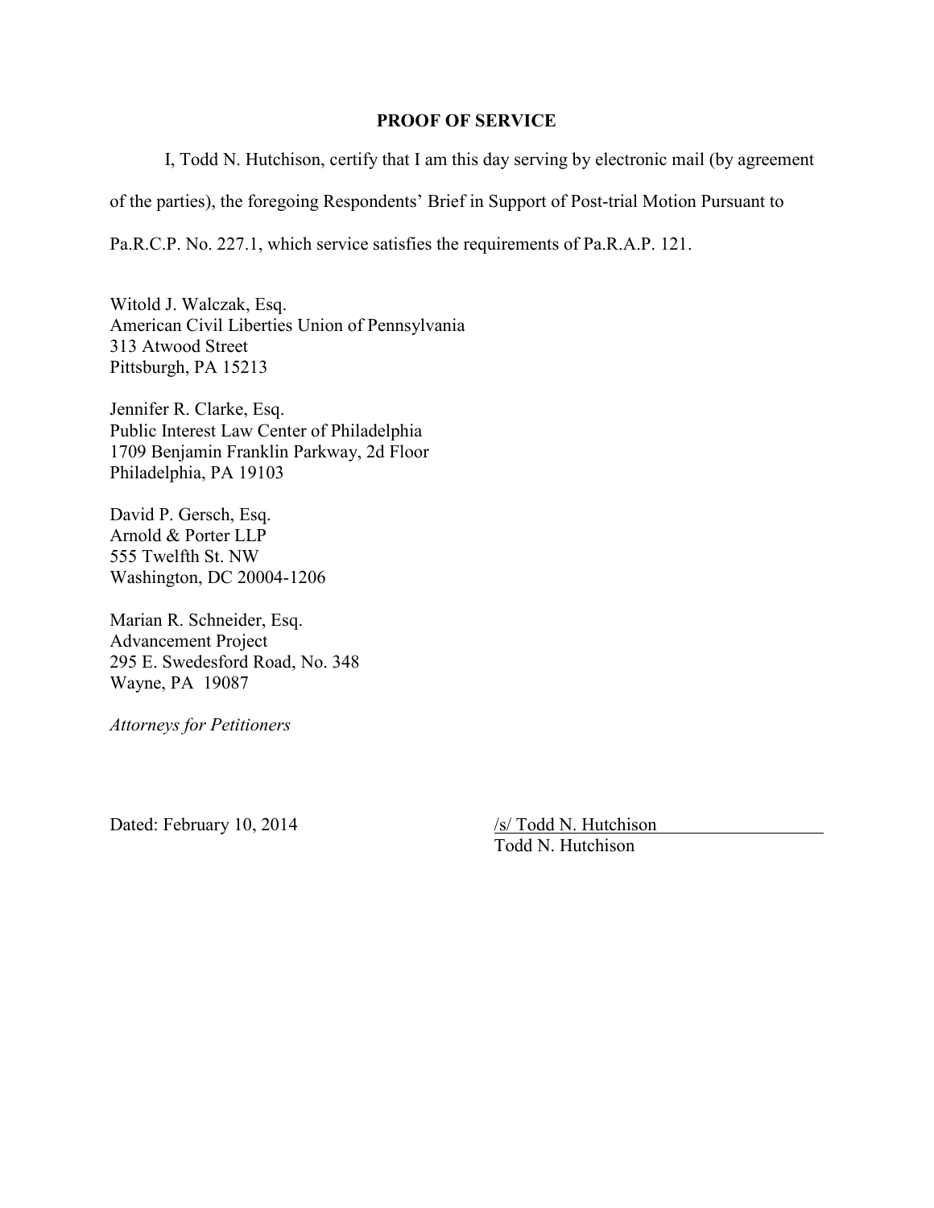**PROOF OF SERVICE**

I, Todd N. Hutchison, certify that I am this day serving by electronic mail (by agreement of the parties), the foregoing Respondents' Brief in Support of Post-trial Motion Pursuant to Pa.R.C.P. No. 227.1, which service satisfies the requirements of Pa.R.A.P. 121.

Witold J. Walczak, Esq.
American Civil Liberties Union of Pennsylvania
313 Atwood Street
Pittsburgh, PA 15213

Jennifer R. Clarke, Esq.
Public Interest Law Center of Philadelphia
1709 Benjamin Franklin Parkway, 2d Floor
Philadelphia, PA 19103

David P. Gersch, Esq.
Arnold & Porter LLP
555 Twelfth St. NW
Washington, DC 20004-1206

Marian R. Schneider, Esq.
Advancement Project
295 E. Swedesford Road, No. 348
Wayne, PA 19087

*Attorneys for Petitioners*

Dated: February 10, 2014

/s/ Todd N. Hutchison
Todd N. Hutchison